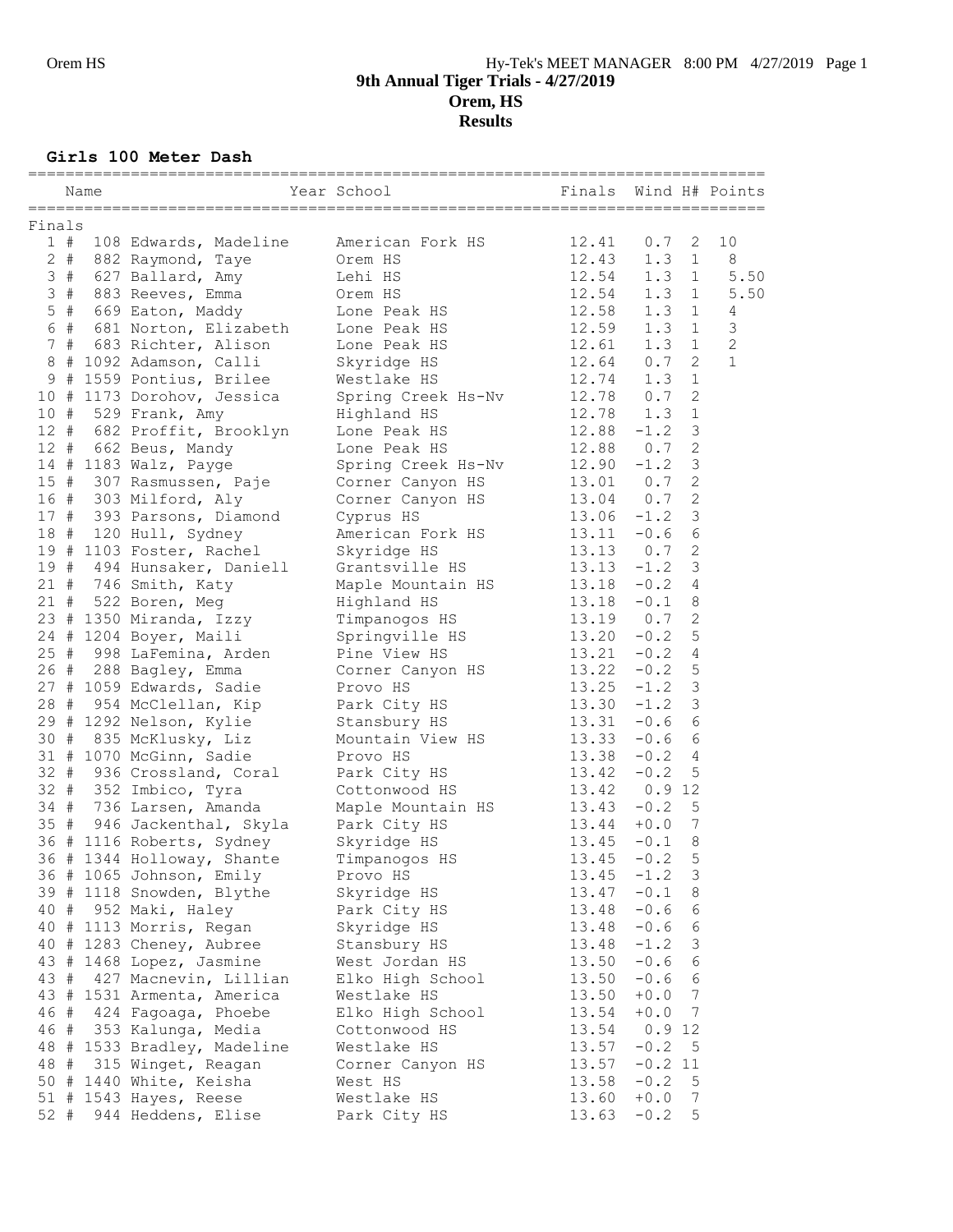# 9th Annual Tiger Trials - 4/27/2019
## Orem, HS
## Results

### Girls 100 Meter Dash

| Place | Name | Year | School | Finals | Wind | H# | Points |
|---|---|---|---|---|---|---|---|
| **Finals** | | | | | | | |
| 1 | # 108 Edwards, Madeline | | American Fork HS | 12.41 | 0.7 | 2 | 10 |
| 2 | # 882 Raymond, Taye | | Orem HS | 12.43 | 1.3 | 1 | 8 |
| 3 | # 627 Ballard, Amy | | Lehi HS | 12.54 | 1.3 | 1 | 5.50 |
| 3 | # 883 Reeves, Emma | | Orem HS | 12.54 | 1.3 | 1 | 5.50 |
| 5 | # 669 Eaton, Maddy | | Lone Peak HS | 12.58 | 1.3 | 1 | 4 |
| 6 | # 681 Norton, Elizabeth | | Lone Peak HS | 12.59 | 1.3 | 1 | 3 |
| 7 | # 683 Richter, Alison | | Lone Peak HS | 12.61 | 1.3 | 1 | 2 |
| 8 | # 1092 Adamson, Calli | | Skyridge HS | 12.64 | 0.7 | 2 | 1 |
| 9 | # 1559 Pontius, Brilee | | Westlake HS | 12.74 | 1.3 | 1 | |
| 10 | # 1173 Dorohov, Jessica | | Spring Creek Hs-Nv | 12.78 | 0.7 | 2 | |
| 10 | # 529 Frank, Amy | | Highland HS | 12.78 | 1.3 | 1 | |
| 12 | # 682 Proffit, Brooklyn | | Lone Peak HS | 12.88 | -1.2 | 3 | |
| 12 | # 662 Beus, Mandy | | Lone Peak HS | 12.88 | 0.7 | 2 | |
| 14 | # 1183 Walz, Payge | | Spring Creek Hs-Nv | 12.90 | -1.2 | 3 | |
| 15 | # 307 Rasmussen, Paje | | Corner Canyon HS | 13.01 | 0.7 | 2 | |
| 16 | # 303 Milford, Aly | | Corner Canyon HS | 13.04 | 0.7 | 2 | |
| 17 | # 393 Parsons, Diamond | | Cyprus HS | 13.06 | -1.2 | 3 | |
| 18 | # 120 Hull, Sydney | | American Fork HS | 13.11 | -0.6 | 6 | |
| 19 | # 1103 Foster, Rachel | | Skyridge HS | 13.13 | 0.7 | 2 | |
| 19 | # 494 Hunsaker, Daniell | | Grantsville HS | 13.13 | -1.2 | 3 | |
| 21 | # 746 Smith, Katy | | Maple Mountain HS | 13.18 | -0.2 | 4 | |
| 21 | # 522 Boren, Meg | | Highland HS | 13.18 | -0.1 | 8 | |
| 23 | # 1350 Miranda, Izzy | | Timpanogos HS | 13.19 | 0.7 | 2 | |
| 24 | # 1204 Boyer, Maili | | Springville HS | 13.20 | -0.2 | 5 | |
| 25 | # 998 LaFemina, Arden | | Pine View HS | 13.21 | -0.2 | 4 | |
| 26 | # 288 Bagley, Emma | | Corner Canyon HS | 13.22 | -0.2 | 5 | |
| 27 | # 1059 Edwards, Sadie | | Provo HS | 13.25 | -1.2 | 3 | |
| 28 | # 954 McClellan, Kip | | Park City HS | 13.30 | -1.2 | 3 | |
| 29 | # 1292 Nelson, Kylie | | Stansbury HS | 13.31 | -0.6 | 6 | |
| 30 | # 835 McKlusky, Liz | | Mountain View HS | 13.33 | -0.6 | 6 | |
| 31 | # 1070 McGinn, Sadie | | Provo HS | 13.38 | -0.2 | 4 | |
| 32 | # 936 Crossland, Coral | | Park City HS | 13.42 | -0.2 | 5 | |
| 32 | # 352 Imbico, Tyra | | Cottonwood HS | 13.42 | 0.9 | 12 | |
| 34 | # 736 Larsen, Amanda | | Maple Mountain HS | 13.43 | -0.2 | 5 | |
| 35 | # 946 Jackenthal, Skyla | | Park City HS | 13.44 | +0.0 | 7 | |
| 36 | # 1116 Roberts, Sydney | | Skyridge HS | 13.45 | -0.1 | 8 | |
| 36 | # 1344 Holloway, Shante | | Timpanogos HS | 13.45 | -0.2 | 5 | |
| 36 | # 1065 Johnson, Emily | | Provo HS | 13.45 | -1.2 | 3 | |
| 39 | # 1118 Snowden, Blythe | | Skyridge HS | 13.47 | -0.1 | 8 | |
| 40 | # 952 Maki, Haley | | Park City HS | 13.48 | -0.6 | 6 | |
| 40 | # 1113 Morris, Regan | | Skyridge HS | 13.48 | -0.6 | 6 | |
| 40 | # 1283 Cheney, Aubree | | Stansbury HS | 13.48 | -1.2 | 3 | |
| 43 | # 1468 Lopez, Jasmine | | West Jordan HS | 13.50 | -0.6 | 6 | |
| 43 | # 427 Macnevin, Lillian | | Elko High School | 13.50 | -0.6 | 6 | |
| 43 | # 1531 Armenta, America | | Westlake HS | 13.50 | +0.0 | 7 | |
| 46 | # 424 Fagoaga, Phoebe | | Elko High School | 13.54 | +0.0 | 7 | |
| 46 | # 353 Kalunga, Media | | Cottonwood HS | 13.54 | 0.9 | 12 | |
| 48 | # 1533 Bradley, Madeline | | Westlake HS | 13.57 | -0.2 | 5 | |
| 48 | # 315 Winget, Reagan | | Corner Canyon HS | 13.57 | -0.2 | 11 | |
| 50 | # 1440 White, Keisha | | West HS | 13.58 | -0.2 | 5 | |
| 51 | # 1543 Hayes, Reese | | Westlake HS | 13.60 | +0.0 | 7 | |
| 52 | # 944 Heddens, Elise | | Park City HS | 13.63 | -0.2 | 5 | |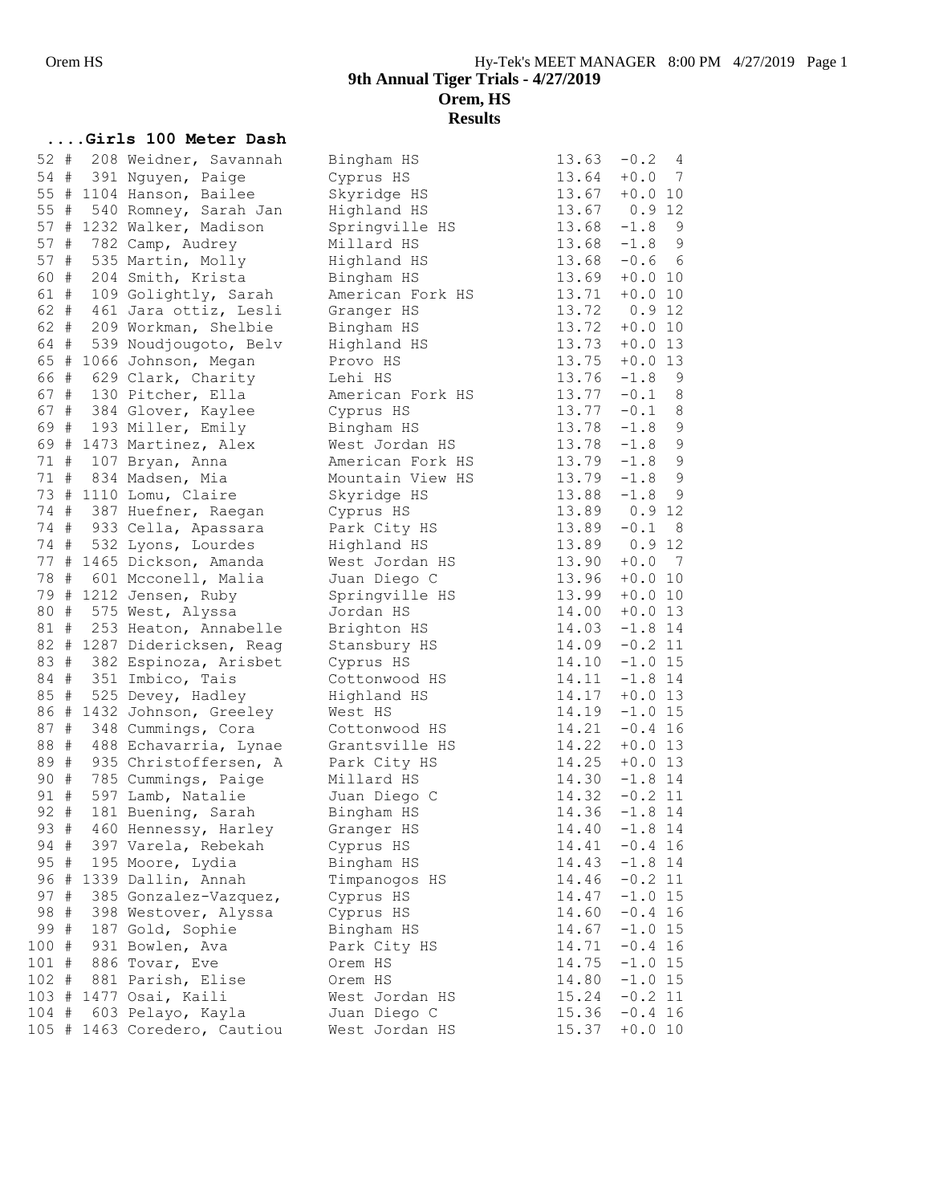## ....Girls 100 Meter Dash

| Place | # | Name | School | Time | Wind | Heat |
|---|---|---|---|---|---|---|
| 52 # | 208 | Weidner, Savannah | Bingham HS | 13.63 | -0.2 | 4 |
| 54 # | 391 | Nguyen, Paige | Cyprus HS | 13.64 | +0.0 | 7 |
| 55 # | 1104 | Hanson, Bailee | Skyridge HS | 13.67 | +0.0 | 10 |
| 55 # | 540 | Romney, Sarah Jan | Highland HS | 13.67 | 0.9 | 12 |
| 57 # | 1232 | Walker, Madison | Springville HS | 13.68 | -1.8 | 9 |
| 57 # | 782 | Camp, Audrey | Millard HS | 13.68 | -1.8 | 9 |
| 57 # | 535 | Martin, Molly | Highland HS | 13.68 | -0.6 | 6 |
| 60 # | 204 | Smith, Krista | Bingham HS | 13.69 | +0.0 | 10 |
| 61 # | 109 | Golightly, Sarah | American Fork HS | 13.71 | +0.0 | 10 |
| 62 # | 461 | Jara ottiz, Lesli | Granger HS | 13.72 | 0.9 | 12 |
| 62 # | 209 | Workman, Shelbie | Bingham HS | 13.72 | +0.0 | 10 |
| 64 # | 539 | Noudjougoto, Belv | Highland HS | 13.73 | +0.0 | 13 |
| 65 # | 1066 | Johnson, Megan | Provo HS | 13.75 | +0.0 | 13 |
| 66 # | 629 | Clark, Charity | Lehi HS | 13.76 | -1.8 | 9 |
| 67 # | 130 | Pitcher, Ella | American Fork HS | 13.77 | -0.1 | 8 |
| 67 # | 384 | Glover, Kaylee | Cyprus HS | 13.77 | -0.1 | 8 |
| 69 # | 193 | Miller, Emily | Bingham HS | 13.78 | -1.8 | 9 |
| 69 # | 1473 | Martinez, Alex | West Jordan HS | 13.78 | -1.8 | 9 |
| 71 # | 107 | Bryan, Anna | American Fork HS | 13.79 | -1.8 | 9 |
| 71 # | 834 | Madsen, Mia | Mountain View HS | 13.79 | -1.8 | 9 |
| 73 # | 1110 | Lomu, Claire | Skyridge HS | 13.88 | -1.8 | 9 |
| 74 # | 387 | Huefner, Raegan | Cyprus HS | 13.89 | 0.9 | 12 |
| 74 # | 933 | Cella, Apassara | Park City HS | 13.89 | -0.1 | 8 |
| 74 # | 532 | Lyons, Lourdes | Highland HS | 13.89 | 0.9 | 12 |
| 77 # | 1465 | Dickson, Amanda | West Jordan HS | 13.90 | +0.0 | 7 |
| 78 # | 601 | Mcconell, Malia | Juan Diego C | 13.96 | +0.0 | 10 |
| 79 # | 1212 | Jensen, Ruby | Springville HS | 13.99 | +0.0 | 10 |
| 80 # | 575 | West, Alyssa | Jordan HS | 14.00 | +0.0 | 13 |
| 81 # | 253 | Heaton, Annabelle | Brighton HS | 14.03 | -1.8 | 14 |
| 82 # | 1287 | Didericksen, Reag | Stansbury HS | 14.09 | -0.2 | 11 |
| 83 # | 382 | Espinoza, Arisbet | Cyprus HS | 14.10 | -1.0 | 15 |
| 84 # | 351 | Imbico, Tais | Cottonwood HS | 14.11 | -1.8 | 14 |
| 85 # | 525 | Devey, Hadley | Highland HS | 14.17 | +0.0 | 13 |
| 86 # | 1432 | Johnson, Greeley | West HS | 14.19 | -1.0 | 15 |
| 87 # | 348 | Cummings, Cora | Cottonwood HS | 14.21 | -0.4 | 16 |
| 88 # | 488 | Echavarria, Lynae | Grantsville HS | 14.22 | +0.0 | 13 |
| 89 # | 935 | Christoffersen, A | Park City HS | 14.25 | +0.0 | 13 |
| 90 # | 785 | Cummings, Paige | Millard HS | 14.30 | -1.8 | 14 |
| 91 # | 597 | Lamb, Natalie | Juan Diego C | 14.32 | -0.2 | 11 |
| 92 # | 181 | Buening, Sarah | Bingham HS | 14.36 | -1.8 | 14 |
| 93 # | 460 | Hennessy, Harley | Granger HS | 14.40 | -1.8 | 14 |
| 94 # | 397 | Varela, Rebekah | Cyprus HS | 14.41 | -0.4 | 16 |
| 95 # | 195 | Moore, Lydia | Bingham HS | 14.43 | -1.8 | 14 |
| 96 # | 1339 | Dallin, Annah | Timpanogos HS | 14.46 | -0.2 | 11 |
| 97 # | 385 | Gonzalez-Vazquez, | Cyprus HS | 14.47 | -1.0 | 15 |
| 98 # | 398 | Westover, Alyssa | Cyprus HS | 14.60 | -0.4 | 16 |
| 99 # | 187 | Gold, Sophie | Bingham HS | 14.67 | -1.0 | 15 |
| 100 # | 931 | Bowlen, Ava | Park City HS | 14.71 | -0.4 | 16 |
| 101 # | 886 | Tovar, Eve | Orem HS | 14.75 | -1.0 | 15 |
| 102 # | 881 | Parish, Elise | Orem HS | 14.80 | -1.0 | 15 |
| 103 # | 1477 | Osai, Kaili | West Jordan HS | 15.24 | -0.2 | 11 |
| 104 # | 603 | Pelayo, Kayla | Juan Diego C | 15.36 | -0.4 | 16 |
| 105 # | 1463 | Coredero, Cautiou | West Jordan HS | 15.37 | +0.0 | 10 |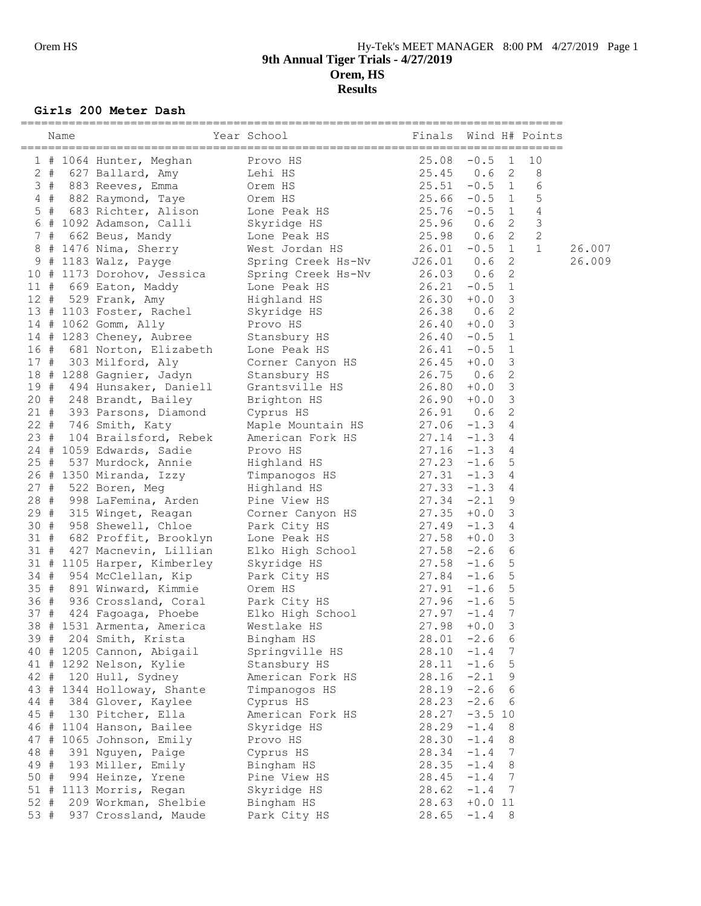# 9th Annual Tiger Trials - 4/27/2019

## Orem, HS

## Results

### Girls 200 Meter Dash

| Place | Name | Year | School | Finals | Wind | H# | Points | |
|---|---|---|---|---|---|---|---|---|
| 1 | # 1064 Hunter, Meghan | | Provo HS | 25.08 | -0.5 | 1 | 10 | |
| 2 | # 627 Ballard, Amy | | Lehi HS | 25.45 | 0.6 | 2 | 8 | |
| 3 | # 883 Reeves, Emma | | Orem HS | 25.51 | -0.5 | 1 | 6 | |
| 4 | # 882 Raymond, Taye | | Orem HS | 25.66 | -0.5 | 1 | 5 | |
| 5 | # 683 Richter, Alison | | Lone Peak HS | 25.76 | -0.5 | 1 | 4 | |
| 6 | # 1092 Adamson, Calli | | Skyridge HS | 25.96 | 0.6 | 2 | 3 | |
| 7 | # 662 Beus, Mandy | | Lone Peak HS | 25.98 | 0.6 | 2 | 2 | |
| 8 | # 1476 Nima, Sherry | | West Jordan HS | 26.01 | -0.5 | 1 | 1 | 26.007 |
| 9 | # 1183 Walz, Payge | | Spring Creek Hs-Nv | J26.01 | 0.6 | 2 | | 26.009 |
| 10 | # 1173 Dorohov, Jessica | | Spring Creek Hs-Nv | 26.03 | 0.6 | 2 | | |
| 11 | # 669 Eaton, Maddy | | Lone Peak HS | 26.21 | -0.5 | 1 | | |
| 12 | # 529 Frank, Amy | | Highland HS | 26.30 | +0.0 | 3 | | |
| 13 | # 1103 Foster, Rachel | | Skyridge HS | 26.38 | 0.6 | 2 | | |
| 14 | # 1062 Gomm, Ally | | Provo HS | 26.40 | +0.0 | 3 | | |
| 14 | # 1283 Cheney, Aubree | | Stansbury HS | 26.40 | -0.5 | 1 | | |
| 16 | # 681 Norton, Elizabeth | | Lone Peak HS | 26.41 | -0.5 | 1 | | |
| 17 | # 303 Milford, Aly | | Corner Canyon HS | 26.45 | +0.0 | 3 | | |
| 18 | # 1288 Gagnier, Jadyn | | Stansbury HS | 26.75 | 0.6 | 2 | | |
| 19 | # 494 Hunsaker, Daniell | | Grantsville HS | 26.80 | +0.0 | 3 | | |
| 20 | # 248 Brandt, Bailey | | Brighton HS | 26.90 | +0.0 | 3 | | |
| 21 | # 393 Parsons, Diamond | | Cyprus HS | 26.91 | 0.6 | 2 | | |
| 22 | # 746 Smith, Katy | | Maple Mountain HS | 27.06 | -1.3 | 4 | | |
| 23 | # 104 Brailsford, Rebek | | American Fork HS | 27.14 | -1.3 | 4 | | |
| 24 | # 1059 Edwards, Sadie | | Provo HS | 27.16 | -1.3 | 4 | | |
| 25 | # 537 Murdock, Annie | | Highland HS | 27.23 | -1.6 | 5 | | |
| 26 | # 1350 Miranda, Izzy | | Timpanogos HS | 27.31 | -1.3 | 4 | | |
| 27 | # 522 Boren, Meg | | Highland HS | 27.33 | -1.3 | 4 | | |
| 28 | # 998 LaFemina, Arden | | Pine View HS | 27.34 | -2.1 | 9 | | |
| 29 | # 315 Winget, Reagan | | Corner Canyon HS | 27.35 | +0.0 | 3 | | |
| 30 | # 958 Shewell, Chloe | | Park City HS | 27.49 | -1.3 | 4 | | |
| 31 | # 682 Proffit, Brooklyn | | Lone Peak HS | 27.58 | +0.0 | 3 | | |
| 31 | # 427 Macnevin, Lillian | | Elko High School | 27.58 | -2.6 | 6 | | |
| 31 | # 1105 Harper, Kimberley | | Skyridge HS | 27.58 | -1.6 | 5 | | |
| 34 | # 954 McClellan, Kip | | Park City HS | 27.84 | -1.6 | 5 | | |
| 35 | # 891 Winward, Kimmie | | Orem HS | 27.91 | -1.6 | 5 | | |
| 36 | # 936 Crossland, Coral | | Park City HS | 27.96 | -1.6 | 5 | | |
| 37 | # 424 Fagoaga, Phoebe | | Elko High School | 27.97 | -1.4 | 7 | | |
| 38 | # 1531 Armenta, America | | Westlake HS | 27.98 | +0.0 | 3 | | |
| 39 | # 204 Smith, Krista | | Bingham HS | 28.01 | -2.6 | 6 | | |
| 40 | # 1205 Cannon, Abigail | | Springville HS | 28.10 | -1.4 | 7 | | |
| 41 | # 1292 Nelson, Kylie | | Stansbury HS | 28.11 | -1.6 | 5 | | |
| 42 | # 120 Hull, Sydney | | American Fork HS | 28.16 | -2.1 | 9 | | |
| 43 | # 1344 Holloway, Shante | | Timpanogos HS | 28.19 | -2.6 | 6 | | |
| 44 | # 384 Glover, Kaylee | | Cyprus HS | 28.23 | -2.6 | 6 | | |
| 45 | # 130 Pitcher, Ella | | American Fork HS | 28.27 | -3.5 | 10 | | |
| 46 | # 1104 Hanson, Bailee | | Skyridge HS | 28.29 | -1.4 | 8 | | |
| 47 | # 1065 Johnson, Emily | | Provo HS | 28.30 | -1.4 | 8 | | |
| 48 | # 391 Nguyen, Paige | | Cyprus HS | 28.34 | -1.4 | 7 | | |
| 49 | # 193 Miller, Emily | | Bingham HS | 28.35 | -1.4 | 8 | | |
| 50 | # 994 Heinze, Yrene | | Pine View HS | 28.45 | -1.4 | 7 | | |
| 51 | # 1113 Morris, Regan | | Skyridge HS | 28.62 | -1.4 | 7 | | |
| 52 | # 209 Workman, Shelbie | | Bingham HS | 28.63 | +0.0 | 11 | | |
| 53 | # 937 Crossland, Maude | | Park City HS | 28.65 | -1.4 | 8 | | |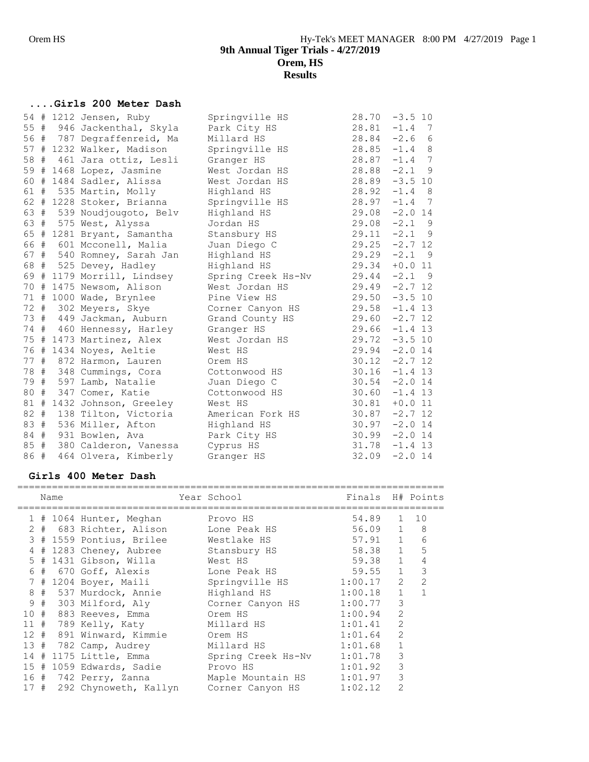# 9th Annual Tiger Trials - 4/27/2019
## Orem, HS
## Results

### ....Girls 200 Meter Dash

| Place | # | Bib | Name | School | Finals | Wind | H# |
|---|---|---|---|---|---|---|---|
| 54 | # | 1212 | Jensen, Ruby | Springville HS | 28.70 | -3.5 | 10 |
| 55 | # | 946 | Jackenthal, Skyla | Park City HS | 28.81 | -1.4 | 7 |
| 56 | # | 787 | Degraffenreid, Ma | Millard HS | 28.84 | -2.6 | 6 |
| 57 | # | 1232 | Walker, Madison | Springville HS | 28.85 | -1.4 | 8 |
| 58 | # | 461 | Jara ottiz, Lesli | Granger HS | 28.87 | -1.4 | 7 |
| 59 | # | 1468 | Lopez, Jasmine | West Jordan HS | 28.88 | -2.1 | 9 |
| 60 | # | 1484 | Sadler, Alissa | West Jordan HS | 28.89 | -3.5 | 10 |
| 61 | # | 535 | Martin, Molly | Highland HS | 28.92 | -1.4 | 8 |
| 62 | # | 1228 | Stoker, Brianna | Springville HS | 28.97 | -1.4 | 7 |
| 63 | # | 539 | Noudjougoto, Belv | Highland HS | 29.08 | -2.0 | 14 |
| 63 | # | 575 | West, Alyssa | Jordan HS | 29.08 | -2.1 | 9 |
| 65 | # | 1281 | Bryant, Samantha | Stansbury HS | 29.11 | -2.1 | 9 |
| 66 | # | 601 | Mcconell, Malia | Juan Diego C | 29.25 | -2.7 | 12 |
| 67 | # | 540 | Romney, Sarah Jan | Highland HS | 29.29 | -2.1 | 9 |
| 68 | # | 525 | Devey, Hadley | Highland HS | 29.34 | +0.0 | 11 |
| 69 | # | 1179 | Morrill, Lindsey | Spring Creek Hs-Nv | 29.44 | -2.1 | 9 |
| 70 | # | 1475 | Newsom, Alison | West Jordan HS | 29.49 | -2.7 | 12 |
| 71 | # | 1000 | Wade, Brynlee | Pine View HS | 29.50 | -3.5 | 10 |
| 72 | # | 302 | Meyers, Skye | Corner Canyon HS | 29.58 | -1.4 | 13 |
| 73 | # | 449 | Jackman, Auburn | Grand County HS | 29.60 | -2.7 | 12 |
| 74 | # | 460 | Hennessy, Harley | Granger HS | 29.66 | -1.4 | 13 |
| 75 | # | 1473 | Martinez, Alex | West Jordan HS | 29.72 | -3.5 | 10 |
| 76 | # | 1434 | Noyes, Aeltie | West HS | 29.94 | -2.0 | 14 |
| 77 | # | 872 | Harmon, Lauren | Orem HS | 30.12 | -2.7 | 12 |
| 78 | # | 348 | Cummings, Cora | Cottonwood HS | 30.16 | -1.4 | 13 |
| 79 | # | 597 | Lamb, Natalie | Juan Diego C | 30.54 | -2.0 | 14 |
| 80 | # | 347 | Comer, Katie | Cottonwood HS | 30.60 | -1.4 | 13 |
| 81 | # | 1432 | Johnson, Greeley | West HS | 30.81 | +0.0 | 11 |
| 82 | # | 138 | Tilton, Victoria | American Fork HS | 30.87 | -2.7 | 12 |
| 83 | # | 536 | Miller, Afton | Highland HS | 30.97 | -2.0 | 14 |
| 84 | # | 931 | Bowlen, Ava | Park City HS | 30.99 | -2.0 | 14 |
| 85 | # | 380 | Calderon, Vanessa | Cyprus HS | 31.78 | -1.4 | 13 |
| 86 | # | 464 | Olvera, Kimberly | Granger HS | 32.09 | -2.0 | 14 |

### Girls 400 Meter Dash

| Place | # | Bib | Name | Year | School | Finals | H# | Points |
|---|---|---|---|---|---|---|---|---|
| 1 | # | 1064 | Hunter, Meghan | | Provo HS | 54.89 | 1 | 10 |
| 2 | # | 683 | Richter, Alison | | Lone Peak HS | 56.09 | 1 | 8 |
| 3 | # | 1559 | Pontius, Brilee | | Westlake HS | 57.91 | 1 | 6 |
| 4 | # | 1283 | Cheney, Aubree | | Stansbury HS | 58.38 | 1 | 5 |
| 5 | # | 1431 | Gibson, Willa | | West HS | 59.38 | 1 | 4 |
| 6 | # | 670 | Goff, Alexis | | Lone Peak HS | 59.55 | 1 | 3 |
| 7 | # | 1204 | Boyer, Maili | | Springville HS | 1:00.17 | 2 | 2 |
| 8 | # | 537 | Murdock, Annie | | Highland HS | 1:00.18 | 1 | 1 |
| 9 | # | 303 | Milford, Aly | | Corner Canyon HS | 1:00.77 | 3 | |
| 10 | # | 883 | Reeves, Emma | | Orem HS | 1:00.94 | 2 | |
| 11 | # | 789 | Kelly, Katy | | Millard HS | 1:01.41 | 2 | |
| 12 | # | 891 | Winward, Kimmie | | Orem HS | 1:01.64 | 2 | |
| 13 | # | 782 | Camp, Audrey | | Millard HS | 1:01.68 | 1 | |
| 14 | # | 1175 | Little, Emma | | Spring Creek Hs-Nv | 1:01.78 | 3 | |
| 15 | # | 1059 | Edwards, Sadie | | Provo HS | 1:01.92 | 3 | |
| 16 | # | 742 | Perry, Zanna | | Maple Mountain HS | 1:01.97 | 3 | |
| 17 | # | 292 | Chynoweth, Kallyn | | Corner Canyon HS | 1:02.12 | 2 | |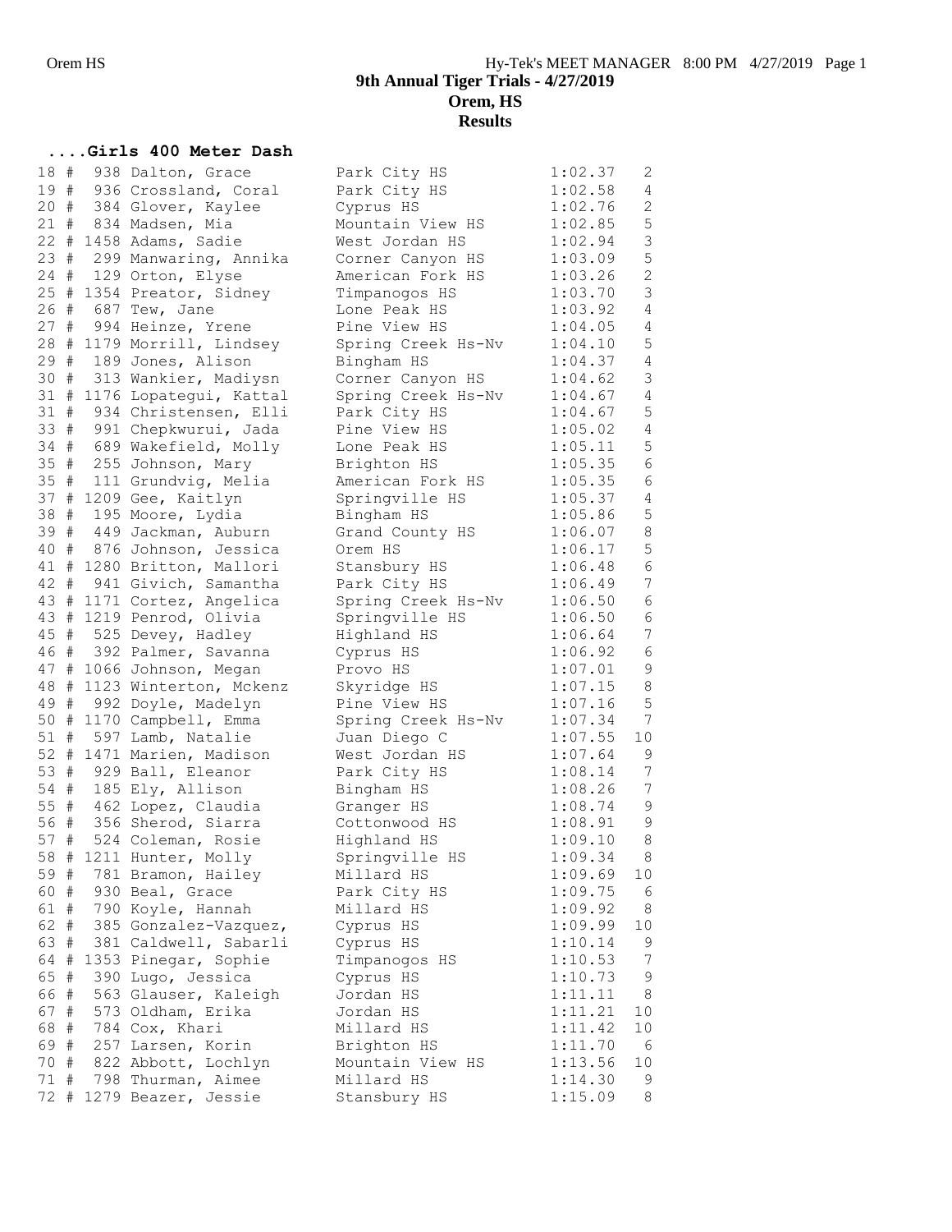## 9th Annual Tiger Trials - 4/27/2019
## Orem, HS
## Results

### ....Girls 400 Meter Dash

| Place | # | Name | School | Time | Heat |
|---|---|---|---|---|---|
| 18 # | 938 | Dalton, Grace | Park City HS | 1:02.37 | 2 |
| 19 # | 936 | Crossland, Coral | Park City HS | 1:02.58 | 4 |
| 20 # | 384 | Glover, Kaylee | Cyprus HS | 1:02.76 | 2 |
| 21 # | 834 | Madsen, Mia | Mountain View HS | 1:02.85 | 5 |
| 22 # | 1458 | Adams, Sadie | West Jordan HS | 1:02.94 | 3 |
| 23 # | 299 | Manwaring, Annika | Corner Canyon HS | 1:03.09 | 5 |
| 24 # | 129 | Orton, Elyse | American Fork HS | 1:03.26 | 2 |
| 25 # | 1354 | Preator, Sidney | Timpanogos HS | 1:03.70 | 3 |
| 26 # | 687 | Tew, Jane | Lone Peak HS | 1:03.92 | 4 |
| 27 # | 994 | Heinze, Yrene | Pine View HS | 1:04.05 | 4 |
| 28 # | 1179 | Morrill, Lindsey | Spring Creek Hs-Nv | 1:04.10 | 5 |
| 29 # | 189 | Jones, Alison | Bingham HS | 1:04.37 | 4 |
| 30 # | 313 | Wankier, Madiysn | Corner Canyon HS | 1:04.62 | 3 |
| 31 # | 1176 | Lopategui, Kattal | Spring Creek Hs-Nv | 1:04.67 | 4 |
| 31 # | 934 | Christensen, Elli | Park City HS | 1:04.67 | 5 |
| 33 # | 991 | Chepkwurui, Jada | Pine View HS | 1:05.02 | 4 |
| 34 # | 689 | Wakefield, Molly | Lone Peak HS | 1:05.11 | 5 |
| 35 # | 255 | Johnson, Mary | Brighton HS | 1:05.35 | 6 |
| 35 # | 111 | Grundvig, Melia | American Fork HS | 1:05.35 | 6 |
| 37 # | 1209 | Gee, Kaitlyn | Springville HS | 1:05.37 | 4 |
| 38 # | 195 | Moore, Lydia | Bingham HS | 1:05.86 | 5 |
| 39 # | 449 | Jackman, Auburn | Grand County HS | 1:06.07 | 8 |
| 40 # | 876 | Johnson, Jessica | Orem HS | 1:06.17 | 5 |
| 41 # | 1280 | Britton, Mallori | Stansbury HS | 1:06.48 | 6 |
| 42 # | 941 | Givich, Samantha | Park City HS | 1:06.49 | 7 |
| 43 # | 1171 | Cortez, Angelica | Spring Creek Hs-Nv | 1:06.50 | 6 |
| 43 # | 1219 | Penrod, Olivia | Springville HS | 1:06.50 | 6 |
| 45 # | 525 | Devey, Hadley | Highland HS | 1:06.64 | 7 |
| 46 # | 392 | Palmer, Savanna | Cyprus HS | 1:06.92 | 6 |
| 47 # | 1066 | Johnson, Megan | Provo HS | 1:07.01 | 9 |
| 48 # | 1123 | Winterton, Mckenz | Skyridge HS | 1:07.15 | 8 |
| 49 # | 992 | Doyle, Madelyn | Pine View HS | 1:07.16 | 5 |
| 50 # | 1170 | Campbell, Emma | Spring Creek Hs-Nv | 1:07.34 | 7 |
| 51 # | 597 | Lamb, Natalie | Juan Diego C | 1:07.55 | 10 |
| 52 # | 1471 | Marien, Madison | West Jordan HS | 1:07.64 | 9 |
| 53 # | 929 | Ball, Eleanor | Park City HS | 1:08.14 | 7 |
| 54 # | 185 | Ely, Allison | Bingham HS | 1:08.26 | 7 |
| 55 # | 462 | Lopez, Claudia | Granger HS | 1:08.74 | 9 |
| 56 # | 356 | Sherod, Siarra | Cottonwood HS | 1:08.91 | 9 |
| 57 # | 524 | Coleman, Rosie | Highland HS | 1:09.10 | 8 |
| 58 # | 1211 | Hunter, Molly | Springville HS | 1:09.34 | 8 |
| 59 # | 781 | Bramon, Hailey | Millard HS | 1:09.69 | 10 |
| 60 # | 930 | Beal, Grace | Park City HS | 1:09.75 | 6 |
| 61 # | 790 | Koyle, Hannah | Millard HS | 1:09.92 | 8 |
| 62 # | 385 | Gonzalez-Vazquez, | Cyprus HS | 1:09.99 | 10 |
| 63 # | 381 | Caldwell, Sabarli | Cyprus HS | 1:10.14 | 9 |
| 64 # | 1353 | Pinegar, Sophie | Timpanogos HS | 1:10.53 | 7 |
| 65 # | 390 | Lugo, Jessica | Cyprus HS | 1:10.73 | 9 |
| 66 # | 563 | Glauser, Kaleigh | Jordan HS | 1:11.11 | 8 |
| 67 # | 573 | Oldham, Erika | Jordan HS | 1:11.21 | 10 |
| 68 # | 784 | Cox, Khari | Millard HS | 1:11.42 | 10 |
| 69 # | 257 | Larsen, Korin | Brighton HS | 1:11.70 | 6 |
| 70 # | 822 | Abbott, Lochlyn | Mountain View HS | 1:13.56 | 10 |
| 71 # | 798 | Thurman, Aimee | Millard HS | 1:14.30 | 9 |
| 72 # | 1279 | Beazer, Jessie | Stansbury HS | 1:15.09 | 8 |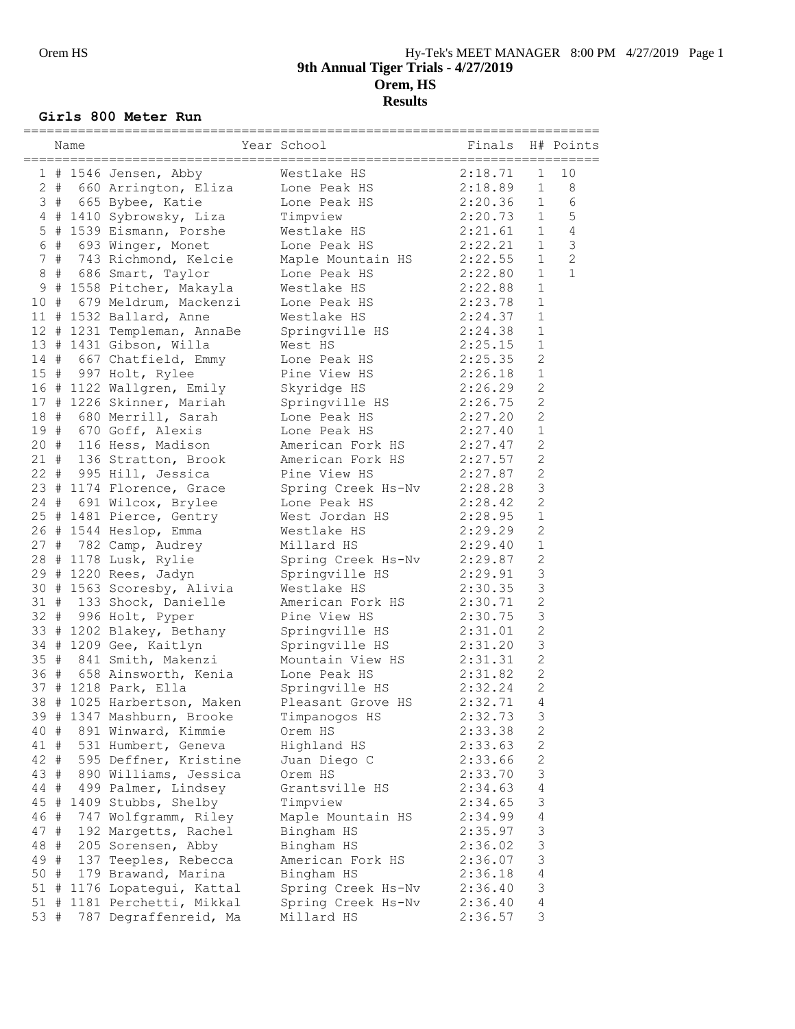## 9th Annual Tiger Trials - 4/27/2019
## Orem, HS
## Results

### Girls 800 Meter Run

| Place | Name | Year | School | Finals | H# | Points |
|---|---|---|---|---|---|---|
| 1 | # 1546 Jensen, Abby | | Westlake HS | 2:18.71 | 1 | 10 |
| 2 | # 660 Arrington, Eliza | | Lone Peak HS | 2:18.89 | 1 | 8 |
| 3 | # 665 Bybee, Katie | | Lone Peak HS | 2:20.36 | 1 | 6 |
| 4 | # 1410 Sybrowsky, Liza | | Timpview | 2:20.73 | 1 | 5 |
| 5 | # 1539 Eismann, Porshe | | Westlake HS | 2:21.61 | 1 | 4 |
| 6 | # 693 Winger, Monet | | Lone Peak HS | 2:22.21 | 1 | 3 |
| 7 | # 743 Richmond, Kelcie | | Maple Mountain HS | 2:22.55 | 1 | 2 |
| 8 | # 686 Smart, Taylor | | Lone Peak HS | 2:22.80 | 1 | 1 |
| 9 | # 1558 Pitcher, Makayla | | Westlake HS | 2:22.88 | 1 | |
| 10 | # 679 Meldrum, Mackenzi | | Lone Peak HS | 2:23.78 | 1 | |
| 11 | # 1532 Ballard, Anne | | Westlake HS | 2:24.37 | 1 | |
| 12 | # 1231 Templeman, AnnaBe | | Springville HS | 2:24.38 | 1 | |
| 13 | # 1431 Gibson, Willa | | West HS | 2:25.15 | 1 | |
| 14 | # 667 Chatfield, Emmy | | Lone Peak HS | 2:25.35 | 2 | |
| 15 | # 997 Holt, Rylee | | Pine View HS | 2:26.18 | 1 | |
| 16 | # 1122 Wallgren, Emily | | Skyridge HS | 2:26.29 | 2 | |
| 17 | # 1226 Skinner, Mariah | | Springville HS | 2:26.75 | 2 | |
| 18 | # 680 Merrill, Sarah | | Lone Peak HS | 2:27.20 | 2 | |
| 19 | # 670 Goff, Alexis | | Lone Peak HS | 2:27.40 | 1 | |
| 20 | # 116 Hess, Madison | | American Fork HS | 2:27.47 | 2 | |
| 21 | # 136 Stratton, Brook | | American Fork HS | 2:27.57 | 2 | |
| 22 | # 995 Hill, Jessica | | Pine View HS | 2:27.87 | 2 | |
| 23 | # 1174 Florence, Grace | | Spring Creek Hs-Nv | 2:28.28 | 3 | |
| 24 | # 691 Wilcox, Brylee | | Lone Peak HS | 2:28.42 | 2 | |
| 25 | # 1481 Pierce, Gentry | | West Jordan HS | 2:28.95 | 1 | |
| 26 | # 1544 Heslop, Emma | | Westlake HS | 2:29.29 | 2 | |
| 27 | # 782 Camp, Audrey | | Millard HS | 2:29.40 | 1 | |
| 28 | # 1178 Lusk, Rylie | | Spring Creek Hs-Nv | 2:29.87 | 2 | |
| 29 | # 1220 Rees, Jadyn | | Springville HS | 2:29.91 | 3 | |
| 30 | # 1563 Scoresby, Alivia | | Westlake HS | 2:30.35 | 3 | |
| 31 | # 133 Shock, Danielle | | American Fork HS | 2:30.71 | 2 | |
| 32 | # 996 Holt, Pyper | | Pine View HS | 2:30.75 | 3 | |
| 33 | # 1202 Blakey, Bethany | | Springville HS | 2:31.01 | 2 | |
| 34 | # 1209 Gee, Kaitlyn | | Springville HS | 2:31.20 | 3 | |
| 35 | # 841 Smith, Makenzi | | Mountain View HS | 2:31.31 | 2 | |
| 36 | # 658 Ainsworth, Kenia | | Lone Peak HS | 2:31.82 | 2 | |
| 37 | # 1218 Park, Ella | | Springville HS | 2:32.24 | 2 | |
| 38 | # 1025 Harbertson, Maken | | Pleasant Grove HS | 2:32.71 | 4 | |
| 39 | # 1347 Mashburn, Brooke | | Timpanogos HS | 2:32.73 | 3 | |
| 40 | # 891 Winward, Kimmie | | Orem HS | 2:33.38 | 2 | |
| 41 | # 531 Humbert, Geneva | | Highland HS | 2:33.63 | 2 | |
| 42 | # 595 Deffner, Kristine | | Juan Diego C | 2:33.66 | 2 | |
| 43 | # 890 Williams, Jessica | | Orem HS | 2:33.70 | 3 | |
| 44 | # 499 Palmer, Lindsey | | Grantsville HS | 2:34.63 | 4 | |
| 45 | # 1409 Stubbs, Shelby | | Timpview | 2:34.65 | 3 | |
| 46 | # 747 Wolfgramm, Riley | | Maple Mountain HS | 2:34.99 | 4 | |
| 47 | # 192 Margetts, Rachel | | Bingham HS | 2:35.97 | 3 | |
| 48 | # 205 Sorensen, Abby | | Bingham HS | 2:36.02 | 3 | |
| 49 | # 137 Teeples, Rebecca | | American Fork HS | 2:36.07 | 3 | |
| 50 | # 179 Brawand, Marina | | Bingham HS | 2:36.18 | 4 | |
| 51 | # 1176 Lopategui, Kattal | | Spring Creek Hs-Nv | 2:36.40 | 3 | |
| 51 | # 1181 Perchetti, Mikkal | | Spring Creek Hs-Nv | 2:36.40 | 4 | |
| 53 | # 787 Degraffenreid, Ma | | Millard HS | 2:36.57 | 3 | |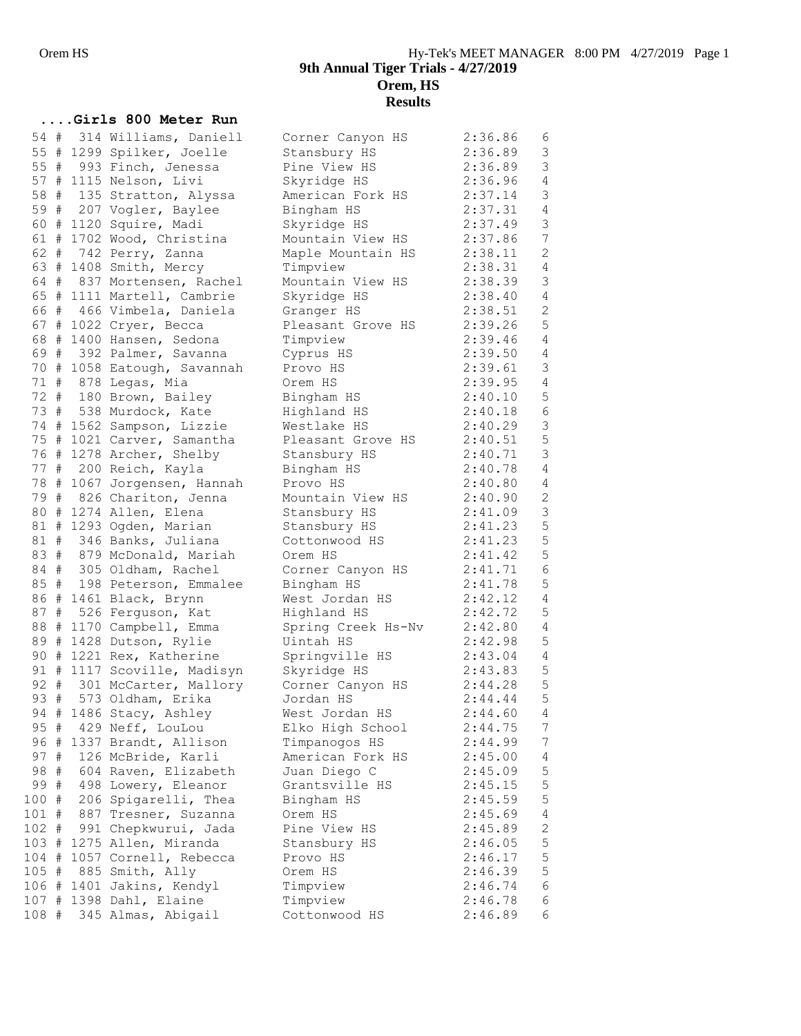# 9th Annual Tiger Trials - 4/27/2019
## Orem, HS
## Results

### ....Girls 800 Meter Run

| Place | # | Name | School | Time | Heat |
|---|---|---|---|---|---|
| 54 | 314 | Williams, Daniell | Corner Canyon HS | 2:36.86 | 6 |
| 55 | 1299 | Spilker, Joelle | Stansbury HS | 2:36.89 | 3 |
| 55 | 993 | Finch, Jenessa | Pine View HS | 2:36.89 | 3 |
| 57 | 1115 | Nelson, Livi | Skyridge HS | 2:36.96 | 4 |
| 58 | 135 | Stratton, Alyssa | American Fork HS | 2:37.14 | 3 |
| 59 | 207 | Vogler, Baylee | Bingham HS | 2:37.31 | 4 |
| 60 | 1120 | Squire, Madi | Skyridge HS | 2:37.49 | 3 |
| 61 | 1702 | Wood, Christina | Mountain View HS | 2:37.86 | 7 |
| 62 | 742 | Perry, Zanna | Maple Mountain HS | 2:38.11 | 2 |
| 63 | 1408 | Smith, Mercy | Timpview | 2:38.31 | 4 |
| 64 | 837 | Mortensen, Rachel | Mountain View HS | 2:38.39 | 3 |
| 65 | 1111 | Martell, Cambrie | Skyridge HS | 2:38.40 | 4 |
| 66 | 466 | Vimbela, Daniela | Granger HS | 2:38.51 | 2 |
| 67 | 1022 | Cryer, Becca | Pleasant Grove HS | 2:39.26 | 5 |
| 68 | 1400 | Hansen, Sedona | Timpview | 2:39.46 | 4 |
| 69 | 392 | Palmer, Savanna | Cyprus HS | 2:39.50 | 4 |
| 70 | 1058 | Eatough, Savannah | Provo HS | 2:39.61 | 3 |
| 71 | 878 | Legas, Mia | Orem HS | 2:39.95 | 4 |
| 72 | 180 | Brown, Bailey | Bingham HS | 2:40.10 | 5 |
| 73 | 538 | Murdock, Kate | Highland HS | 2:40.18 | 6 |
| 74 | 1562 | Sampson, Lizzie | Westlake HS | 2:40.29 | 3 |
| 75 | 1021 | Carver, Samantha | Pleasant Grove HS | 2:40.51 | 5 |
| 76 | 1278 | Archer, Shelby | Stansbury HS | 2:40.71 | 3 |
| 77 | 200 | Reich, Kayla | Bingham HS | 2:40.78 | 4 |
| 78 | 1067 | Jorgensen, Hannah | Provo HS | 2:40.80 | 4 |
| 79 | 826 | Chariton, Jenna | Mountain View HS | 2:40.90 | 2 |
| 80 | 1274 | Allen, Elena | Stansbury HS | 2:41.09 | 3 |
| 81 | 1293 | Ogden, Marian | Stansbury HS | 2:41.23 | 5 |
| 81 | 346 | Banks, Juliana | Cottonwood HS | 2:41.23 | 5 |
| 83 | 879 | McDonald, Mariah | Orem HS | 2:41.42 | 5 |
| 84 | 305 | Oldham, Rachel | Corner Canyon HS | 2:41.71 | 6 |
| 85 | 198 | Peterson, Emmalee | Bingham HS | 2:41.78 | 5 |
| 86 | 1461 | Black, Brynn | West Jordan HS | 2:42.12 | 4 |
| 87 | 526 | Ferguson, Kat | Highland HS | 2:42.72 | 5 |
| 88 | 1170 | Campbell, Emma | Spring Creek Hs-Nv | 2:42.80 | 4 |
| 89 | 1428 | Dutson, Rylie | Uintah HS | 2:42.98 | 5 |
| 90 | 1221 | Rex, Katherine | Springville HS | 2:43.04 | 4 |
| 91 | 1117 | Scoville, Madisyn | Skyridge HS | 2:43.83 | 5 |
| 92 | 301 | McCarter, Mallory | Corner Canyon HS | 2:44.28 | 5 |
| 93 | 573 | Oldham, Erika | Jordan HS | 2:44.44 | 5 |
| 94 | 1486 | Stacy, Ashley | West Jordan HS | 2:44.60 | 4 |
| 95 | 429 | Neff, LouLou | Elko High School | 2:44.75 | 7 |
| 96 | 1337 | Brandt, Allison | Timpanogos HS | 2:44.99 | 7 |
| 97 | 126 | McBride, Karli | American Fork HS | 2:45.00 | 4 |
| 98 | 604 | Raven, Elizabeth | Juan Diego C | 2:45.09 | 5 |
| 99 | 498 | Lowery, Eleanor | Grantsville HS | 2:45.15 | 5 |
| 100 | 206 | Spigarelli, Thea | Bingham HS | 2:45.59 | 5 |
| 101 | 887 | Tresner, Suzanna | Orem HS | 2:45.69 | 4 |
| 102 | 991 | Chepkwurui, Jada | Pine View HS | 2:45.89 | 2 |
| 103 | 1275 | Allen, Miranda | Stansbury HS | 2:46.05 | 5 |
| 104 | 1057 | Cornell, Rebecca | Provo HS | 2:46.17 | 5 |
| 105 | 885 | Smith, Ally | Orem HS | 2:46.39 | 5 |
| 106 | 1401 | Jakins, Kendyl | Timpview | 2:46.74 | 6 |
| 107 | 1398 | Dahl, Elaine | Timpview | 2:46.78 | 6 |
| 108 | 345 | Almas, Abigail | Cottonwood HS | 2:46.89 | 6 |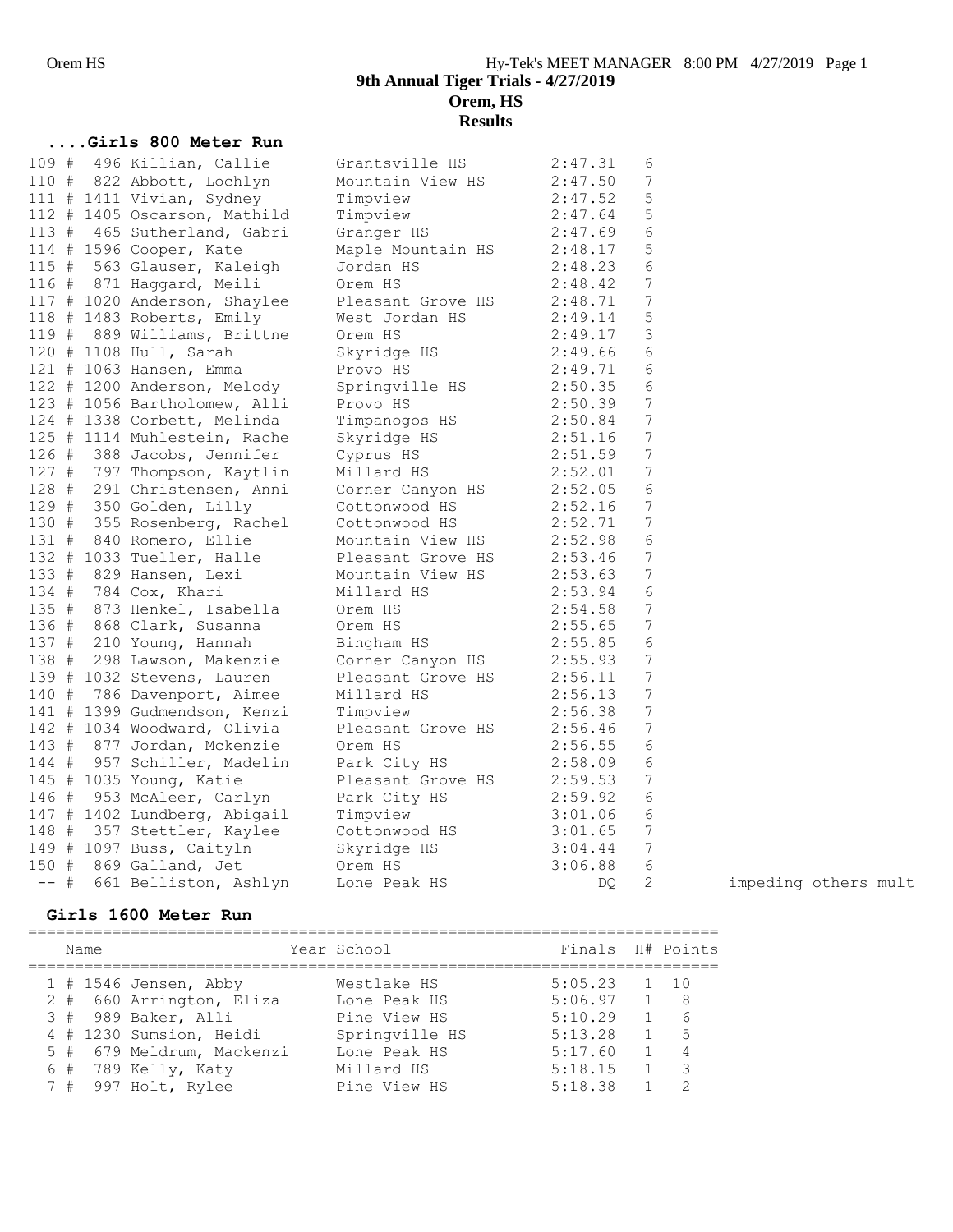# 9th Annual Tiger Trials - 4/27/2019
## Orem, HS
## Results

### ....Girls 800 Meter Run

| Place | Name | School | Finals | H# | |
|---|---|---|---|---|---|
| 109 | # 496 Killian, Callie | Grantsville HS | 2:47.31 | 6 | |
| 110 | # 822 Abbott, Lochlyn | Mountain View HS | 2:47.50 | 7 | |
| 111 | # 1411 Vivian, Sydney | Timpview | 2:47.52 | 5 | |
| 112 | # 1405 Oscarson, Mathild | Timpview | 2:47.64 | 5 | |
| 113 | # 465 Sutherland, Gabri | Granger HS | 2:47.69 | 6 | |
| 114 | # 1596 Cooper, Kate | Maple Mountain HS | 2:48.17 | 5 | |
| 115 | # 563 Glauser, Kaleigh | Jordan HS | 2:48.23 | 6 | |
| 116 | # 871 Haggard, Meili | Orem HS | 2:48.42 | 7 | |
| 117 | # 1020 Anderson, Shaylee | Pleasant Grove HS | 2:48.71 | 7 | |
| 118 | # 1483 Roberts, Emily | West Jordan HS | 2:49.14 | 5 | |
| 119 | # 889 Williams, Brittne | Orem HS | 2:49.17 | 3 | |
| 120 | # 1108 Hull, Sarah | Skyridge HS | 2:49.66 | 6 | |
| 121 | # 1063 Hansen, Emma | Provo HS | 2:49.71 | 6 | |
| 122 | # 1200 Anderson, Melody | Springville HS | 2:50.35 | 6 | |
| 123 | # 1056 Bartholomew, Alli | Provo HS | 2:50.39 | 7 | |
| 124 | # 1338 Corbett, Melinda | Timpanogos HS | 2:50.84 | 7 | |
| 125 | # 1114 Muhlestein, Rache | Skyridge HS | 2:51.16 | 7 | |
| 126 | # 388 Jacobs, Jennifer | Cyprus HS | 2:51.59 | 7 | |
| 127 | # 797 Thompson, Kaytlin | Millard HS | 2:52.01 | 7 | |
| 128 | # 291 Christensen, Anni | Corner Canyon HS | 2:52.05 | 6 | |
| 129 | # 350 Golden, Lilly | Cottonwood HS | 2:52.16 | 7 | |
| 130 | # 355 Rosenberg, Rachel | Cottonwood HS | 2:52.71 | 7 | |
| 131 | # 840 Romero, Ellie | Mountain View HS | 2:52.98 | 6 | |
| 132 | # 1033 Tueller, Halle | Pleasant Grove HS | 2:53.46 | 7 | |
| 133 | # 829 Hansen, Lexi | Mountain View HS | 2:53.63 | 7 | |
| 134 | # 784 Cox, Khari | Millard HS | 2:53.94 | 6 | |
| 135 | # 873 Henkel, Isabella | Orem HS | 2:54.58 | 7 | |
| 136 | # 868 Clark, Susanna | Orem HS | 2:55.65 | 7 | |
| 137 | # 210 Young, Hannah | Bingham HS | 2:55.85 | 6 | |
| 138 | # 298 Lawson, Makenzie | Corner Canyon HS | 2:55.93 | 7 | |
| 139 | # 1032 Stevens, Lauren | Pleasant Grove HS | 2:56.11 | 7 | |
| 140 | # 786 Davenport, Aimee | Millard HS | 2:56.13 | 7 | |
| 141 | # 1399 Gudmendson, Kenzi | Timpview | 2:56.38 | 7 | |
| 142 | # 1034 Woodward, Olivia | Pleasant Grove HS | 2:56.46 | 7 | |
| 143 | # 877 Jordan, Mckenzie | Orem HS | 2:56.55 | 6 | |
| 144 | # 957 Schiller, Madelin | Park City HS | 2:58.09 | 6 | |
| 145 | # 1035 Young, Katie | Pleasant Grove HS | 2:59.53 | 7 | |
| 146 | # 953 McAleer, Carlyn | Park City HS | 2:59.92 | 6 | |
| 147 | # 1402 Lundberg, Abigail | Timpview | 3:01.06 | 6 | |
| 148 | # 357 Stettler, Kaylee | Cottonwood HS | 3:01.65 | 7 | |
| 149 | # 1097 Buss, Caityln | Skyridge HS | 3:04.44 | 7 | |
| 150 | # 869 Galland, Jet | Orem HS | 3:06.88 | 6 | |
| -- | # 661 Belliston, Ashlyn | Lone Peak HS | DQ | 2 | impeding others mult |

### Girls 1600 Meter Run

| Place | Name | Year School | Finals | H# | Points |
|---|---|---|---|---|---|
| 1 | # 1546 Jensen, Abby | Westlake HS | 5:05.23 | 1 | 10 |
| 2 | # 660 Arrington, Eliza | Lone Peak HS | 5:06.97 | 1 | 8 |
| 3 | # 989 Baker, Alli | Pine View HS | 5:10.29 | 1 | 6 |
| 4 | # 1230 Sumsion, Heidi | Springville HS | 5:13.28 | 1 | 5 |
| 5 | # 679 Meldrum, Mackenzi | Lone Peak HS | 5:17.60 | 1 | 4 |
| 6 | # 789 Kelly, Katy | Millard HS | 5:18.15 | 1 | 3 |
| 7 | # 997 Holt, Rylee | Pine View HS | 5:18.38 | 1 | 2 |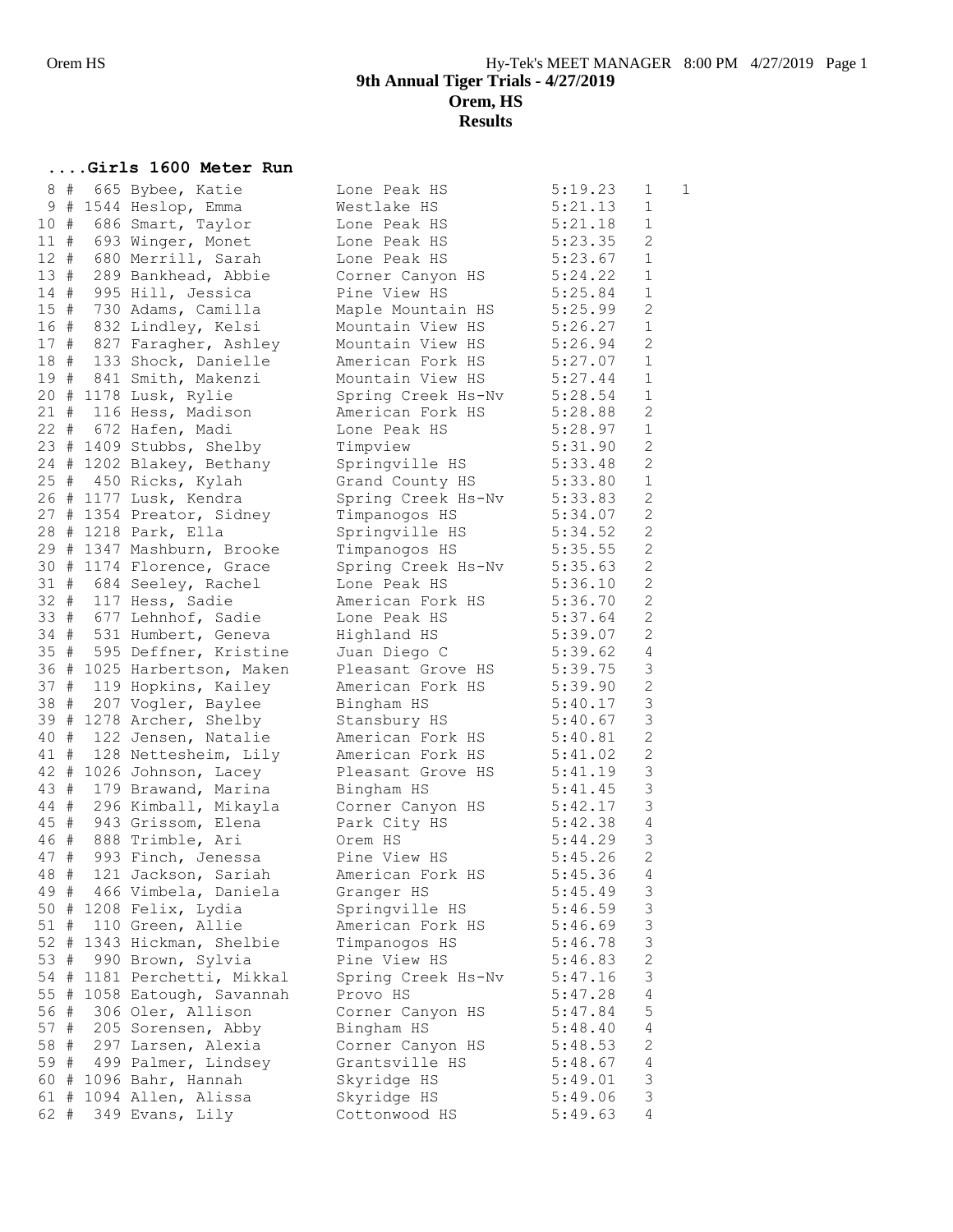**9th Annual Tiger Trials - 4/27/2019**
**Orem, HS**
**Results**

## ....Girls 1600 Meter Run

| Place | # | Name | School | Time | Heat | Points |
|---|---|---|---|---|---|---|
| 8 | # 665 | Bybee, Katie | Lone Peak HS | 5:19.23 | 1 | 1 |
| 9 | # 1544 | Heslop, Emma | Westlake HS | 5:21.13 | 1 | |
| 10 | # 686 | Smart, Taylor | Lone Peak HS | 5:21.18 | 1 | |
| 11 | # 693 | Winger, Monet | Lone Peak HS | 5:23.35 | 2 | |
| 12 | # 680 | Merrill, Sarah | Lone Peak HS | 5:23.67 | 1 | |
| 13 | # 289 | Bankhead, Abbie | Corner Canyon HS | 5:24.22 | 1 | |
| 14 | # 995 | Hill, Jessica | Pine View HS | 5:25.84 | 1 | |
| 15 | # 730 | Adams, Camilla | Maple Mountain HS | 5:25.99 | 2 | |
| 16 | # 832 | Lindley, Kelsi | Mountain View HS | 5:26.27 | 1 | |
| 17 | # 827 | Faragher, Ashley | Mountain View HS | 5:26.94 | 2 | |
| 18 | # 133 | Shock, Danielle | American Fork HS | 5:27.07 | 1 | |
| 19 | # 841 | Smith, Makenzi | Mountain View HS | 5:27.44 | 1 | |
| 20 | # 1178 | Lusk, Rylie | Spring Creek Hs-Nv | 5:28.54 | 1 | |
| 21 | # 116 | Hess, Madison | American Fork HS | 5:28.88 | 2 | |
| 22 | # 672 | Hafen, Madi | Lone Peak HS | 5:28.97 | 1 | |
| 23 | # 1409 | Stubbs, Shelby | Timpview | 5:31.90 | 2 | |
| 24 | # 1202 | Blakey, Bethany | Springville HS | 5:33.48 | 2 | |
| 25 | # 450 | Ricks, Kylah | Grand County HS | 5:33.80 | 1 | |
| 26 | # 1177 | Lusk, Kendra | Spring Creek Hs-Nv | 5:33.83 | 2 | |
| 27 | # 1354 | Preator, Sidney | Timpanogos HS | 5:34.07 | 2 | |
| 28 | # 1218 | Park, Ella | Springville HS | 5:34.52 | 2 | |
| 29 | # 1347 | Mashburn, Brooke | Timpanogos HS | 5:35.55 | 2 | |
| 30 | # 1174 | Florence, Grace | Spring Creek Hs-Nv | 5:35.63 | 2 | |
| 31 | # 684 | Seeley, Rachel | Lone Peak HS | 5:36.10 | 2 | |
| 32 | # 117 | Hess, Sadie | American Fork HS | 5:36.70 | 2 | |
| 33 | # 677 | Lehnhof, Sadie | Lone Peak HS | 5:37.64 | 2 | |
| 34 | # 531 | Humbert, Geneva | Highland HS | 5:39.07 | 2 | |
| 35 | # 595 | Deffner, Kristine | Juan Diego C | 5:39.62 | 4 | |
| 36 | # 1025 | Harbertson, Maken | Pleasant Grove HS | 5:39.75 | 3 | |
| 37 | # 119 | Hopkins, Kailey | American Fork HS | 5:39.90 | 2 | |
| 38 | # 207 | Vogler, Baylee | Bingham HS | 5:40.17 | 3 | |
| 39 | # 1278 | Archer, Shelby | Stansbury HS | 5:40.67 | 3 | |
| 40 | # 122 | Jensen, Natalie | American Fork HS | 5:40.81 | 2 | |
| 41 | # 128 | Nettesheim, Lily | American Fork HS | 5:41.02 | 2 | |
| 42 | # 1026 | Johnson, Lacey | Pleasant Grove HS | 5:41.19 | 3 | |
| 43 | # 179 | Brawand, Marina | Bingham HS | 5:41.45 | 3 | |
| 44 | # 296 | Kimball, Mikayla | Corner Canyon HS | 5:42.17 | 3 | |
| 45 | # 943 | Grissom, Elena | Park City HS | 5:42.38 | 4 | |
| 46 | # 888 | Trimble, Ari | Orem HS | 5:44.29 | 3 | |
| 47 | # 993 | Finch, Jenessa | Pine View HS | 5:45.26 | 2 | |
| 48 | # 121 | Jackson, Sariah | American Fork HS | 5:45.36 | 4 | |
| 49 | # 466 | Vimbela, Daniela | Granger HS | 5:45.49 | 3 | |
| 50 | # 1208 | Felix, Lydia | Springville HS | 5:46.59 | 3 | |
| 51 | # 110 | Green, Allie | American Fork HS | 5:46.69 | 3 | |
| 52 | # 1343 | Hickman, Shelbie | Timpanogos HS | 5:46.78 | 3 | |
| 53 | # 990 | Brown, Sylvia | Pine View HS | 5:46.83 | 2 | |
| 54 | # 1181 | Perchetti, Mikkal | Spring Creek Hs-Nv | 5:47.16 | 3 | |
| 55 | # 1058 | Eatough, Savannah | Provo HS | 5:47.28 | 4 | |
| 56 | # 306 | Oler, Allison | Corner Canyon HS | 5:47.84 | 5 | |
| 57 | # 205 | Sorensen, Abby | Bingham HS | 5:48.40 | 4 | |
| 58 | # 297 | Larsen, Alexia | Corner Canyon HS | 5:48.53 | 2 | |
| 59 | # 499 | Palmer, Lindsey | Grantsville HS | 5:48.67 | 4 | |
| 60 | # 1096 | Bahr, Hannah | Skyridge HS | 5:49.01 | 3 | |
| 61 | # 1094 | Allen, Alissa | Skyridge HS | 5:49.06 | 3 | |
| 62 | # 349 | Evans, Lily | Cottonwood HS | 5:49.63 | 4 | |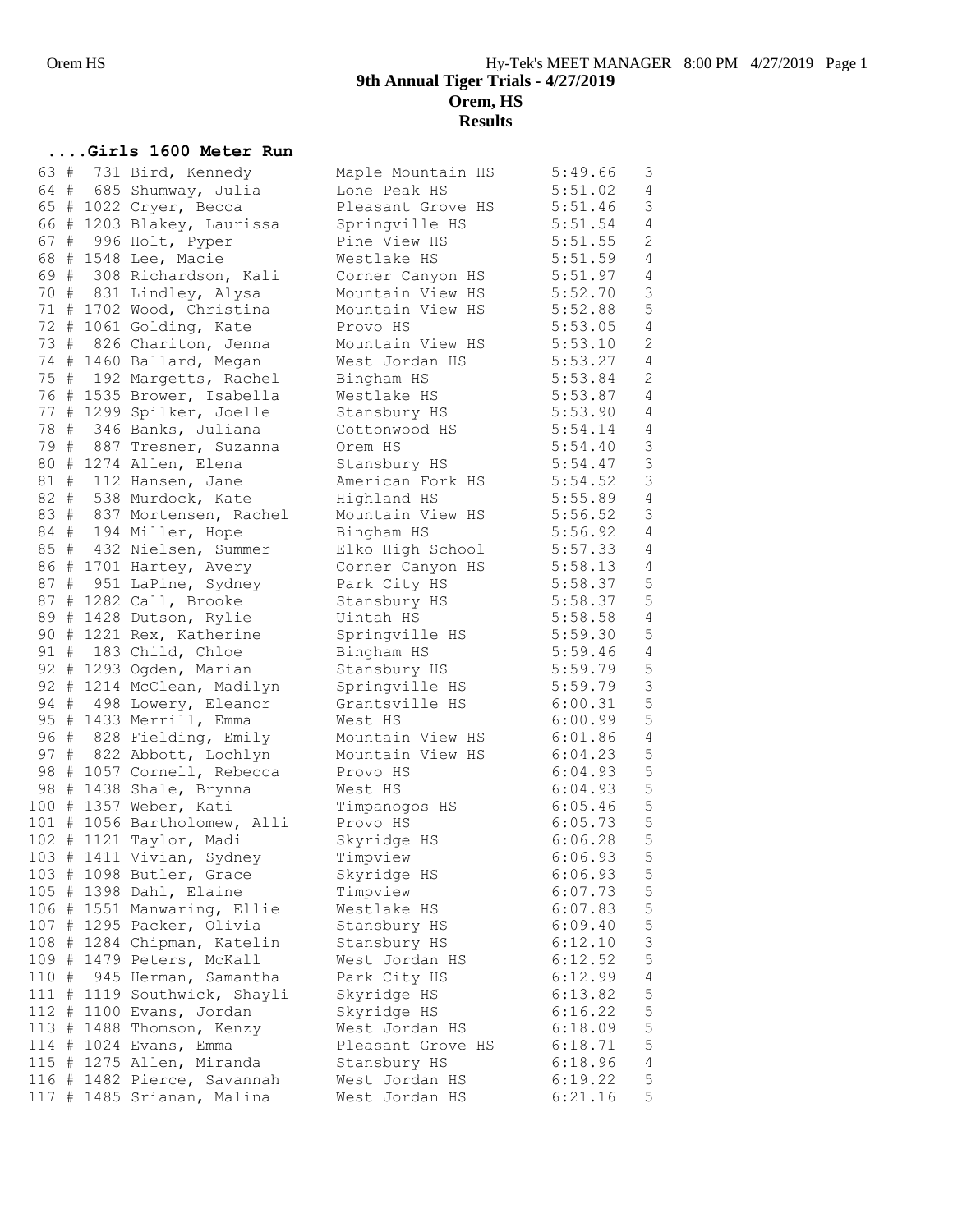## 9th Annual Tiger Trials - 4/27/2019
## Orem, HS
## Results

### ....Girls 1600 Meter Run

| Place | # | Name | School | Time | Heat |
|---|---|---|---|---|---|
| 63 | # 731 | Bird, Kennedy | Maple Mountain HS | 5:49.66 | 3 |
| 64 | # 685 | Shumway, Julia | Lone Peak HS | 5:51.02 | 4 |
| 65 | # 1022 | Cryer, Becca | Pleasant Grove HS | 5:51.46 | 3 |
| 66 | # 1203 | Blakey, Laurissa | Springville HS | 5:51.54 | 4 |
| 67 | # 996 | Holt, Pyper | Pine View HS | 5:51.55 | 2 |
| 68 | # 1548 | Lee, Macie | Westlake HS | 5:51.59 | 4 |
| 69 | # 308 | Richardson, Kali | Corner Canyon HS | 5:51.97 | 4 |
| 70 | # 831 | Lindley, Alysa | Mountain View HS | 5:52.70 | 3 |
| 71 | # 1702 | Wood, Christina | Mountain View HS | 5:52.88 | 5 |
| 72 | # 1061 | Golding, Kate | Provo HS | 5:53.05 | 4 |
| 73 | # 826 | Chariton, Jenna | Mountain View HS | 5:53.10 | 2 |
| 74 | # 1460 | Ballard, Megan | West Jordan HS | 5:53.27 | 4 |
| 75 | # 192 | Margetts, Rachel | Bingham HS | 5:53.84 | 2 |
| 76 | # 1535 | Brower, Isabella | Westlake HS | 5:53.87 | 4 |
| 77 | # 1299 | Spilker, Joelle | Stansbury HS | 5:53.90 | 4 |
| 78 | # 346 | Banks, Juliana | Cottonwood HS | 5:54.14 | 4 |
| 79 | # 887 | Tresner, Suzanna | Orem HS | 5:54.40 | 3 |
| 80 | # 1274 | Allen, Elena | Stansbury HS | 5:54.47 | 3 |
| 81 | # 112 | Hansen, Jane | American Fork HS | 5:54.52 | 3 |
| 82 | # 538 | Murdock, Kate | Highland HS | 5:55.89 | 4 |
| 83 | # 837 | Mortensen, Rachel | Mountain View HS | 5:56.52 | 3 |
| 84 | # 194 | Miller, Hope | Bingham HS | 5:56.92 | 4 |
| 85 | # 432 | Nielsen, Summer | Elko High School | 5:57.33 | 4 |
| 86 | # 1701 | Hartey, Avery | Corner Canyon HS | 5:58.13 | 4 |
| 87 | # 951 | LaPine, Sydney | Park City HS | 5:58.37 | 5 |
| 87 | # 1282 | Call, Brooke | Stansbury HS | 5:58.37 | 5 |
| 89 | # 1428 | Dutson, Rylie | Uintah HS | 5:58.58 | 4 |
| 90 | # 1221 | Rex, Katherine | Springville HS | 5:59.30 | 5 |
| 91 | # 183 | Child, Chloe | Bingham HS | 5:59.46 | 4 |
| 92 | # 1293 | Ogden, Marian | Stansbury HS | 5:59.79 | 5 |
| 92 | # 1214 | McClean, Madilyn | Springville HS | 5:59.79 | 3 |
| 94 | # 498 | Lowery, Eleanor | Grantsville HS | 6:00.31 | 5 |
| 95 | # 1433 | Merrill, Emma | West HS | 6:00.99 | 5 |
| 96 | # 828 | Fielding, Emily | Mountain View HS | 6:01.86 | 4 |
| 97 | # 822 | Abbott, Lochlyn | Mountain View HS | 6:04.23 | 5 |
| 98 | # 1057 | Cornell, Rebecca | Provo HS | 6:04.93 | 5 |
| 98 | # 1438 | Shale, Brynna | West HS | 6:04.93 | 5 |
| 100 | # 1357 | Weber, Kati | Timpanogos HS | 6:05.46 | 5 |
| 101 | # 1056 | Bartholomew, Alli | Provo HS | 6:05.73 | 5 |
| 102 | # 1121 | Taylor, Madi | Skyridge HS | 6:06.28 | 5 |
| 103 | # 1411 | Vivian, Sydney | Timpview | 6:06.93 | 5 |
| 103 | # 1098 | Butler, Grace | Skyridge HS | 6:06.93 | 5 |
| 105 | # 1398 | Dahl, Elaine | Timpview | 6:07.73 | 5 |
| 106 | # 1551 | Manwaring, Ellie | Westlake HS | 6:07.83 | 5 |
| 107 | # 1295 | Packer, Olivia | Stansbury HS | 6:09.40 | 5 |
| 108 | # 1284 | Chipman, Katelin | Stansbury HS | 6:12.10 | 3 |
| 109 | # 1479 | Peters, McKall | West Jordan HS | 6:12.52 | 5 |
| 110 | # 945 | Herman, Samantha | Park City HS | 6:12.99 | 4 |
| 111 | # 1119 | Southwick, Shayli | Skyridge HS | 6:13.82 | 5 |
| 112 | # 1100 | Evans, Jordan | Skyridge HS | 6:16.22 | 5 |
| 113 | # 1488 | Thomson, Kenzy | West Jordan HS | 6:18.09 | 5 |
| 114 | # 1024 | Evans, Emma | Pleasant Grove HS | 6:18.71 | 5 |
| 115 | # 1275 | Allen, Miranda | Stansbury HS | 6:18.96 | 4 |
| 116 | # 1482 | Pierce, Savannah | West Jordan HS | 6:19.22 | 5 |
| 117 | # 1485 | Srianan, Malina | West Jordan HS | 6:21.16 | 5 |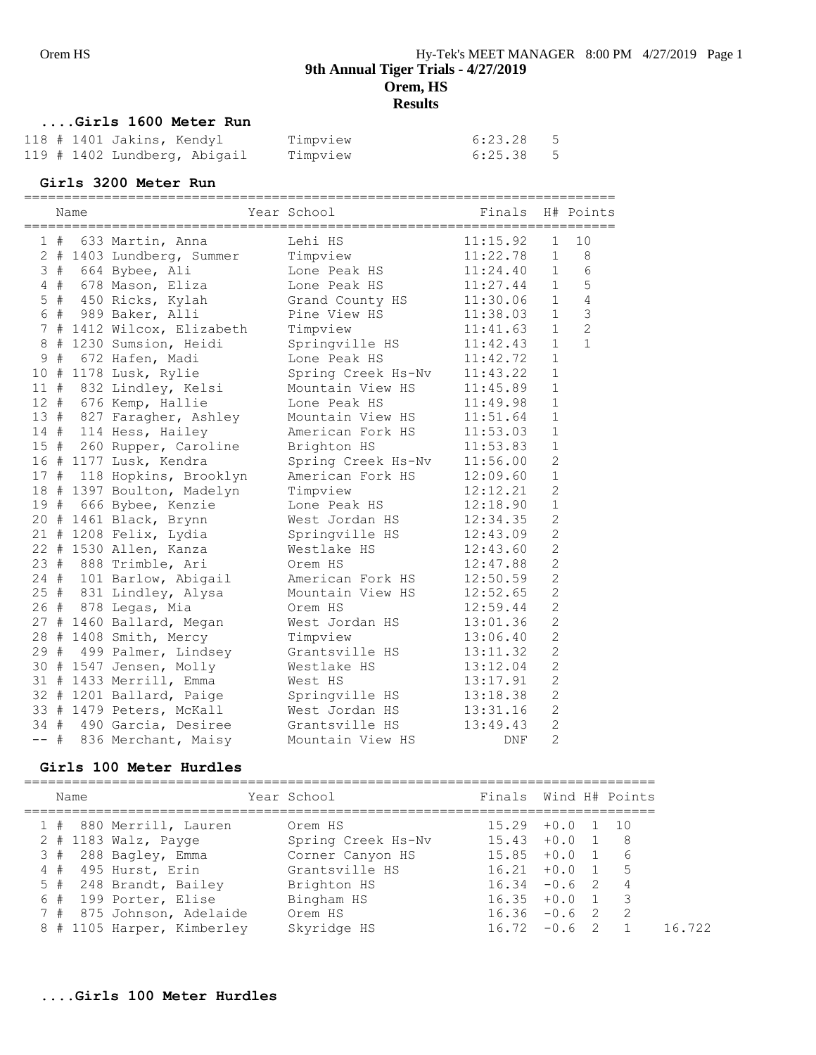## ....Girls 1600 Meter Run

| | | Name | School | Finals | H# |
|---|---|---|---|---|---|
| 118 | # | 1401 Jakins, Kendyl | Timpview | 6:23.28 | 5 |
| 119 | # | 1402 Lundberg, Abigail | Timpview | 6:25.38 | 5 |

## Girls 3200 Meter Run

| | | Name | Year School | Finals | H# | Points |
|---|---|---|---|---|---|---|
| 1 | # | 633 Martin, Anna | Lehi HS | 11:15.92 | 1 | 10 |
| 2 | # | 1403 Lundberg, Summer | Timpview | 11:22.78 | 1 | 8 |
| 3 | # | 664 Bybee, Ali | Lone Peak HS | 11:24.40 | 1 | 6 |
| 4 | # | 678 Mason, Eliza | Lone Peak HS | 11:27.44 | 1 | 5 |
| 5 | # | 450 Ricks, Kylah | Grand County HS | 11:30.06 | 1 | 4 |
| 6 | # | 989 Baker, Alli | Pine View HS | 11:38.03 | 1 | 3 |
| 7 | # | 1412 Wilcox, Elizabeth | Timpview | 11:41.63 | 1 | 2 |
| 8 | # | 1230 Sumsion, Heidi | Springville HS | 11:42.43 | 1 | 1 |
| 9 | # | 672 Hafen, Madi | Lone Peak HS | 11:42.72 | 1 | |
| 10 | # | 1178 Lusk, Rylie | Spring Creek Hs-Nv | 11:43.22 | 1 | |
| 11 | # | 832 Lindley, Kelsi | Mountain View HS | 11:45.89 | 1 | |
| 12 | # | 676 Kemp, Hallie | Lone Peak HS | 11:49.98 | 1 | |
| 13 | # | 827 Faragher, Ashley | Mountain View HS | 11:51.64 | 1 | |
| 14 | # | 114 Hess, Hailey | American Fork HS | 11:53.03 | 1 | |
| 15 | # | 260 Rupper, Caroline | Brighton HS | 11:53.83 | 1 | |
| 16 | # | 1177 Lusk, Kendra | Spring Creek Hs-Nv | 11:56.00 | 2 | |
| 17 | # | 118 Hopkins, Brooklyn | American Fork HS | 12:09.60 | 1 | |
| 18 | # | 1397 Boulton, Madelyn | Timpview | 12:12.21 | 2 | |
| 19 | # | 666 Bybee, Kenzie | Lone Peak HS | 12:18.90 | 1 | |
| 20 | # | 1461 Black, Brynn | West Jordan HS | 12:34.35 | 2 | |
| 21 | # | 1208 Felix, Lydia | Springville HS | 12:43.09 | 2 | |
| 22 | # | 1530 Allen, Kanza | Westlake HS | 12:43.60 | 2 | |
| 23 | # | 888 Trimble, Ari | Orem HS | 12:47.88 | 2 | |
| 24 | # | 101 Barlow, Abigail | American Fork HS | 12:50.59 | 2 | |
| 25 | # | 831 Lindley, Alysa | Mountain View HS | 12:52.65 | 2 | |
| 26 | # | 878 Legas, Mia | Orem HS | 12:59.44 | 2 | |
| 27 | # | 1460 Ballard, Megan | West Jordan HS | 13:01.36 | 2 | |
| 28 | # | 1408 Smith, Mercy | Timpview | 13:06.40 | 2 | |
| 29 | # | 499 Palmer, Lindsey | Grantsville HS | 13:11.32 | 2 | |
| 30 | # | 1547 Jensen, Molly | Westlake HS | 13:12.04 | 2 | |
| 31 | # | 1433 Merrill, Emma | West HS | 13:17.91 | 2 | |
| 32 | # | 1201 Ballard, Paige | Springville HS | 13:18.38 | 2 | |
| 33 | # | 1479 Peters, McKall | West Jordan HS | 13:31.16 | 2 | |
| 34 | # | 490 Garcia, Desiree | Grantsville HS | 13:49.43 | 2 | |
| -- | # | 836 Merchant, Maisy | Mountain View HS | DNF | 2 | |

## Girls 100 Meter Hurdles

| | | Name | Year School | Finals | Wind | H# | Points | |
|---|---|---|---|---|---|---|---|---|
| 1 | # | 880 Merrill, Lauren | Orem HS | 15.29 | +0.0 | 1 | 10 | |
| 2 | # | 1183 Walz, Payge | Spring Creek Hs-Nv | 15.43 | +0.0 | 1 | 8 | |
| 3 | # | 288 Bagley, Emma | Corner Canyon HS | 15.85 | +0.0 | 1 | 6 | |
| 4 | # | 495 Hurst, Erin | Grantsville HS | 16.21 | +0.0 | 1 | 5 | |
| 5 | # | 248 Brandt, Bailey | Brighton HS | 16.34 | -0.6 | 2 | 4 | |
| 6 | # | 199 Porter, Elise | Bingham HS | 16.35 | +0.0 | 1 | 3 | |
| 7 | # | 875 Johnson, Adelaide | Orem HS | 16.36 | -0.6 | 2 | 2 | |
| 8 | # | 1105 Harper, Kimberley | Skyridge HS | 16.72 | -0.6 | 2 | 1 | 16.722 |

## ....Girls 100 Meter Hurdles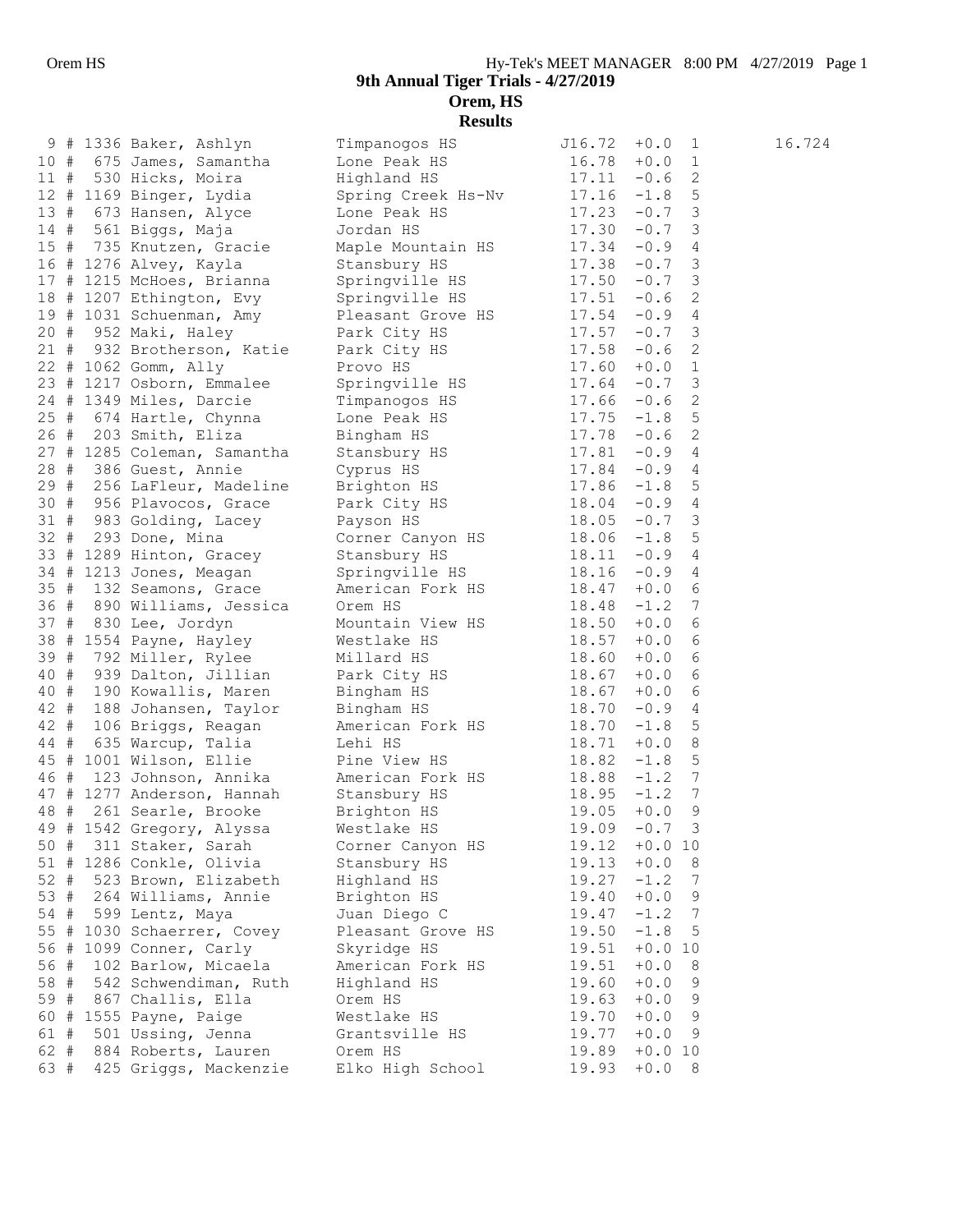# 9th Annual Tiger Trials - 4/27/2019

## Orem, HS

### Results

| Place | # | Bib | Name | School | Time | Wind | Heat | |
|---|---|---|---|---|---|---|---|---|
| 9 | # | 1336 | Baker, Ashlyn | Timpanogos HS | J16.72 | +0.0 | 1 | 16.724 |
| 10 | # | 675 | James, Samantha | Lone Peak HS | 16.78 | +0.0 | 1 | |
| 11 | # | 530 | Hicks, Moira | Highland HS | 17.11 | -0.6 | 2 | |
| 12 | # | 1169 | Binger, Lydia | Spring Creek Hs-Nv | 17.16 | -1.8 | 5 | |
| 13 | # | 673 | Hansen, Alyce | Lone Peak HS | 17.23 | -0.7 | 3 | |
| 14 | # | 561 | Biggs, Maja | Jordan HS | 17.30 | -0.7 | 3 | |
| 15 | # | 735 | Knutzen, Gracie | Maple Mountain HS | 17.34 | -0.9 | 4 | |
| 16 | # | 1276 | Alvey, Kayla | Stansbury HS | 17.38 | -0.7 | 3 | |
| 17 | # | 1215 | McHoes, Brianna | Springville HS | 17.50 | -0.7 | 3 | |
| 18 | # | 1207 | Ethington, Evy | Springville HS | 17.51 | -0.6 | 2 | |
| 19 | # | 1031 | Schuenman, Amy | Pleasant Grove HS | 17.54 | -0.9 | 4 | |
| 20 | # | 952 | Maki, Haley | Park City HS | 17.57 | -0.7 | 3 | |
| 21 | # | 932 | Brotherson, Katie | Park City HS | 17.58 | -0.6 | 2 | |
| 22 | # | 1062 | Gomm, Ally | Provo HS | 17.60 | +0.0 | 1 | |
| 23 | # | 1217 | Osborn, Emmalee | Springville HS | 17.64 | -0.7 | 3 | |
| 24 | # | 1349 | Miles, Darcie | Timpanogos HS | 17.66 | -0.6 | 2 | |
| 25 | # | 674 | Hartle, Chynna | Lone Peak HS | 17.75 | -1.8 | 5 | |
| 26 | # | 203 | Smith, Eliza | Bingham HS | 17.78 | -0.6 | 2 | |
| 27 | # | 1285 | Coleman, Samantha | Stansbury HS | 17.81 | -0.9 | 4 | |
| 28 | # | 386 | Guest, Annie | Cyprus HS | 17.84 | -0.9 | 4 | |
| 29 | # | 256 | LaFleur, Madeline | Brighton HS | 17.86 | -1.8 | 5 | |
| 30 | # | 956 | Plavocos, Grace | Park City HS | 18.04 | -0.9 | 4 | |
| 31 | # | 983 | Golding, Lacey | Payson HS | 18.05 | -0.7 | 3 | |
| 32 | # | 293 | Done, Mina | Corner Canyon HS | 18.06 | -1.8 | 5 | |
| 33 | # | 1289 | Hinton, Gracey | Stansbury HS | 18.11 | -0.9 | 4 | |
| 34 | # | 1213 | Jones, Meagan | Springville HS | 18.16 | -0.9 | 4 | |
| 35 | # | 132 | Seamons, Grace | American Fork HS | 18.47 | +0.0 | 6 | |
| 36 | # | 890 | Williams, Jessica | Orem HS | 18.48 | -1.2 | 7 | |
| 37 | # | 830 | Lee, Jordyn | Mountain View HS | 18.50 | +0.0 | 6 | |
| 38 | # | 1554 | Payne, Hayley | Westlake HS | 18.57 | +0.0 | 6 | |
| 39 | # | 792 | Miller, Rylee | Millard HS | 18.60 | +0.0 | 6 | |
| 40 | # | 939 | Dalton, Jillian | Park City HS | 18.67 | +0.0 | 6 | |
| 40 | # | 190 | Kowallis, Maren | Bingham HS | 18.67 | +0.0 | 6 | |
| 42 | # | 188 | Johansen, Taylor | Bingham HS | 18.70 | -0.9 | 4 | |
| 42 | # | 106 | Briggs, Reagan | American Fork HS | 18.70 | -1.8 | 5 | |
| 44 | # | 635 | Warcup, Talia | Lehi HS | 18.71 | +0.0 | 8 | |
| 45 | # | 1001 | Wilson, Ellie | Pine View HS | 18.82 | -1.8 | 5 | |
| 46 | # | 123 | Johnson, Annika | American Fork HS | 18.88 | -1.2 | 7 | |
| 47 | # | 1277 | Anderson, Hannah | Stansbury HS | 18.95 | -1.2 | 7 | |
| 48 | # | 261 | Searle, Brooke | Brighton HS | 19.05 | +0.0 | 9 | |
| 49 | # | 1542 | Gregory, Alyssa | Westlake HS | 19.09 | -0.7 | 3 | |
| 50 | # | 311 | Staker, Sarah | Corner Canyon HS | 19.12 | +0.0 | 10 | |
| 51 | # | 1286 | Conkle, Olivia | Stansbury HS | 19.13 | +0.0 | 8 | |
| 52 | # | 523 | Brown, Elizabeth | Highland HS | 19.27 | -1.2 | 7 | |
| 53 | # | 264 | Williams, Annie | Brighton HS | 19.40 | +0.0 | 9 | |
| 54 | # | 599 | Lentz, Maya | Juan Diego C | 19.47 | -1.2 | 7 | |
| 55 | # | 1030 | Schaerrer, Covey | Pleasant Grove HS | 19.50 | -1.8 | 5 | |
| 56 | # | 1099 | Conner, Carly | Skyridge HS | 19.51 | +0.0 | 10 | |
| 56 | # | 102 | Barlow, Micaela | American Fork HS | 19.51 | +0.0 | 8 | |
| 58 | # | 542 | Schwendiman, Ruth | Highland HS | 19.60 | +0.0 | 9 | |
| 59 | # | 867 | Challis, Ella | Orem HS | 19.63 | +0.0 | 9 | |
| 60 | # | 1555 | Payne, Paige | Westlake HS | 19.70 | +0.0 | 9 | |
| 61 | # | 501 | Ussing, Jenna | Grantsville HS | 19.77 | +0.0 | 9 | |
| 62 | # | 884 | Roberts, Lauren | Orem HS | 19.89 | +0.0 | 10 | |
| 63 | # | 425 | Griggs, Mackenzie | Elko High School | 19.93 | +0.0 | 8 | |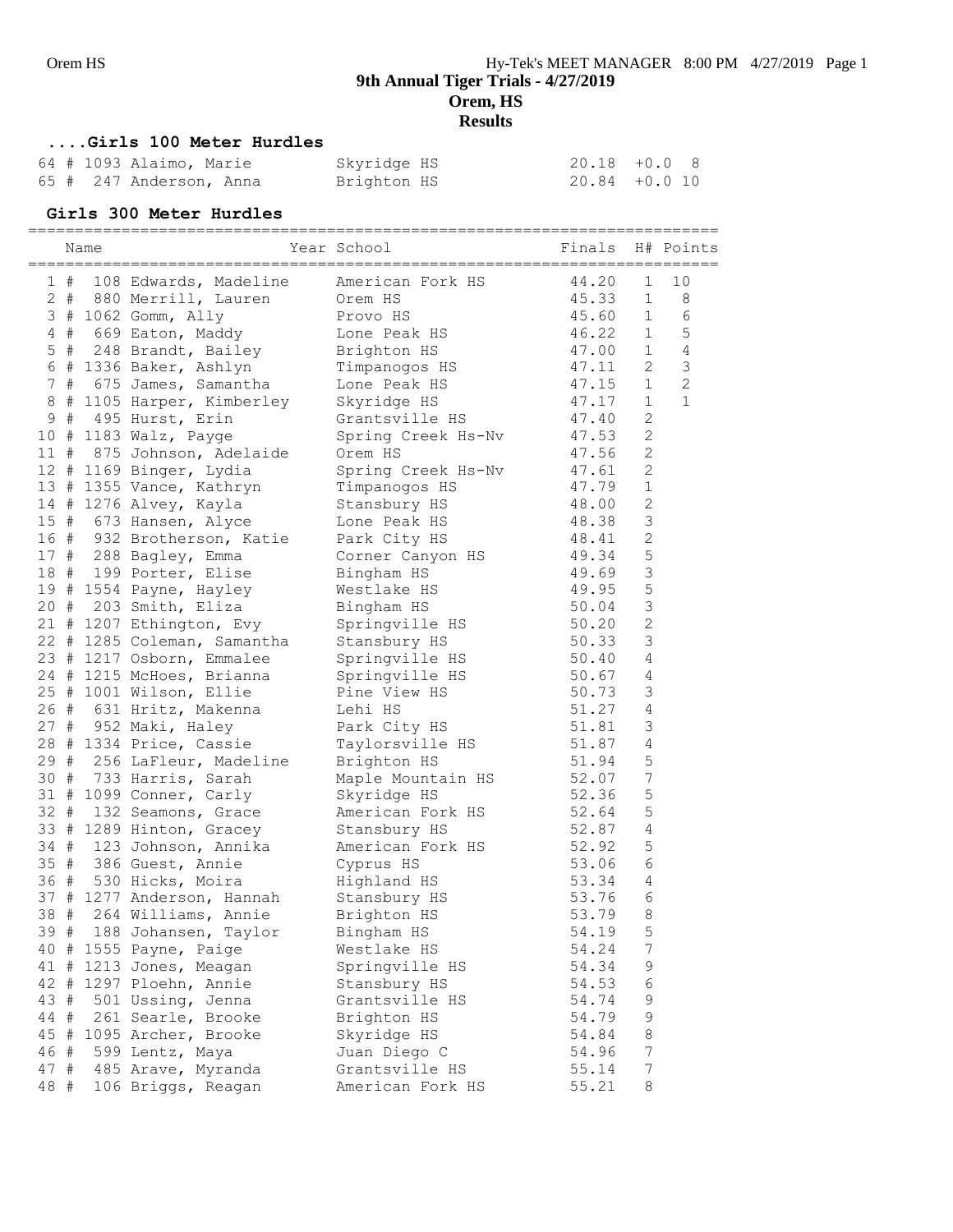# 9th Annual Tiger Trials - 4/27/2019

## Orem, HS

## Results

### ....Girls 100 Meter Hurdles

| Place | # | Name | Year | School | Finals | Wind | H# |
|---|---|---|---|---|---|---|---|
| 64 | # 1093 | Alaimo, Marie | | Skyridge HS | 20.18 | +0.0 | 8 |
| 65 | # 247 | Anderson, Anna | | Brighton HS | 20.84 | +0.0 | 10 |

### Girls 300 Meter Hurdles

| Place | # | Name | Year | School | Finals | H# | Points |
|---|---|---|---|---|---|---|---|
| 1 | # 108 | Edwards, Madeline | | American Fork HS | 44.20 | 1 | 10 |
| 2 | # 880 | Merrill, Lauren | | Orem HS | 45.33 | 1 | 8 |
| 3 | # 1062 | Gomm, Ally | | Provo HS | 45.60 | 1 | 6 |
| 4 | # 669 | Eaton, Maddy | | Lone Peak HS | 46.22 | 1 | 5 |
| 5 | # 248 | Brandt, Bailey | | Brighton HS | 47.00 | 1 | 4 |
| 6 | # 1336 | Baker, Ashlyn | | Timpanogos HS | 47.11 | 2 | 3 |
| 7 | # 675 | James, Samantha | | Lone Peak HS | 47.15 | 1 | 2 |
| 8 | # 1105 | Harper, Kimberley | | Skyridge HS | 47.17 | 1 | 1 |
| 9 | # 495 | Hurst, Erin | | Grantsville HS | 47.40 | 2 | |
| 10 | # 1183 | Walz, Payge | | Spring Creek Hs-Nv | 47.53 | 2 | |
| 11 | # 875 | Johnson, Adelaide | | Orem HS | 47.56 | 2 | |
| 12 | # 1169 | Binger, Lydia | | Spring Creek Hs-Nv | 47.61 | 2 | |
| 13 | # 1355 | Vance, Kathryn | | Timpanogos HS | 47.79 | 1 | |
| 14 | # 1276 | Alvey, Kayla | | Stansbury HS | 48.00 | 2 | |
| 15 | # 673 | Hansen, Alyce | | Lone Peak HS | 48.38 | 3 | |
| 16 | # 932 | Brotherson, Katie | | Park City HS | 48.41 | 2 | |
| 17 | # 288 | Bagley, Emma | | Corner Canyon HS | 49.34 | 5 | |
| 18 | # 199 | Porter, Elise | | Bingham HS | 49.69 | 3 | |
| 19 | # 1554 | Payne, Hayley | | Westlake HS | 49.95 | 5 | |
| 20 | # 203 | Smith, Eliza | | Bingham HS | 50.04 | 3 | |
| 21 | # 1207 | Ethington, Evy | | Springville HS | 50.20 | 2 | |
| 22 | # 1285 | Coleman, Samantha | | Stansbury HS | 50.33 | 3 | |
| 23 | # 1217 | Osborn, Emmalee | | Springville HS | 50.40 | 4 | |
| 24 | # 1215 | McHoes, Brianna | | Springville HS | 50.67 | 4 | |
| 25 | # 1001 | Wilson, Ellie | | Pine View HS | 50.73 | 3 | |
| 26 | # 631 | Hritz, Makenna | | Lehi HS | 51.27 | 4 | |
| 27 | # 952 | Maki, Haley | | Park City HS | 51.81 | 3 | |
| 28 | # 1334 | Price, Cassie | | Taylorsville HS | 51.87 | 4 | |
| 29 | # 256 | LaFleur, Madeline | | Brighton HS | 51.94 | 5 | |
| 30 | # 733 | Harris, Sarah | | Maple Mountain HS | 52.07 | 7 | |
| 31 | # 1099 | Conner, Carly | | Skyridge HS | 52.36 | 5 | |
| 32 | # 132 | Seamons, Grace | | American Fork HS | 52.64 | 5 | |
| 33 | # 1289 | Hinton, Gracey | | Stansbury HS | 52.87 | 4 | |
| 34 | # 123 | Johnson, Annika | | American Fork HS | 52.92 | 5 | |
| 35 | # 386 | Guest, Annie | | Cyprus HS | 53.06 | 6 | |
| 36 | # 530 | Hicks, Moira | | Highland HS | 53.34 | 4 | |
| 37 | # 1277 | Anderson, Hannah | | Stansbury HS | 53.76 | 6 | |
| 38 | # 264 | Williams, Annie | | Brighton HS | 53.79 | 8 | |
| 39 | # 188 | Johansen, Taylor | | Bingham HS | 54.19 | 5 | |
| 40 | # 1555 | Payne, Paige | | Westlake HS | 54.24 | 7 | |
| 41 | # 1213 | Jones, Meagan | | Springville HS | 54.34 | 9 | |
| 42 | # 1297 | Ploehn, Annie | | Stansbury HS | 54.53 | 6 | |
| 43 | # 501 | Ussing, Jenna | | Grantsville HS | 54.74 | 9 | |
| 44 | # 261 | Searle, Brooke | | Brighton HS | 54.79 | 9 | |
| 45 | # 1095 | Archer, Brooke | | Skyridge HS | 54.84 | 8 | |
| 46 | # 599 | Lentz, Maya | | Juan Diego C | 54.96 | 7 | |
| 47 | # 485 | Arave, Myranda | | Grantsville HS | 55.14 | 7 | |
| 48 | # 106 | Briggs, Reagan | | American Fork HS | 55.21 | 8 | |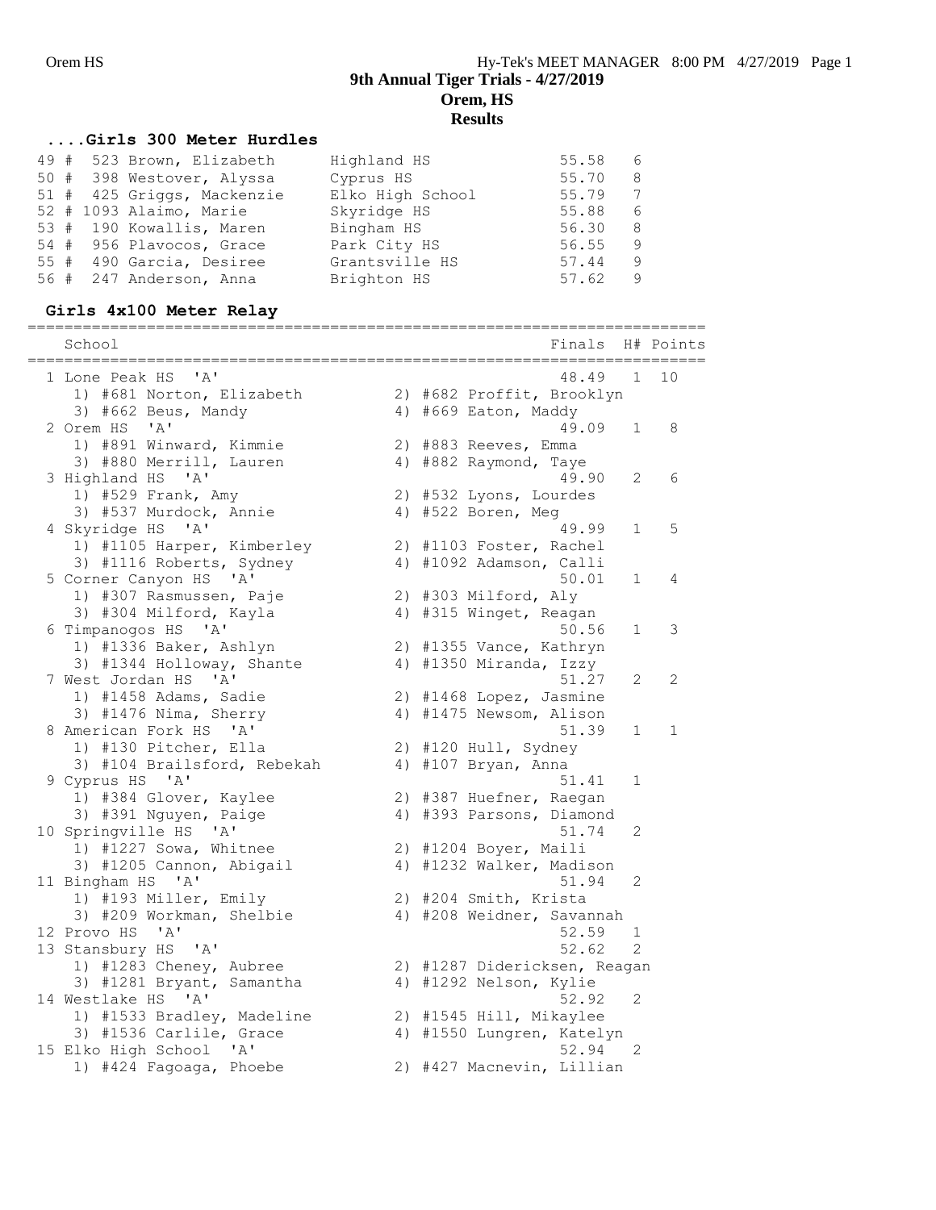# 9th Annual Tiger Trials - 4/27/2019
## Orem, HS
## Results

### ....Girls 300 Meter Hurdles

| Place | # | Name | School | Finals | H# |
|---|---|---|---|---|---|
| 49 # | 523 | Brown, Elizabeth | Highland HS | 55.58 | 6 |
| 50 # | 398 | Westover, Alyssa | Cyprus HS | 55.70 | 8 |
| 51 # | 425 | Griggs, Mackenzie | Elko High School | 55.79 | 7 |
| 52 # | 1093 | Alaimo, Marie | Skyridge HS | 55.88 | 6 |
| 53 # | 190 | Kowallis, Maren | Bingham HS | 56.30 | 8 |
| 54 # | 956 | Plavocos, Grace | Park City HS | 56.55 | 9 |
| 55 # | 490 | Garcia, Desiree | Grantsville HS | 57.44 | 9 |
| 56 # | 247 | Anderson, Anna | Brighton HS | 57.62 | 9 |

### Girls 4x100 Meter Relay

```
=========================================================================
    School                                              Finals  H# Points
=========================================================================
  1 Lone Peak HS  'A'                                    48.49   1  10
     1) #681 Norton, Elizabeth        2) #682 Proffit, Brooklyn
     3) #662 Beus, Mandy              4) #669 Eaton, Maddy
  2 Orem HS  'A'                                         49.09   1   8
     1) #891 Winward, Kimmie          2) #883 Reeves, Emma
     3) #880 Merrill, Lauren          4) #882 Raymond, Taye
  3 Highland HS  'A'                                     49.90   2   6
     1) #529 Frank, Amy               2) #532 Lyons, Lourdes
     3) #537 Murdock, Annie           4) #522 Boren, Meg
  4 Skyridge HS  'A'                                     49.99   1   5
     1) #1105 Harper, Kimberley       2) #1103 Foster, Rachel
     3) #1116 Roberts, Sydney         4) #1092 Adamson, Calli
  5 Corner Canyon HS  'A'                                50.01   1   4
     1) #307 Rasmussen, Paje          2) #303 Milford, Aly
     3) #304 Milford, Kayla           4) #315 Winget, Reagan
  6 Timpanogos HS  'A'                                   50.56   1   3
     1) #1336 Baker, Ashlyn           2) #1355 Vance, Kathryn
     3) #1344 Holloway, Shante        4) #1350 Miranda, Izzy
  7 West Jordan HS  'A'                                  51.27   2   2
     1) #1458 Adams, Sadie            2) #1468 Lopez, Jasmine
     3) #1476 Nima, Sherry            4) #1475 Newsom, Alison
  8 American Fork HS  'A'                                51.39   1   1
     1) #130 Pitcher, Ella            2) #120 Hull, Sydney
     3) #104 Brailsford, Rebekah      4) #107 Bryan, Anna
  9 Cyprus HS  'A'                                       51.41   1
     1) #384 Glover, Kaylee           2) #387 Huefner, Raegan
     3) #391 Nguyen, Paige            4) #393 Parsons, Diamond
 10 Springville HS  'A'                                  51.74   2
     1) #1227 Sowa, Whitnee           2) #1204 Boyer, Maili
     3) #1205 Cannon, Abigail         4) #1232 Walker, Madison
 11 Bingham HS  'A'                                      51.94   2
     1) #193 Miller, Emily            2) #204 Smith, Krista
     3) #209 Workman, Shelbie         4) #208 Weidner, Savannah
 12 Provo HS  'A'                                        52.59   1
 13 Stansbury HS  'A'                                    52.62   2
     1) #1283 Cheney, Aubree          2) #1287 Didericksen, Reagan
     3) #1281 Bryant, Samantha        4) #1292 Nelson, Kylie
 14 Westlake HS  'A'                                     52.92   2
     1) #1533 Bradley, Madeline       2) #1545 Hill, Mikaylee
     3) #1536 Carlile, Grace          4) #1550 Lungren, Katelyn
 15 Elko High School  'A'                                52.94   2
     1) #424 Fagoaga, Phoebe          2) #427 Macnevin, Lillian
```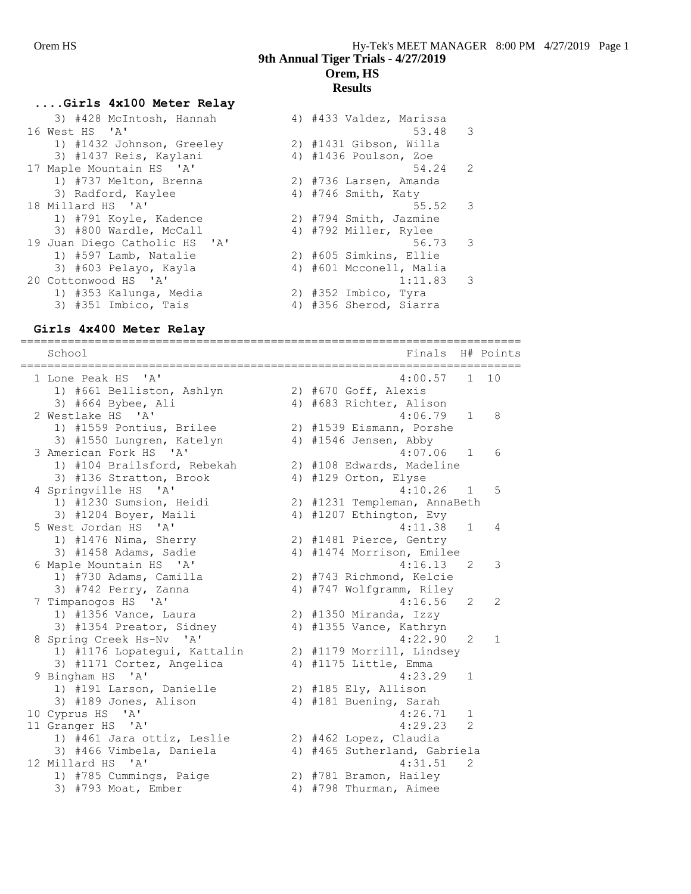# 9th Annual Tiger Trials - 4/27/2019
## Orem, HS
## Results

### ....Girls 4x100 Meter Relay

```
    3) #428 McIntosh, Hannah          4) #433 Valdez, Marissa
 16 West HS  'A'                                     53.48   3
    1) #1432 Johnson, Greeley         2) #1431 Gibson, Willa
    3) #1437 Reis, Kaylani            4) #1436 Poulson, Zoe
 17 Maple Mountain HS  'A'                           54.24   2
    1) #737 Melton, Brenna            2) #736 Larsen, Amanda
    3) Radford, Kaylee                4) #746 Smith, Katy
 18 Millard HS  'A'                                  55.52   3
    1) #791 Koyle, Kadence            2) #794 Smith, Jazmine
    3) #800 Wardle, McCall            4) #792 Miller, Rylee
 19 Juan Diego Catholic HS  'A'                      56.73   3
    1) #597 Lamb, Natalie             2) #605 Simkins, Ellie
    3) #603 Pelayo, Kayla             4) #601 Mcconell, Malia
 20 Cottonwood HS  'A'                             1:11.83   3
    1) #353 Kalunga, Media            2) #352 Imbico, Tyra
    3) #351 Imbico, Tais              4) #356 Sherod, Siarra
```

### Girls 4x400 Meter Relay

```
=========================================================================
    School                                            Finals  H# Points
=========================================================================
  1 Lone Peak HS  'A'                               4:00.57   1  10
    1) #661 Belliston, Ashlyn         2) #670 Goff, Alexis
    3) #664 Bybee, Ali                4) #683 Richter, Alison
  2 Westlake HS  'A'                                4:06.79   1   8
    1) #1559 Pontius, Brilee          2) #1539 Eismann, Porshe
    3) #1550 Lungren, Katelyn         4) #1546 Jensen, Abby
  3 American Fork HS  'A'                           4:07.06   1   6
    1) #104 Brailsford, Rebekah       2) #108 Edwards, Madeline
    3) #136 Stratton, Brook           4) #129 Orton, Elyse
  4 Springville HS  'A'                             4:10.26   1   5
    1) #1230 Sumsion, Heidi           2) #1231 Templeman, AnnaBeth
    3) #1204 Boyer, Maili             4) #1207 Ethington, Evy
  5 West Jordan HS  'A'                             4:11.38   1   4
    1) #1476 Nima, Sherry             2) #1481 Pierce, Gentry
    3) #1458 Adams, Sadie             4) #1474 Morrison, Emilee
  6 Maple Mountain HS  'A'                          4:16.13   2   3
    1) #730 Adams, Camilla            2) #743 Richmond, Kelcie
    3) #742 Perry, Zanna              4) #747 Wolfgramm, Riley
  7 Timpanogos HS  'A'                              4:16.56   2   2
    1) #1356 Vance, Laura             2) #1350 Miranda, Izzy
    3) #1354 Preator, Sidney          4) #1355 Vance, Kathryn
  8 Spring Creek Hs-Nv  'A'                         4:22.90   2   1
    1) #1176 Lopategui, Kattalin      2) #1179 Morrill, Lindsey
    3) #1171 Cortez, Angelica         4) #1175 Little, Emma
  9 Bingham HS  'A'                                 4:23.29   1
    1) #191 Larson, Danielle          2) #185 Ely, Allison
    3) #189 Jones, Alison             4) #181 Buening, Sarah
 10 Cyprus HS  'A'                                  4:26.71   1
 11 Granger HS  'A'                                 4:29.23   2
    1) #461 Jara ottiz, Leslie        2) #462 Lopez, Claudia
    3) #466 Vimbela, Daniela          4) #465 Sutherland, Gabriela
 12 Millard HS  'A'                                 4:31.51   2
    1) #785 Cummings, Paige           2) #781 Bramon, Hailey
    3) #793 Moat, Ember               4) #798 Thurman, Aimee
```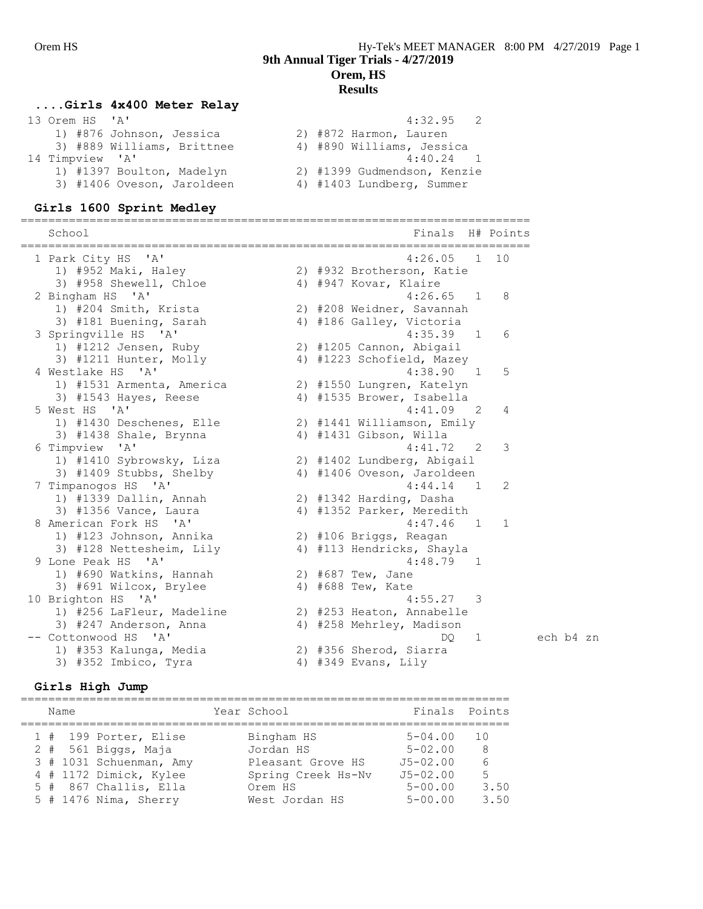## 9th Annual Tiger Trials - 4/27/2019
## Orem, HS
## Results

### ....Girls 4x400 Meter Relay

| | School | Finals | H# |
|---|---|---|---|
| 13 | Orem HS 'A' | 4:32.95 | 2 |
| | 1) #876 Johnson, Jessica; 2) #872 Harmon, Lauren; 3) #889 Williams, Brittnee; 4) #890 Williams, Jessica | | |
| 14 | Timpview 'A' | 4:40.24 | 1 |
| | 1) #1397 Boulton, Madelyn; 2) #1399 Gudmendson, Kenzie; 3) #1406 Oveson, Jaroldeen; 4) #1403 Lundberg, Summer | | |

### Girls 1600 Sprint Medley

| | School | Finals | H# | Points |
|---|---|---|---|---|
| 1 | Park City HS 'A' | 4:26.05 | 1 | 10 |
| | 1) #952 Maki, Haley; 2) #932 Brotherson, Katie; 3) #958 Shewell, Chloe; 4) #947 Kovar, Klaire | | | |
| 2 | Bingham HS 'A' | 4:26.65 | 1 | 8 |
| | 1) #204 Smith, Krista; 2) #208 Weidner, Savannah; 3) #181 Buening, Sarah; 4) #186 Galley, Victoria | | | |
| 3 | Springville HS 'A' | 4:35.39 | 1 | 6 |
| | 1) #1212 Jensen, Ruby; 2) #1205 Cannon, Abigail; 3) #1211 Hunter, Molly; 4) #1223 Schofield, Mazey | | | |
| 4 | Westlake HS 'A' | 4:38.90 | 1 | 5 |
| | 1) #1531 Armenta, America; 2) #1550 Lungren, Katelyn; 3) #1543 Hayes, Reese; 4) #1535 Brower, Isabella | | | |
| 5 | West HS 'A' | 4:41.09 | 2 | 4 |
| | 1) #1430 Deschenes, Elle; 2) #1441 Williamson, Emily; 3) #1438 Shale, Brynna; 4) #1431 Gibson, Willa | | | |
| 6 | Timpview 'A' | 4:41.72 | 2 | 3 |
| | 1) #1410 Sybrowsky, Liza; 2) #1402 Lundberg, Abigail; 3) #1409 Stubbs, Shelby; 4) #1406 Oveson, Jaroldeen | | | |
| 7 | Timpanogos HS 'A' | 4:44.14 | 1 | 2 |
| | 1) #1339 Dallin, Annah; 2) #1342 Harding, Dasha; 3) #1356 Vance, Laura; 4) #1352 Parker, Meredith | | | |
| 8 | American Fork HS 'A' | 4:47.46 | 1 | 1 |
| | 1) #123 Johnson, Annika; 2) #106 Briggs, Reagan; 3) #128 Nettesheim, Lily; 4) #113 Hendricks, Shayla | | | |
| 9 | Lone Peak HS 'A' | 4:48.79 | 1 | |
| | 1) #690 Watkins, Hannah; 2) #687 Tew, Jane; 3) #691 Wilcox, Brylee; 4) #688 Tew, Kate | | | |
| 10 | Brighton HS 'A' | 4:55.27 | 3 | |
| | 1) #256 LaFleur, Madeline; 2) #253 Heaton, Annabelle; 3) #247 Anderson, Anna; 4) #258 Mehrley, Madison | | | |
| -- | Cottonwood HS 'A' | DQ | 1 | ech b4 zn |
| | 1) #353 Kalunga, Media; 2) #356 Sherod, Siarra; 3) #352 Imbico, Tyra; 4) #349 Evans, Lily | | | |

### Girls High Jump

| | Name | Year | School | Finals | Points |
|---|---|---|---|---|---|
| 1 | # 199 Porter, Elise | | Bingham HS | 5-04.00 | 10 |
| 2 | # 561 Biggs, Maja | | Jordan HS | 5-02.00 | 8 |
| 3 | # 1031 Schuenman, Amy | | Pleasant Grove HS | J5-02.00 | 6 |
| 4 | # 1172 Dimick, Kylee | | Spring Creek Hs-Nv | J5-02.00 | 5 |
| 5 | # 867 Challis, Ella | | Orem HS | 5-00.00 | 3.50 |
| 5 | # 1476 Nima, Sherry | | West Jordan HS | 5-00.00 | 3.50 |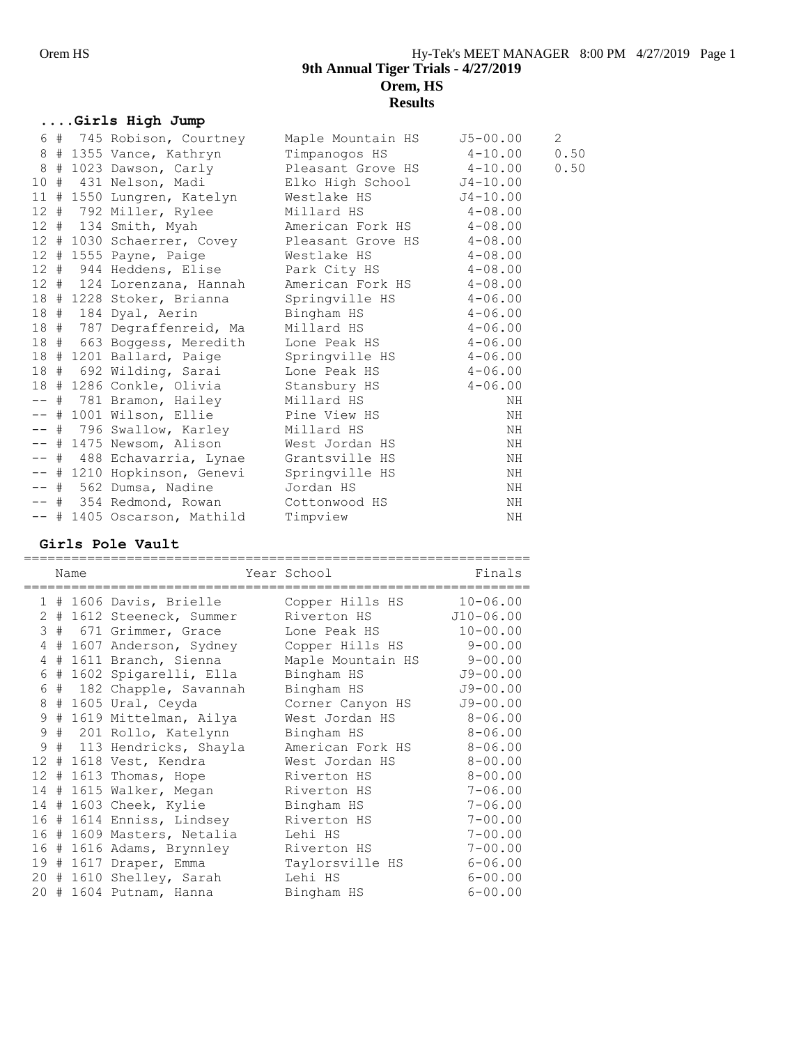## 9th Annual Tiger Trials - 4/27/2019
## Orem, HS
## Results

### ....Girls High Jump

| Place | | Name | School | Finals | Points |
|---|---|---|---|---|---|
| 6 | # 745 | Robison, Courtney | Maple Mountain HS | J5-00.00 | 2 |
| 8 | # 1355 | Vance, Kathryn | Timpanogos HS | 4-10.00 | 0.50 |
| 8 | # 1023 | Dawson, Carly | Pleasant Grove HS | 4-10.00 | 0.50 |
| 10 | # 431 | Nelson, Madi | Elko High School | J4-10.00 | |
| 11 | # 1550 | Lungren, Katelyn | Westlake HS | J4-10.00 | |
| 12 | # 792 | Miller, Rylee | Millard HS | 4-08.00 | |
| 12 | # 134 | Smith, Myah | American Fork HS | 4-08.00 | |
| 12 | # 1030 | Schaerrer, Covey | Pleasant Grove HS | 4-08.00 | |
| 12 | # 1555 | Payne, Paige | Westlake HS | 4-08.00 | |
| 12 | # 944 | Heddens, Elise | Park City HS | 4-08.00 | |
| 12 | # 124 | Lorenzana, Hannah | American Fork HS | 4-08.00 | |
| 18 | # 1228 | Stoker, Brianna | Springville HS | 4-06.00 | |
| 18 | # 184 | Dyal, Aerin | Bingham HS | 4-06.00 | |
| 18 | # 787 | Degraffenreid, Ma | Millard HS | 4-06.00 | |
| 18 | # 663 | Boggess, Meredith | Lone Peak HS | 4-06.00 | |
| 18 | # 1201 | Ballard, Paige | Springville HS | 4-06.00 | |
| 18 | # 692 | Wilding, Sarai | Lone Peak HS | 4-06.00 | |
| 18 | # 1286 | Conkle, Olivia | Stansbury HS | 4-06.00 | |
| -- | # 781 | Bramon, Hailey | Millard HS | NH | |
| -- | # 1001 | Wilson, Ellie | Pine View HS | NH | |
| -- | # 796 | Swallow, Karley | Millard HS | NH | |
| -- | # 1475 | Newsom, Alison | West Jordan HS | NH | |
| -- | # 488 | Echavarria, Lynae | Grantsville HS | NH | |
| -- | # 1210 | Hopkinson, Genevi | Springville HS | NH | |
| -- | # 562 | Dumsa, Nadine | Jordan HS | NH | |
| -- | # 354 | Redmond, Rowan | Cottonwood HS | NH | |
| -- | # 1405 | Oscarson, Mathild | Timpview | NH | |

### Girls Pole Vault

| Place | | Name | Year School | Finals |
|---|---|---|---|---|
| 1 | # 1606 | Davis, Brielle | Copper Hills HS | 10-06.00 |
| 2 | # 1612 | Steeneck, Summer | Riverton HS | J10-06.00 |
| 3 | # 671 | Grimmer, Grace | Lone Peak HS | 10-00.00 |
| 4 | # 1607 | Anderson, Sydney | Copper Hills HS | 9-00.00 |
| 4 | # 1611 | Branch, Sienna | Maple Mountain HS | 9-00.00 |
| 6 | # 1602 | Spigarelli, Ella | Bingham HS | J9-00.00 |
| 6 | # 182 | Chapple, Savannah | Bingham HS | J9-00.00 |
| 8 | # 1605 | Ural, Ceyda | Corner Canyon HS | J9-00.00 |
| 9 | # 1619 | Mittelman, Ailya | West Jordan HS | 8-06.00 |
| 9 | # 201 | Rollo, Katelynn | Bingham HS | 8-06.00 |
| 9 | # 113 | Hendricks, Shayla | American Fork HS | 8-06.00 |
| 12 | # 1618 | Vest, Kendra | West Jordan HS | 8-00.00 |
| 12 | # 1613 | Thomas, Hope | Riverton HS | 8-00.00 |
| 14 | # 1615 | Walker, Megan | Riverton HS | 7-06.00 |
| 14 | # 1603 | Cheek, Kylie | Bingham HS | 7-06.00 |
| 16 | # 1614 | Enniss, Lindsey | Riverton HS | 7-00.00 |
| 16 | # 1609 | Masters, Netalia | Lehi HS | 7-00.00 |
| 16 | # 1616 | Adams, Brynnley | Riverton HS | 7-00.00 |
| 19 | # 1617 | Draper, Emma | Taylorsville HS | 6-06.00 |
| 20 | # 1610 | Shelley, Sarah | Lehi HS | 6-00.00 |
| 20 | # 1604 | Putnam, Hanna | Bingham HS | 6-00.00 |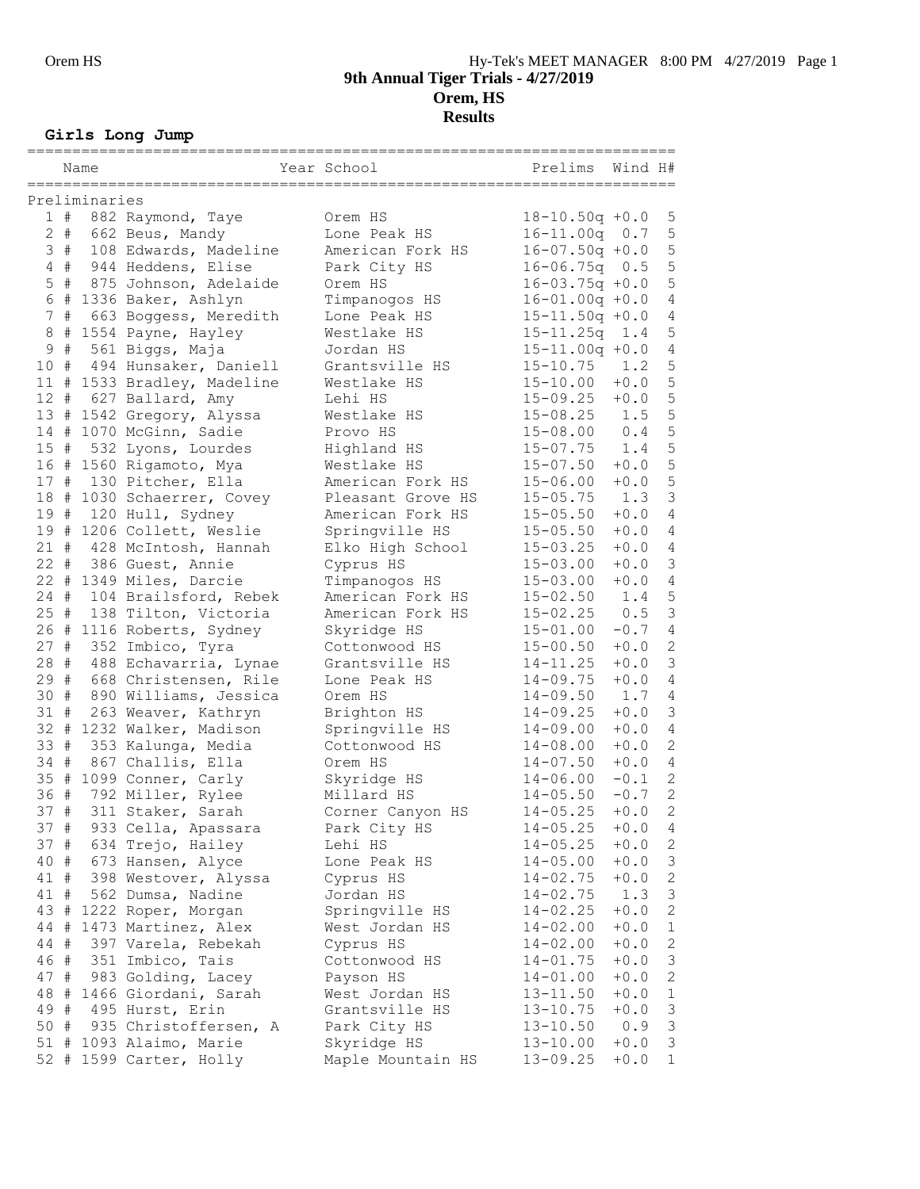# 9th Annual Tiger Trials - 4/27/2019

## Orem, HS

## Results

### Girls Long Jump

| Place | Name | Year | School | Prelims | Wind | H# |
|---|---|---|---|---|---|---|
| **Preliminaries** | | | | | | |
| 1 | # 882 Raymond, Taye | | Orem HS | 18-10.50q | +0.0 | 5 |
| 2 | # 662 Beus, Mandy | | Lone Peak HS | 16-11.00q | 0.7 | 5 |
| 3 | # 108 Edwards, Madeline | | American Fork HS | 16-07.50q | +0.0 | 5 |
| 4 | # 944 Heddens, Elise | | Park City HS | 16-06.75q | 0.5 | 5 |
| 5 | # 875 Johnson, Adelaide | | Orem HS | 16-03.75q | +0.0 | 5 |
| 6 | # 1336 Baker, Ashlyn | | Timpanogos HS | 16-01.00q | +0.0 | 4 |
| 7 | # 663 Boggess, Meredith | | Lone Peak HS | 15-11.50q | +0.0 | 4 |
| 8 | # 1554 Payne, Hayley | | Westlake HS | 15-11.25q | 1.4 | 5 |
| 9 | # 561 Biggs, Maja | | Jordan HS | 15-11.00q | +0.0 | 4 |
| 10 | # 494 Hunsaker, Daniell | | Grantsville HS | 15-10.75 | 1.2 | 5 |
| 11 | # 1533 Bradley, Madeline | | Westlake HS | 15-10.00 | +0.0 | 5 |
| 12 | # 627 Ballard, Amy | | Lehi HS | 15-09.25 | +0.0 | 5 |
| 13 | # 1542 Gregory, Alyssa | | Westlake HS | 15-08.25 | 1.5 | 5 |
| 14 | # 1070 McGinn, Sadie | | Provo HS | 15-08.00 | 0.4 | 5 |
| 15 | # 532 Lyons, Lourdes | | Highland HS | 15-07.75 | 1.4 | 5 |
| 16 | # 1560 Rigamoto, Mya | | Westlake HS | 15-07.50 | +0.0 | 5 |
| 17 | # 130 Pitcher, Ella | | American Fork HS | 15-06.00 | +0.0 | 5 |
| 18 | # 1030 Schaerrer, Covey | | Pleasant Grove HS | 15-05.75 | 1.3 | 3 |
| 19 | # 120 Hull, Sydney | | American Fork HS | 15-05.50 | +0.0 | 4 |
| 19 | # 1206 Collett, Weslie | | Springville HS | 15-05.50 | +0.0 | 4 |
| 21 | # 428 McIntosh, Hannah | | Elko High School | 15-03.25 | +0.0 | 4 |
| 22 | # 386 Guest, Annie | | Cyprus HS | 15-03.00 | +0.0 | 3 |
| 22 | # 1349 Miles, Darcie | | Timpanogos HS | 15-03.00 | +0.0 | 4 |
| 24 | # 104 Brailsford, Rebek | | American Fork HS | 15-02.50 | 1.4 | 5 |
| 25 | # 138 Tilton, Victoria | | American Fork HS | 15-02.25 | 0.5 | 3 |
| 26 | # 1116 Roberts, Sydney | | Skyridge HS | 15-01.00 | -0.7 | 4 |
| 27 | # 352 Imbico, Tyra | | Cottonwood HS | 15-00.50 | +0.0 | 2 |
| 28 | # 488 Echavarria, Lynae | | Grantsville HS | 14-11.25 | +0.0 | 3 |
| 29 | # 668 Christensen, Rile | | Lone Peak HS | 14-09.75 | +0.0 | 4 |
| 30 | # 890 Williams, Jessica | | Orem HS | 14-09.50 | 1.7 | 4 |
| 31 | # 263 Weaver, Kathryn | | Brighton HS | 14-09.25 | +0.0 | 3 |
| 32 | # 1232 Walker, Madison | | Springville HS | 14-09.00 | +0.0 | 4 |
| 33 | # 353 Kalunga, Media | | Cottonwood HS | 14-08.00 | +0.0 | 2 |
| 34 | # 867 Challis, Ella | | Orem HS | 14-07.50 | +0.0 | 4 |
| 35 | # 1099 Conner, Carly | | Skyridge HS | 14-06.00 | -0.1 | 2 |
| 36 | # 792 Miller, Rylee | | Millard HS | 14-05.50 | -0.7 | 2 |
| 37 | # 311 Staker, Sarah | | Corner Canyon HS | 14-05.25 | +0.0 | 2 |
| 37 | # 933 Cella, Apassara | | Park City HS | 14-05.25 | +0.0 | 4 |
| 37 | # 634 Trejo, Hailey | | Lehi HS | 14-05.25 | +0.0 | 2 |
| 40 | # 673 Hansen, Alyce | | Lone Peak HS | 14-05.00 | +0.0 | 3 |
| 41 | # 398 Westover, Alyssa | | Cyprus HS | 14-02.75 | +0.0 | 2 |
| 41 | # 562 Dumsa, Nadine | | Jordan HS | 14-02.75 | 1.3 | 3 |
| 43 | # 1222 Roper, Morgan | | Springville HS | 14-02.25 | +0.0 | 2 |
| 44 | # 1473 Martinez, Alex | | West Jordan HS | 14-02.00 | +0.0 | 1 |
| 44 | # 397 Varela, Rebekah | | Cyprus HS | 14-02.00 | +0.0 | 2 |
| 46 | # 351 Imbico, Tais | | Cottonwood HS | 14-01.75 | +0.0 | 3 |
| 47 | # 983 Golding, Lacey | | Payson HS | 14-01.00 | +0.0 | 2 |
| 48 | # 1466 Giordani, Sarah | | West Jordan HS | 13-11.50 | +0.0 | 1 |
| 49 | # 495 Hurst, Erin | | Grantsville HS | 13-10.75 | +0.0 | 3 |
| 50 | # 935 Christoffersen, A | | Park City HS | 13-10.50 | 0.9 | 3 |
| 51 | # 1093 Alaimo, Marie | | Skyridge HS | 13-10.00 | +0.0 | 3 |
| 52 | # 1599 Carter, Holly | | Maple Mountain HS | 13-09.25 | +0.0 | 1 |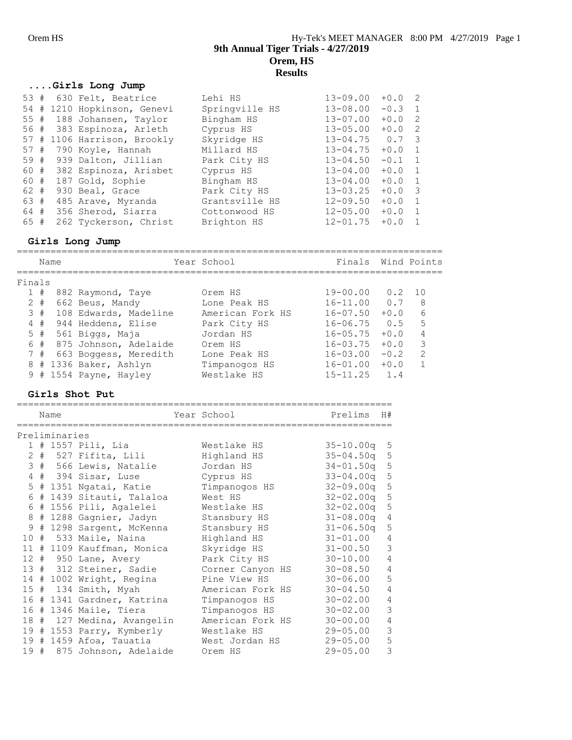# 9th Annual Tiger Trials - 4/27/2019

## Orem, HS

## Results

### ....Girls Long Jump

| Place | # | Name | School | Finals | Wind | Flight |
|---|---|---|---|---|---|---|
| 53 | # 630 | Felt, Beatrice | Lehi HS | 13-09.00 | +0.0 | 2 |
| 54 | # 1210 | Hopkinson, Genevi | Springville HS | 13-08.00 | -0.3 | 1 |
| 55 | # 188 | Johansen, Taylor | Bingham HS | 13-07.00 | +0.0 | 2 |
| 56 | # 383 | Espinoza, Arleth | Cyprus HS | 13-05.00 | +0.0 | 2 |
| 57 | # 1106 | Harrison, Brookly | Skyridge HS | 13-04.75 | 0.7 | 3 |
| 57 | # 790 | Koyle, Hannah | Millard HS | 13-04.75 | +0.0 | 1 |
| 59 | # 939 | Dalton, Jillian | Park City HS | 13-04.50 | -0.1 | 1 |
| 60 | # 382 | Espinoza, Arisbet | Cyprus HS | 13-04.00 | +0.0 | 1 |
| 60 | # 187 | Gold, Sophie | Bingham HS | 13-04.00 | +0.0 | 1 |
| 62 | # 930 | Beal, Grace | Park City HS | 13-03.25 | +0.0 | 3 |
| 63 | # 485 | Arave, Myranda | Grantsville HS | 12-09.50 | +0.0 | 1 |
| 64 | # 356 | Sherod, Siarra | Cottonwood HS | 12-05.00 | +0.0 | 1 |
| 65 | # 262 | Tyckerson, Christ | Brighton HS | 12-01.75 | +0.0 | 1 |

### Girls Long Jump

Finals

| Place | # | Name | Year | School | Finals | Wind | Points |
|---|---|---|---|---|---|---|---|
| 1 | # 882 | Raymond, Taye | | Orem HS | 19-00.00 | 0.2 | 10 |
| 2 | # 662 | Beus, Mandy | | Lone Peak HS | 16-11.00 | 0.7 | 8 |
| 3 | # 108 | Edwards, Madeline | | American Fork HS | 16-07.50 | +0.0 | 6 |
| 4 | # 944 | Heddens, Elise | | Park City HS | 16-06.75 | 0.5 | 5 |
| 5 | # 561 | Biggs, Maja | | Jordan HS | 16-05.75 | +0.0 | 4 |
| 6 | # 875 | Johnson, Adelaide | | Orem HS | 16-03.75 | +0.0 | 3 |
| 7 | # 663 | Boggess, Meredith | | Lone Peak HS | 16-03.00 | -0.2 | 2 |
| 8 | # 1336 | Baker, Ashlyn | | Timpanogos HS | 16-01.00 | +0.0 | 1 |
| 9 | # 1554 | Payne, Hayley | | Westlake HS | 15-11.25 | 1.4 | |

### Girls Shot Put

Preliminaries

| Place | # | Name | Year | School | Prelims | H# |
|---|---|---|---|---|---|---|
| 1 | # 1557 | Pili, Lia | | Westlake HS | 35-10.00q | 5 |
| 2 | # 527 | Fifita, Lili | | Highland HS | 35-04.50q | 5 |
| 3 | # 566 | Lewis, Natalie | | Jordan HS | 34-01.50q | 5 |
| 4 | # 394 | Sisar, Luse | | Cyprus HS | 33-04.00q | 5 |
| 5 | # 1351 | Ngatai, Katie | | Timpanogos HS | 32-09.00q | 5 |
| 6 | # 1439 | Sitauti, Talaloa | | West HS | 32-02.00q | 5 |
| 6 | # 1556 | Pili, Agalelei | | Westlake HS | 32-02.00q | 5 |
| 8 | # 1288 | Gagnier, Jadyn | | Stansbury HS | 31-08.00q | 4 |
| 9 | # 1298 | Sargent, McKenna | | Stansbury HS | 31-06.50q | 5 |
| 10 | # 533 | Maile, Naina | | Highland HS | 31-01.00 | 4 |
| 11 | # 1109 | Kauffman, Monica | | Skyridge HS | 31-00.50 | 3 |
| 12 | # 950 | Lane, Avery | | Park City HS | 30-10.00 | 4 |
| 13 | # 312 | Steiner, Sadie | | Corner Canyon HS | 30-08.50 | 4 |
| 14 | # 1002 | Wright, Regina | | Pine View HS | 30-06.00 | 5 |
| 15 | # 134 | Smith, Myah | | American Fork HS | 30-04.50 | 4 |
| 16 | # 1341 | Gardner, Katrina | | Timpanogos HS | 30-02.00 | 4 |
| 16 | # 1346 | Maile, Tiera | | Timpanogos HS | 30-02.00 | 3 |
| 18 | # 127 | Medina, Avangelin | | American Fork HS | 30-00.00 | 4 |
| 19 | # 1553 | Parry, Kymberly | | Westlake HS | 29-05.00 | 3 |
| 19 | # 1459 | Afoa, Tauatia | | West Jordan HS | 29-05.00 | 5 |
| 19 | # 875 | Johnson, Adelaide | | Orem HS | 29-05.00 | 3 |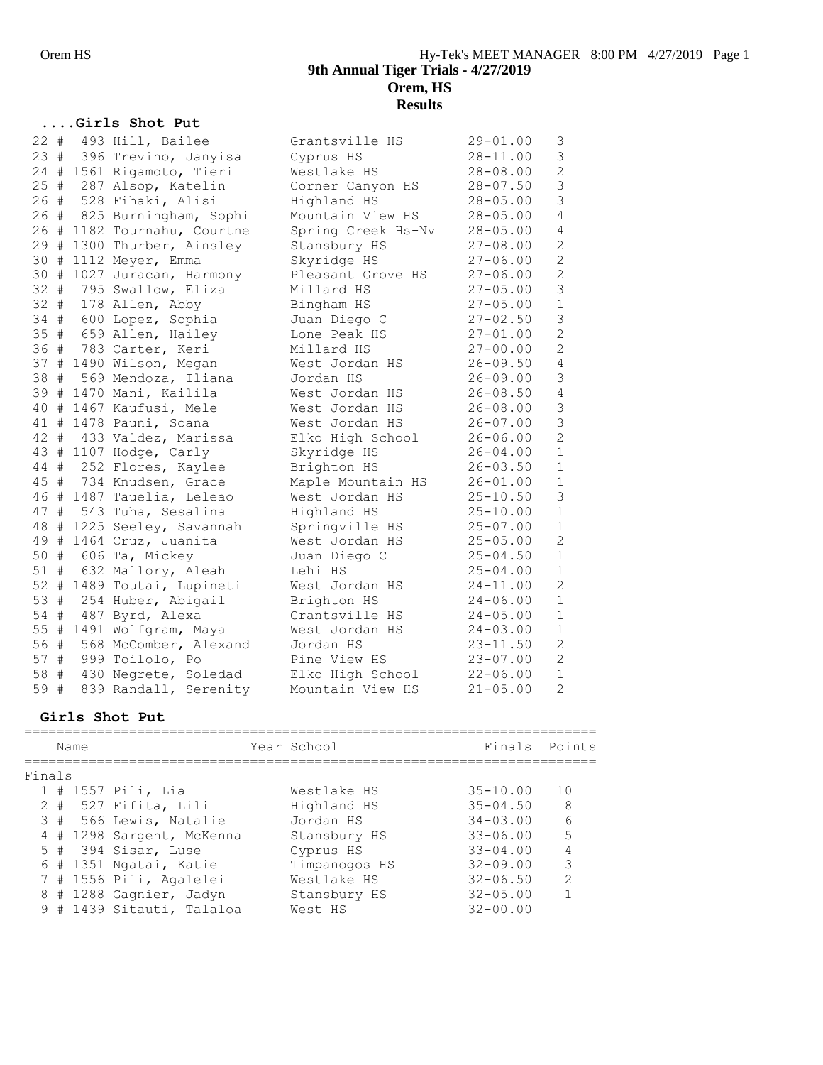# 9th Annual Tiger Trials - 4/27/2019

## Orem, HS

## Results

### ....Girls Shot Put

| Place | | Bib | Name | School | Mark | Flight |
|---|---|---|---|---|---|---|
| 22 | # | 493 | Hill, Bailee | Grantsville HS | 29-01.00 | 3 |
| 23 | # | 396 | Trevino, Janyisa | Cyprus HS | 28-11.00 | 3 |
| 24 | # | 1561 | Rigamoto, Tieri | Westlake HS | 28-08.00 | 2 |
| 25 | # | 287 | Alsop, Katelin | Corner Canyon HS | 28-07.50 | 3 |
| 26 | # | 528 | Fihaki, Alisi | Highland HS | 28-05.00 | 3 |
| 26 | # | 825 | Burningham, Sophi | Mountain View HS | 28-05.00 | 4 |
| 26 | # | 1182 | Tournahu, Courtne | Spring Creek Hs-Nv | 28-05.00 | 4 |
| 29 | # | 1300 | Thurber, Ainsley | Stansbury HS | 27-08.00 | 2 |
| 30 | # | 1112 | Meyer, Emma | Skyridge HS | 27-06.00 | 2 |
| 30 | # | 1027 | Juracan, Harmony | Pleasant Grove HS | 27-06.00 | 2 |
| 32 | # | 795 | Swallow, Eliza | Millard HS | 27-05.00 | 3 |
| 32 | # | 178 | Allen, Abby | Bingham HS | 27-05.00 | 1 |
| 34 | # | 600 | Lopez, Sophia | Juan Diego C | 27-02.50 | 3 |
| 35 | # | 659 | Allen, Hailey | Lone Peak HS | 27-01.00 | 2 |
| 36 | # | 783 | Carter, Keri | Millard HS | 27-00.00 | 2 |
| 37 | # | 1490 | Wilson, Megan | West Jordan HS | 26-09.50 | 4 |
| 38 | # | 569 | Mendoza, Iliana | Jordan HS | 26-09.00 | 3 |
| 39 | # | 1470 | Mani, Kailila | West Jordan HS | 26-08.50 | 4 |
| 40 | # | 1467 | Kaufusi, Mele | West Jordan HS | 26-08.00 | 3 |
| 41 | # | 1478 | Pauni, Soana | West Jordan HS | 26-07.00 | 3 |
| 42 | # | 433 | Valdez, Marissa | Elko High School | 26-06.00 | 2 |
| 43 | # | 1107 | Hodge, Carly | Skyridge HS | 26-04.00 | 1 |
| 44 | # | 252 | Flores, Kaylee | Brighton HS | 26-03.50 | 1 |
| 45 | # | 734 | Knudsen, Grace | Maple Mountain HS | 26-01.00 | 1 |
| 46 | # | 1487 | Tauelia, Leleao | West Jordan HS | 25-10.50 | 3 |
| 47 | # | 543 | Tuha, Sesalina | Highland HS | 25-10.00 | 1 |
| 48 | # | 1225 | Seeley, Savannah | Springville HS | 25-07.00 | 1 |
| 49 | # | 1464 | Cruz, Juanita | West Jordan HS | 25-05.00 | 2 |
| 50 | # | 606 | Ta, Mickey | Juan Diego C | 25-04.50 | 1 |
| 51 | # | 632 | Mallory, Aleah | Lehi HS | 25-04.00 | 1 |
| 52 | # | 1489 | Toutai, Lupineti | West Jordan HS | 24-11.00 | 2 |
| 53 | # | 254 | Huber, Abigail | Brighton HS | 24-06.00 | 1 |
| 54 | # | 487 | Byrd, Alexa | Grantsville HS | 24-05.00 | 1 |
| 55 | # | 1491 | Wolfgram, Maya | West Jordan HS | 24-03.00 | 1 |
| 56 | # | 568 | McComber, Alexand | Jordan HS | 23-11.50 | 2 |
| 57 | # | 999 | Toilolo, Po | Pine View HS | 23-07.00 | 2 |
| 58 | # | 430 | Negrete, Soledad | Elko High School | 22-06.00 | 1 |
| 59 | # | 839 | Randall, Serenity | Mountain View HS | 21-05.00 | 2 |

### Girls Shot Put

| Place | | Bib | Name | Year | School | Finals | Points |
|---|---|---|---|---|---|---|---|
| Finals | | | | | | | |
| 1 | # | 1557 | Pili, Lia | | Westlake HS | 35-10.00 | 10 |
| 2 | # | 527 | Fifita, Lili | | Highland HS | 35-04.50 | 8 |
| 3 | # | 566 | Lewis, Natalie | | Jordan HS | 34-03.00 | 6 |
| 4 | # | 1298 | Sargent, McKenna | | Stansbury HS | 33-06.00 | 5 |
| 5 | # | 394 | Sisar, Luse | | Cyprus HS | 33-04.00 | 4 |
| 6 | # | 1351 | Ngatai, Katie | | Timpanogos HS | 32-09.00 | 3 |
| 7 | # | 1556 | Pili, Agalelei | | Westlake HS | 32-06.50 | 2 |
| 8 | # | 1288 | Gagnier, Jadyn | | Stansbury HS | 32-05.00 | 1 |
| 9 | # | 1439 | Sitauti, Talaloa | | West HS | 32-00.00 | |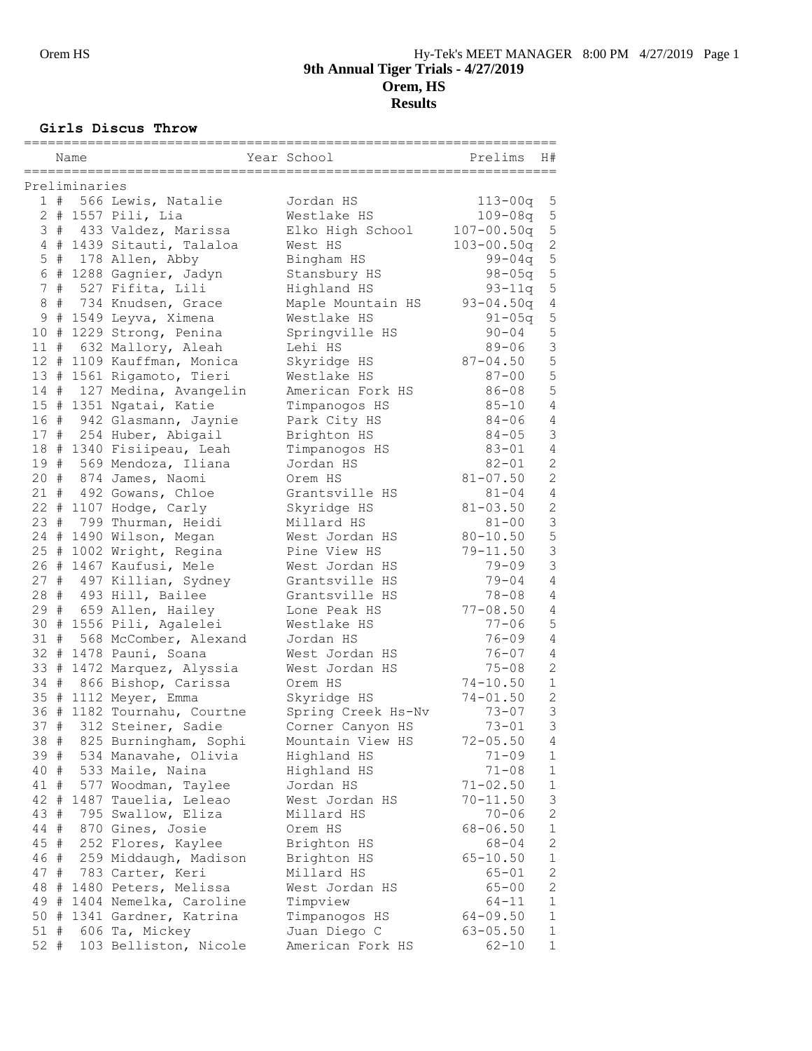# 9th Annual Tiger Trials - 4/27/2019
## Orem, HS
## Results

### Girls Discus Throw

| | Name | Year | School | Prelims | H# |
|---|---|---|---|---|---|
| **Preliminaries** | | | | | |
| 1 # | 566 Lewis, Natalie | | Jordan HS | 113-00q | 5 |
| 2 # | 1557 Pili, Lia | | Westlake HS | 109-08q | 5 |
| 3 # | 433 Valdez, Marissa | | Elko High School | 107-00.50q | 5 |
| 4 # | 1439 Sitauti, Talaloa | | West HS | 103-00.50q | 2 |
| 5 # | 178 Allen, Abby | | Bingham HS | 99-04q | 5 |
| 6 # | 1288 Gagnier, Jadyn | | Stansbury HS | 98-05q | 5 |
| 7 # | 527 Fifita, Lili | | Highland HS | 93-11q | 5 |
| 8 # | 734 Knudsen, Grace | | Maple Mountain HS | 93-04.50q | 4 |
| 9 # | 1549 Leyva, Ximena | | Westlake HS | 91-05q | 5 |
| 10 # | 1229 Strong, Penina | | Springville HS | 90-04 | 5 |
| 11 # | 632 Mallory, Aleah | | Lehi HS | 89-06 | 3 |
| 12 # | 1109 Kauffman, Monica | | Skyridge HS | 87-04.50 | 5 |
| 13 # | 1561 Rigamoto, Tieri | | Westlake HS | 87-00 | 5 |
| 14 # | 127 Medina, Avangelin | | American Fork HS | 86-08 | 5 |
| 15 # | 1351 Ngatai, Katie | | Timpanogos HS | 85-10 | 4 |
| 16 # | 942 Glasmann, Jaynie | | Park City HS | 84-06 | 4 |
| 17 # | 254 Huber, Abigail | | Brighton HS | 84-05 | 3 |
| 18 # | 1340 Fisiipeau, Leah | | Timpanogos HS | 83-01 | 4 |
| 19 # | 569 Mendoza, Iliana | | Jordan HS | 82-01 | 2 |
| 20 # | 874 James, Naomi | | Orem HS | 81-07.50 | 2 |
| 21 # | 492 Gowans, Chloe | | Grantsville HS | 81-04 | 4 |
| 22 # | 1107 Hodge, Carly | | Skyridge HS | 81-03.50 | 2 |
| 23 # | 799 Thurman, Heidi | | Millard HS | 81-00 | 3 |
| 24 # | 1490 Wilson, Megan | | West Jordan HS | 80-10.50 | 5 |
| 25 # | 1002 Wright, Regina | | Pine View HS | 79-11.50 | 3 |
| 26 # | 1467 Kaufusi, Mele | | West Jordan HS | 79-09 | 3 |
| 27 # | 497 Killian, Sydney | | Grantsville HS | 79-04 | 4 |
| 28 # | 493 Hill, Bailee | | Grantsville HS | 78-08 | 4 |
| 29 # | 659 Allen, Hailey | | Lone Peak HS | 77-08.50 | 4 |
| 30 # | 1556 Pili, Agalelei | | Westlake HS | 77-06 | 5 |
| 31 # | 568 McComber, Alexand | | Jordan HS | 76-09 | 4 |
| 32 # | 1478 Pauni, Soana | | West Jordan HS | 76-07 | 4 |
| 33 # | 1472 Marquez, Alyssia | | West Jordan HS | 75-08 | 2 |
| 34 # | 866 Bishop, Carissa | | Orem HS | 74-10.50 | 1 |
| 35 # | 1112 Meyer, Emma | | Skyridge HS | 74-01.50 | 2 |
| 36 # | 1182 Tournahu, Courtne | | Spring Creek Hs-Nv | 73-07 | 3 |
| 37 # | 312 Steiner, Sadie | | Corner Canyon HS | 73-01 | 3 |
| 38 # | 825 Burningham, Sophi | | Mountain View HS | 72-05.50 | 4 |
| 39 # | 534 Manavahe, Olivia | | Highland HS | 71-09 | 1 |
| 40 # | 533 Maile, Naina | | Highland HS | 71-08 | 1 |
| 41 # | 577 Woodman, Taylee | | Jordan HS | 71-02.50 | 1 |
| 42 # | 1487 Tauelia, Leleao | | West Jordan HS | 70-11.50 | 3 |
| 43 # | 795 Swallow, Eliza | | Millard HS | 70-06 | 2 |
| 44 # | 870 Gines, Josie | | Orem HS | 68-06.50 | 1 |
| 45 # | 252 Flores, Kaylee | | Brighton HS | 68-04 | 2 |
| 46 # | 259 Middaugh, Madison | | Brighton HS | 65-10.50 | 1 |
| 47 # | 783 Carter, Keri | | Millard HS | 65-01 | 2 |
| 48 # | 1480 Peters, Melissa | | West Jordan HS | 65-00 | 2 |
| 49 # | 1404 Nemelka, Caroline | | Timpview | 64-11 | 1 |
| 50 # | 1341 Gardner, Katrina | | Timpanogos HS | 64-09.50 | 1 |
| 51 # | 606 Ta, Mickey | | Juan Diego C | 63-05.50 | 1 |
| 52 # | 103 Belliston, Nicole | | American Fork HS | 62-10 | 1 |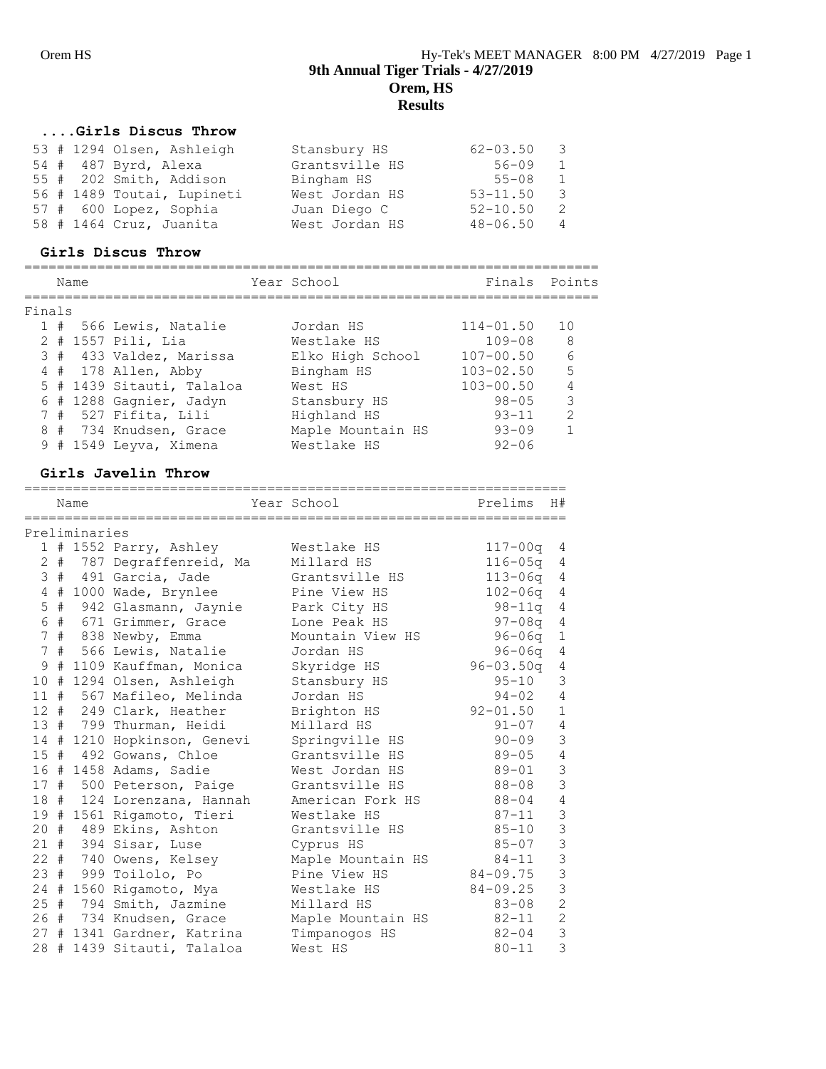# 9th Annual Tiger Trials - 4/27/2019
## Orem, HS
## Results

### ....Girls Discus Throw

| Place | Name | Year School | Finals | H# |
|---|---|---|---|---|
| 53 | # 1294 Olsen, Ashleigh | Stansbury HS | 62-03.50 | 3 |
| 54 | # 487 Byrd, Alexa | Grantsville HS | 56-09 | 1 |
| 55 | # 202 Smith, Addison | Bingham HS | 55-08 | 1 |
| 56 | # 1489 Toutai, Lupineti | West Jordan HS | 53-11.50 | 3 |
| 57 | # 600 Lopez, Sophia | Juan Diego C | 52-10.50 | 2 |
| 58 | # 1464 Cruz, Juanita | West Jordan HS | 48-06.50 | 4 |

### Girls Discus Throw

| | Name | Year School | Finals | Points |
|---|---|---|---|---|
| **Finals** | | | | |
| 1 | # 566 Lewis, Natalie | Jordan HS | 114-01.50 | 10 |
| 2 | # 1557 Pili, Lia | Westlake HS | 109-08 | 8 |
| 3 | # 433 Valdez, Marissa | Elko High School | 107-00.50 | 6 |
| 4 | # 178 Allen, Abby | Bingham HS | 103-02.50 | 5 |
| 5 | # 1439 Sitauti, Talaloa | West HS | 103-00.50 | 4 |
| 6 | # 1288 Gagnier, Jadyn | Stansbury HS | 98-05 | 3 |
| 7 | # 527 Fifita, Lili | Highland HS | 93-11 | 2 |
| 8 | # 734 Knudsen, Grace | Maple Mountain HS | 93-09 | 1 |
| 9 | # 1549 Leyva, Ximena | Westlake HS | 92-06 | |

### Girls Javelin Throw

| | Name | Year School | Prelims | H# |
|---|---|---|---|---|
| **Preliminaries** | | | | |
| 1 | # 1552 Parry, Ashley | Westlake HS | 117-00q | 4 |
| 2 | # 787 Degraffenreid, Ma | Millard HS | 116-05q | 4 |
| 3 | # 491 Garcia, Jade | Grantsville HS | 113-06q | 4 |
| 4 | # 1000 Wade, Brynlee | Pine View HS | 102-06q | 4 |
| 5 | # 942 Glasmann, Jaynie | Park City HS | 98-11q | 4 |
| 6 | # 671 Grimmer, Grace | Lone Peak HS | 97-08q | 4 |
| 7 | # 838 Newby, Emma | Mountain View HS | 96-06q | 1 |
| 7 | # 566 Lewis, Natalie | Jordan HS | 96-06q | 4 |
| 9 | # 1109 Kauffman, Monica | Skyridge HS | 96-03.50q | 4 |
| 10 | # 1294 Olsen, Ashleigh | Stansbury HS | 95-10 | 3 |
| 11 | # 567 Mafileo, Melinda | Jordan HS | 94-02 | 4 |
| 12 | # 249 Clark, Heather | Brighton HS | 92-01.50 | 1 |
| 13 | # 799 Thurman, Heidi | Millard HS | 91-07 | 4 |
| 14 | # 1210 Hopkinson, Genevi | Springville HS | 90-09 | 3 |
| 15 | # 492 Gowans, Chloe | Grantsville HS | 89-05 | 4 |
| 16 | # 1458 Adams, Sadie | West Jordan HS | 89-01 | 3 |
| 17 | # 500 Peterson, Paige | Grantsville HS | 88-08 | 3 |
| 18 | # 124 Lorenzana, Hannah | American Fork HS | 88-04 | 4 |
| 19 | # 1561 Rigamoto, Tieri | Westlake HS | 87-11 | 3 |
| 20 | # 489 Ekins, Ashton | Grantsville HS | 85-10 | 3 |
| 21 | # 394 Sisar, Luse | Cyprus HS | 85-07 | 3 |
| 22 | # 740 Owens, Kelsey | Maple Mountain HS | 84-11 | 3 |
| 23 | # 999 Toilolo, Po | Pine View HS | 84-09.75 | 3 |
| 24 | # 1560 Rigamoto, Mya | Westlake HS | 84-09.25 | 3 |
| 25 | # 794 Smith, Jazmine | Millard HS | 83-08 | 2 |
| 26 | # 734 Knudsen, Grace | Maple Mountain HS | 82-11 | 2 |
| 27 | # 1341 Gardner, Katrina | Timpanogos HS | 82-04 | 3 |
| 28 | # 1439 Sitauti, Talaloa | West HS | 80-11 | 3 |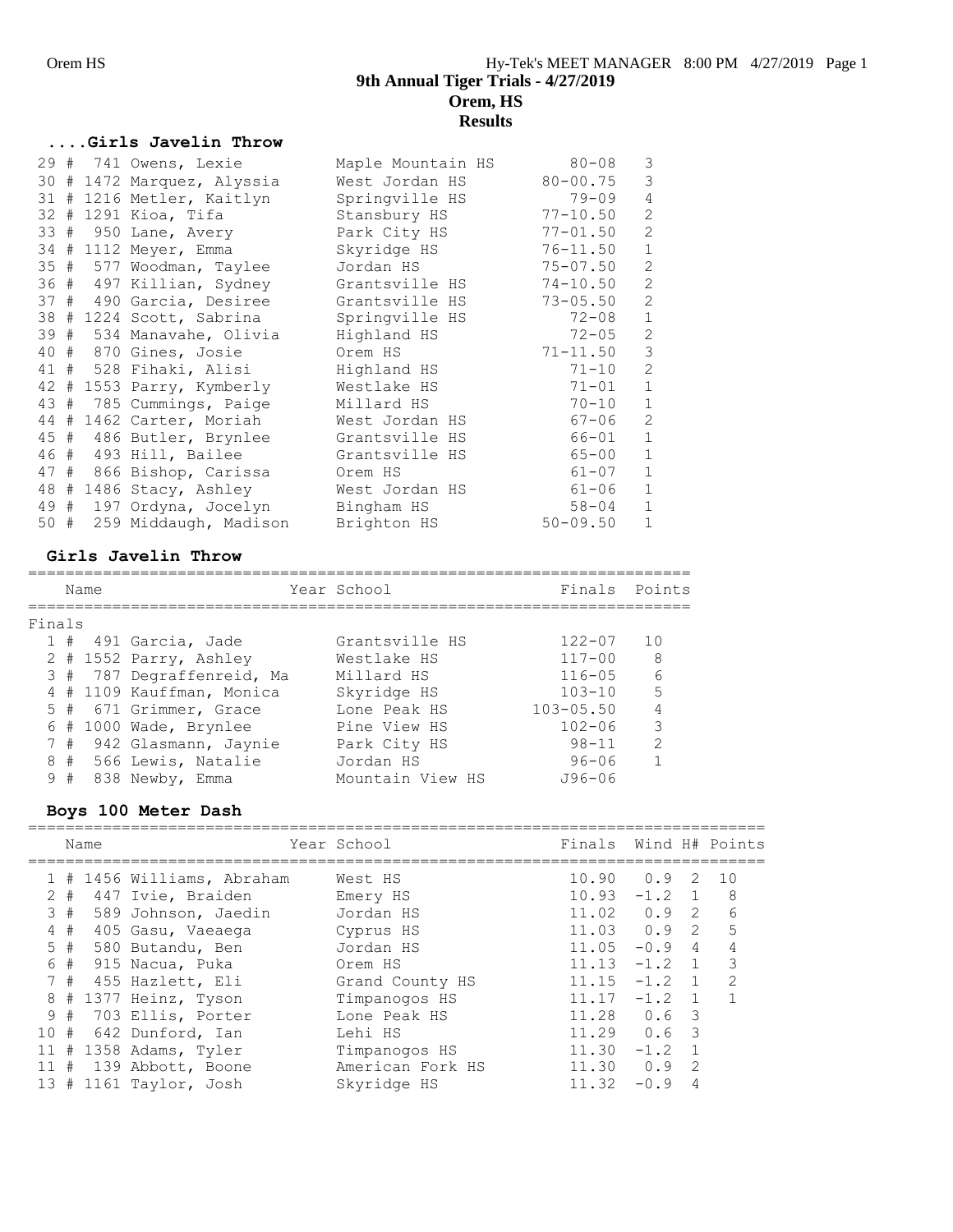## 9th Annual Tiger Trials - 4/27/2019
## Orem, HS
## Results

### ....Girls Javelin Throw

| Place | | Name | School | Finals | Points |
|---|---|---|---|---|---|
| 29 # | 741 | Owens, Lexie | Maple Mountain HS | 80-08 | 3 |
| 30 # | 1472 | Marquez, Alyssia | West Jordan HS | 80-00.75 | 3 |
| 31 # | 1216 | Metler, Kaitlyn | Springville HS | 79-09 | 4 |
| 32 # | 1291 | Kioa, Tifa | Stansbury HS | 77-10.50 | 2 |
| 33 # | 950 | Lane, Avery | Park City HS | 77-01.50 | 2 |
| 34 # | 1112 | Meyer, Emma | Skyridge HS | 76-11.50 | 1 |
| 35 # | 577 | Woodman, Taylee | Jordan HS | 75-07.50 | 2 |
| 36 # | 497 | Killian, Sydney | Grantsville HS | 74-10.50 | 2 |
| 37 # | 490 | Garcia, Desiree | Grantsville HS | 73-05.50 | 2 |
| 38 # | 1224 | Scott, Sabrina | Springville HS | 72-08 | 1 |
| 39 # | 534 | Manavahe, Olivia | Highland HS | 72-05 | 2 |
| 40 # | 870 | Gines, Josie | Orem HS | 71-11.50 | 3 |
| 41 # | 528 | Fihaki, Alisi | Highland HS | 71-10 | 2 |
| 42 # | 1553 | Parry, Kymberly | Westlake HS | 71-01 | 1 |
| 43 # | 785 | Cummings, Paige | Millard HS | 70-10 | 1 |
| 44 # | 1462 | Carter, Moriah | West Jordan HS | 67-06 | 2 |
| 45 # | 486 | Butler, Brynlee | Grantsville HS | 66-01 | 1 |
| 46 # | 493 | Hill, Bailee | Grantsville HS | 65-00 | 1 |
| 47 # | 866 | Bishop, Carissa | Orem HS | 61-07 | 1 |
| 48 # | 1486 | Stacy, Ashley | West Jordan HS | 61-06 | 1 |
| 49 # | 197 | Ordyna, Jocelyn | Bingham HS | 58-04 | 1 |
| 50 # | 259 | Middaugh, Madison | Brighton HS | 50-09.50 | 1 |

### Girls Javelin Throw

Finals

| Place | | Name | Year | School | Finals | Points |
|---|---|---|---|---|---|---|
| 1 # | 491 | Garcia, Jade | | Grantsville HS | 122-07 | 10 |
| 2 # | 1552 | Parry, Ashley | | Westlake HS | 117-00 | 8 |
| 3 # | 787 | Degraffenreid, Ma | | Millard HS | 116-05 | 6 |
| 4 # | 1109 | Kauffman, Monica | | Skyridge HS | 103-10 | 5 |
| 5 # | 671 | Grimmer, Grace | | Lone Peak HS | 103-05.50 | 4 |
| 6 # | 1000 | Wade, Brynlee | | Pine View HS | 102-06 | 3 |
| 7 # | 942 | Glasmann, Jaynie | | Park City HS | 98-11 | 2 |
| 8 # | 566 | Lewis, Natalie | | Jordan HS | 96-06 | 1 |
| 9 # | 838 | Newby, Emma | | Mountain View HS | J96-06 | |

### Boys 100 Meter Dash

| Place | | Name | Year | School | Finals | Wind | H# | Points |
|---|---|---|---|---|---|---|---|---|
| 1 # | 1456 | Williams, Abraham | | West HS | 10.90 | 0.9 | 2 | 10 |
| 2 # | 447 | Ivie, Braiden | | Emery HS | 10.93 | -1.2 | 1 | 8 |
| 3 # | 589 | Johnson, Jaedin | | Jordan HS | 11.02 | 0.9 | 2 | 6 |
| 4 # | 405 | Gasu, Vaeaega | | Cyprus HS | 11.03 | 0.9 | 2 | 5 |
| 5 # | 580 | Butandu, Ben | | Jordan HS | 11.05 | -0.9 | 4 | 4 |
| 6 # | 915 | Nacua, Puka | | Orem HS | 11.13 | -1.2 | 1 | 3 |
| 7 # | 455 | Hazlett, Eli | | Grand County HS | 11.15 | -1.2 | 1 | 2 |
| 8 # | 1377 | Heinz, Tyson | | Timpanogos HS | 11.17 | -1.2 | 1 | 1 |
| 9 # | 703 | Ellis, Porter | | Lone Peak HS | 11.28 | 0.6 | 3 | |
| 10 # | 642 | Dunford, Ian | | Lehi HS | 11.29 | 0.6 | 3 | |
| 11 # | 1358 | Adams, Tyler | | Timpanogos HS | 11.30 | -1.2 | 1 | |
| 11 # | 139 | Abbott, Boone | | American Fork HS | 11.30 | 0.9 | 2 | |
| 13 # | 1161 | Taylor, Josh | | Skyridge HS | 11.32 | -0.9 | 4 | |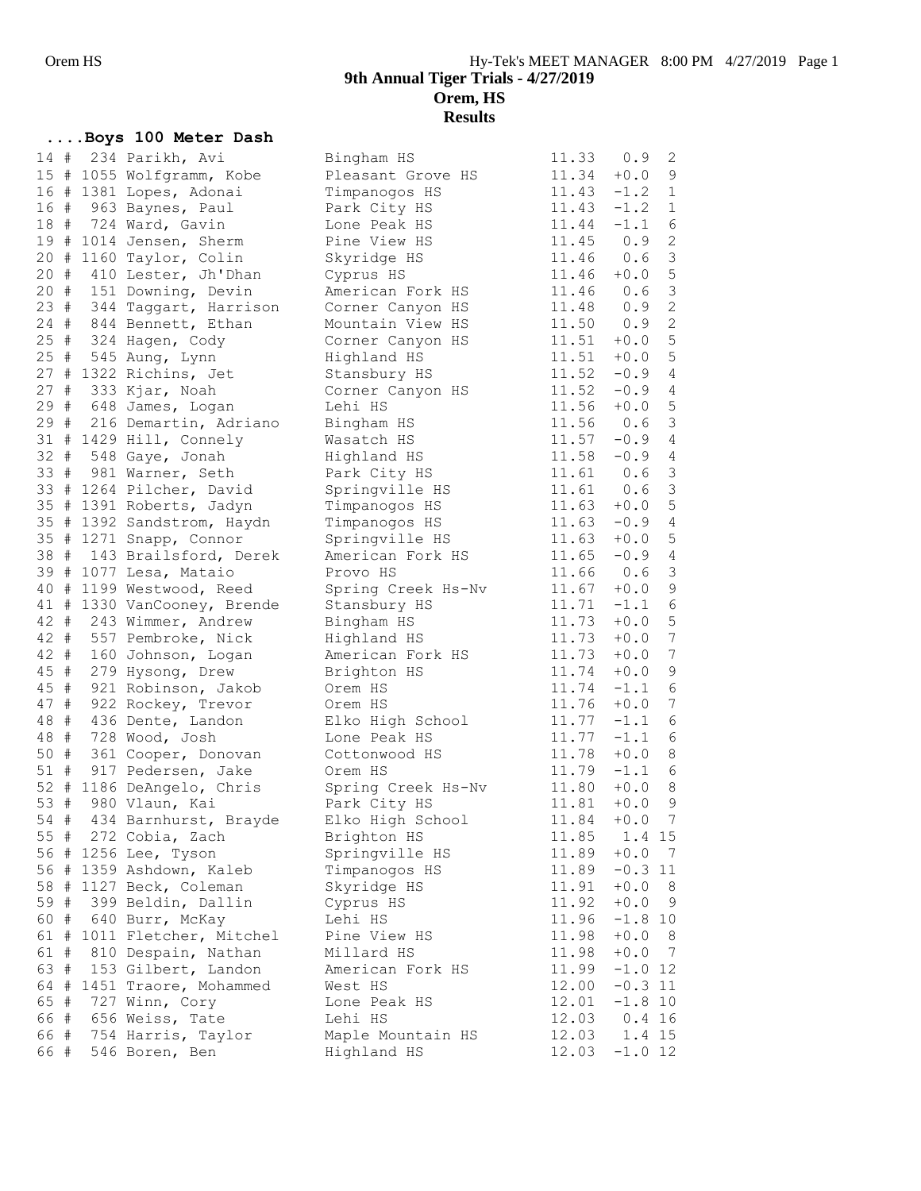# 9th Annual Tiger Trials - 4/27/2019

## Orem, HS

## Results

### ....Boys 100 Meter Dash

| Place | # | Name | School | Time | Wind | Heat |
|---|---|---|---|---|---|---|
| 14 # | 234 | Parikh, Avi | Bingham HS | 11.33 | 0.9 | 2 |
| 15 # | 1055 | Wolfgramm, Kobe | Pleasant Grove HS | 11.34 | +0.0 | 9 |
| 16 # | 1381 | Lopes, Adonai | Timpanogos HS | 11.43 | -1.2 | 1 |
| 16 # | 963 | Baynes, Paul | Park City HS | 11.43 | -1.2 | 1 |
| 18 # | 724 | Ward, Gavin | Lone Peak HS | 11.44 | -1.1 | 6 |
| 19 # | 1014 | Jensen, Sherm | Pine View HS | 11.45 | 0.9 | 2 |
| 20 # | 1160 | Taylor, Colin | Skyridge HS | 11.46 | 0.6 | 3 |
| 20 # | 410 | Lester, Jh'Dhan | Cyprus HS | 11.46 | +0.0 | 5 |
| 20 # | 151 | Downing, Devin | American Fork HS | 11.46 | 0.6 | 3 |
| 23 # | 344 | Taggart, Harrison | Corner Canyon HS | 11.48 | 0.9 | 2 |
| 24 # | 844 | Bennett, Ethan | Mountain View HS | 11.50 | 0.9 | 2 |
| 25 # | 324 | Hagen, Cody | Corner Canyon HS | 11.51 | +0.0 | 5 |
| 25 # | 545 | Aung, Lynn | Highland HS | 11.51 | +0.0 | 5 |
| 27 # | 1322 | Richins, Jet | Stansbury HS | 11.52 | -0.9 | 4 |
| 27 # | 333 | Kjar, Noah | Corner Canyon HS | 11.52 | -0.9 | 4 |
| 29 # | 648 | James, Logan | Lehi HS | 11.56 | +0.0 | 5 |
| 29 # | 216 | Demartin, Adriano | Bingham HS | 11.56 | 0.6 | 3 |
| 31 # | 1429 | Hill, Connely | Wasatch HS | 11.57 | -0.9 | 4 |
| 32 # | 548 | Gaye, Jonah | Highland HS | 11.58 | -0.9 | 4 |
| 33 # | 981 | Warner, Seth | Park City HS | 11.61 | 0.6 | 3 |
| 33 # | 1264 | Pilcher, David | Springville HS | 11.61 | 0.6 | 3 |
| 35 # | 1391 | Roberts, Jadyn | Timpanogos HS | 11.63 | +0.0 | 5 |
| 35 # | 1392 | Sandstrom, Haydn | Timpanogos HS | 11.63 | -0.9 | 4 |
| 35 # | 1271 | Snapp, Connor | Springville HS | 11.63 | +0.0 | 5 |
| 38 # | 143 | Brailsford, Derek | American Fork HS | 11.65 | -0.9 | 4 |
| 39 # | 1077 | Lesa, Mataio | Provo HS | 11.66 | 0.6 | 3 |
| 40 # | 1199 | Westwood, Reed | Spring Creek Hs-Nv | 11.67 | +0.0 | 9 |
| 41 # | 1330 | VanCooney, Brende | Stansbury HS | 11.71 | -1.1 | 6 |
| 42 # | 243 | Wimmer, Andrew | Bingham HS | 11.73 | +0.0 | 5 |
| 42 # | 557 | Pembroke, Nick | Highland HS | 11.73 | +0.0 | 7 |
| 42 # | 160 | Johnson, Logan | American Fork HS | 11.73 | +0.0 | 7 |
| 45 # | 279 | Hysong, Drew | Brighton HS | 11.74 | +0.0 | 9 |
| 45 # | 921 | Robinson, Jakob | Orem HS | 11.74 | -1.1 | 6 |
| 47 # | 922 | Rockey, Trevor | Orem HS | 11.76 | +0.0 | 7 |
| 48 # | 436 | Dente, Landon | Elko High School | 11.77 | -1.1 | 6 |
| 48 # | 728 | Wood, Josh | Lone Peak HS | 11.77 | -1.1 | 6 |
| 50 # | 361 | Cooper, Donovan | Cottonwood HS | 11.78 | +0.0 | 8 |
| 51 # | 917 | Pedersen, Jake | Orem HS | 11.79 | -1.1 | 6 |
| 52 # | 1186 | DeAngelo, Chris | Spring Creek Hs-Nv | 11.80 | +0.0 | 8 |
| 53 # | 980 | Vlaun, Kai | Park City HS | 11.81 | +0.0 | 9 |
| 54 # | 434 | Barnhurst, Brayde | Elko High School | 11.84 | +0.0 | 7 |
| 55 # | 272 | Cobia, Zach | Brighton HS | 11.85 | 1.4 | 15 |
| 56 # | 1256 | Lee, Tyson | Springville HS | 11.89 | +0.0 | 7 |
| 56 # | 1359 | Ashdown, Kaleb | Timpanogos HS | 11.89 | -0.3 | 11 |
| 58 # | 1127 | Beck, Coleman | Skyridge HS | 11.91 | +0.0 | 8 |
| 59 # | 399 | Beldin, Dallin | Cyprus HS | 11.92 | +0.0 | 9 |
| 60 # | 640 | Burr, McKay | Lehi HS | 11.96 | -1.8 | 10 |
| 61 # | 1011 | Fletcher, Mitchel | Pine View HS | 11.98 | +0.0 | 8 |
| 61 # | 810 | Despain, Nathan | Millard HS | 11.98 | +0.0 | 7 |
| 63 # | 153 | Gilbert, Landon | American Fork HS | 11.99 | -1.0 | 12 |
| 64 # | 1451 | Traore, Mohammed | West HS | 12.00 | -0.3 | 11 |
| 65 # | 727 | Winn, Cory | Lone Peak HS | 12.01 | -1.8 | 10 |
| 66 # | 656 | Weiss, Tate | Lehi HS | 12.03 | 0.4 | 16 |
| 66 # | 754 | Harris, Taylor | Maple Mountain HS | 12.03 | 1.4 | 15 |
| 66 # | 546 | Boren, Ben | Highland HS | 12.03 | -1.0 | 12 |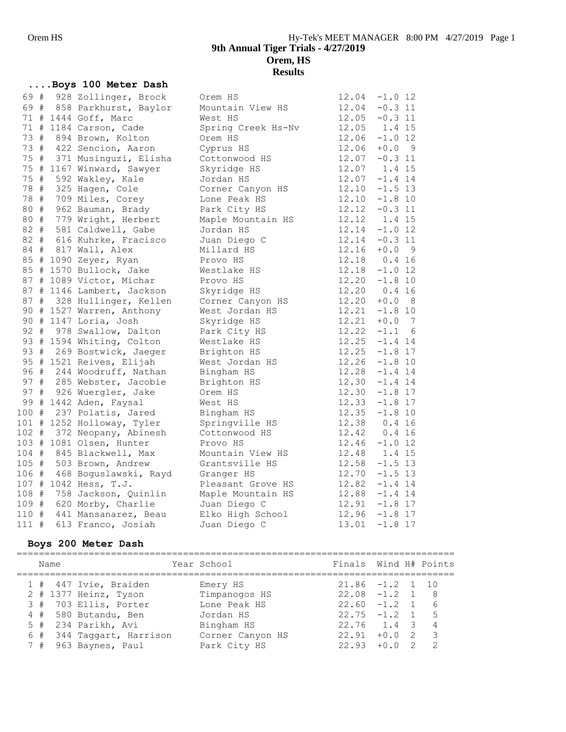# 9th Annual Tiger Trials - 4/27/2019
## Orem, HS
## Results

### ....Boys 100 Meter Dash

| Place | # | Name | School | Finals | Wind | H# |
|---|---|---|---|---|---|---|
| 69 # | 928 | Zollinger, Brock | Orem HS | 12.04 | -1.0 | 12 |
| 69 # | 858 | Parkhurst, Baylor | Mountain View HS | 12.04 | -0.3 | 11 |
| 71 # | 1444 | Goff, Marc | West HS | 12.05 | -0.3 | 11 |
| 71 # | 1184 | Carson, Cade | Spring Creek Hs-Nv | 12.05 | 1.4 | 15 |
| 73 # | 894 | Brown, Kolton | Orem HS | 12.06 | -1.0 | 12 |
| 73 # | 422 | Sencion, Aaron | Cyprus HS | 12.06 | +0.0 | 9 |
| 75 # | 371 | Musinguzi, Elisha | Cottonwood HS | 12.07 | -0.3 | 11 |
| 75 # | 1167 | Winward, Sawyer | Skyridge HS | 12.07 | 1.4 | 15 |
| 75 # | 592 | Wakley, Kale | Jordan HS | 12.07 | -1.4 | 14 |
| 78 # | 325 | Hagen, Cole | Corner Canyon HS | 12.10 | -1.5 | 13 |
| 78 # | 709 | Miles, Corey | Lone Peak HS | 12.10 | -1.8 | 10 |
| 80 # | 962 | Bauman, Brady | Park City HS | 12.12 | -0.3 | 11 |
| 80 # | 779 | Wright, Herbert | Maple Mountain HS | 12.12 | 1.4 | 15 |
| 82 # | 581 | Caldwell, Gabe | Jordan HS | 12.14 | -1.0 | 12 |
| 82 # | 616 | Kuhrke, Fracisco | Juan Diego C | 12.14 | -0.3 | 11 |
| 84 # | 817 | Wall, Alex | Millard HS | 12.16 | +0.0 | 9 |
| 85 # | 1090 | Zeyer, Ryan | Provo HS | 12.18 | 0.4 | 16 |
| 85 # | 1570 | Bullock, Jake | Westlake HS | 12.18 | -1.0 | 12 |
| 87 # | 1089 | Victor, Michar | Provo HS | 12.20 | -1.8 | 10 |
| 87 # | 1146 | Lambert, Jackson | Skyridge HS | 12.20 | 0.4 | 16 |
| 87 # | 328 | Hullinger, Kellen | Corner Canyon HS | 12.20 | +0.0 | 8 |
| 90 # | 1527 | Warren, Anthony | West Jordan HS | 12.21 | -1.8 | 10 |
| 90 # | 1147 | Loria, Josh | Skyridge HS | 12.21 | +0.0 | 7 |
| 92 # | 978 | Swallow, Dalton | Park City HS | 12.22 | -1.1 | 6 |
| 93 # | 1594 | Whiting, Colton | Westlake HS | 12.25 | -1.4 | 14 |
| 93 # | 269 | Bostwick, Jaeger | Brighton HS | 12.25 | -1.8 | 17 |
| 95 # | 1521 | Reives, Elijah | West Jordan HS | 12.26 | -1.8 | 10 |
| 96 # | 244 | Woodruff, Nathan | Bingham HS | 12.28 | -1.4 | 14 |
| 97 # | 285 | Webster, Jacobie | Brighton HS | 12.30 | -1.4 | 14 |
| 97 # | 926 | Wuergler, Jake | Orem HS | 12.30 | -1.8 | 17 |
| 99 # | 1442 | Aden, Faysal | West HS | 12.33 | -1.8 | 17 |
| 100 # | 237 | Polatis, Jared | Bingham HS | 12.35 | -1.8 | 10 |
| 101 # | 1252 | Holloway, Tyler | Springville HS | 12.38 | 0.4 | 16 |
| 102 # | 372 | Neopany, Abinesh | Cottonwood HS | 12.42 | 0.4 | 16 |
| 103 # | 1081 | Olsen, Hunter | Provo HS | 12.46 | -1.0 | 12 |
| 104 # | 845 | Blackwell, Max | Mountain View HS | 12.48 | 1.4 | 15 |
| 105 # | 503 | Brown, Andrew | Grantsville HS | 12.58 | -1.5 | 13 |
| 106 # | 468 | Boguslawski, Rayd | Granger HS | 12.70 | -1.5 | 13 |
| 107 # | 1042 | Hess, T.J. | Pleasant Grove HS | 12.82 | -1.4 | 14 |
| 108 # | 758 | Jackson, Quinlin | Maple Mountain HS | 12.88 | -1.4 | 14 |
| 109 # | 620 | Morby, Charlie | Juan Diego C | 12.91 | -1.8 | 17 |
| 110 # | 441 | Mansanarez, Beau | Elko High School | 12.96 | -1.8 | 17 |
| 111 # | 613 | Franco, Josiah | Juan Diego C | 13.01 | -1.8 | 17 |

### Boys 200 Meter Dash

| Place | # | Name | Year School | Finals | Wind | H# | Points |
|---|---|---|---|---|---|---|---|
| 1 # | 447 | Ivie, Braiden | Emery HS | 21.86 | -1.2 | 1 | 10 |
| 2 # | 1377 | Heinz, Tyson | Timpanogos HS | 22.08 | -1.2 | 1 | 8 |
| 3 # | 703 | Ellis, Porter | Lone Peak HS | 22.60 | -1.2 | 1 | 6 |
| 4 # | 580 | Butandu, Ben | Jordan HS | 22.75 | -1.2 | 1 | 5 |
| 5 # | 234 | Parikh, Avi | Bingham HS | 22.76 | 1.4 | 3 | 4 |
| 6 # | 344 | Taggart, Harrison | Corner Canyon HS | 22.91 | +0.0 | 2 | 3 |
| 7 # | 963 | Baynes, Paul | Park City HS | 22.93 | +0.0 | 2 | 2 |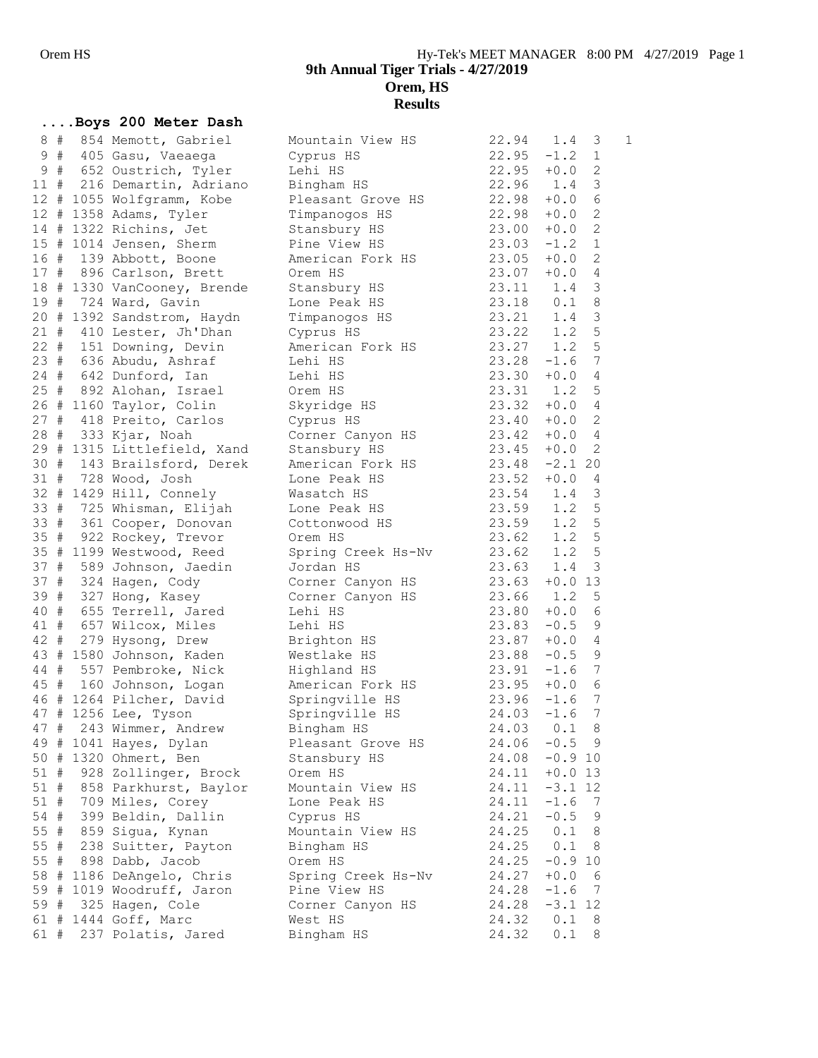# 9th Annual Tiger Trials - 4/27/2019

## Orem, HS

## Results

### ....Boys 200 Meter Dash

| Place | Comp# | Name | School | Time | Wind | H | Pts |
|---|---|---|---|---|---|---|---|
| 8 | # 854 | Memott, Gabriel | Mountain View HS | 22.94 | 1.4 | 3 | 1 |
| 9 | # 405 | Gasu, Vaeaega | Cyprus HS | 22.95 | -1.2 | 1 | |
| 9 | # 652 | Oustrich, Tyler | Lehi HS | 22.95 | +0.0 | 2 | |
| 11 | # 216 | Demartin, Adriano | Bingham HS | 22.96 | 1.4 | 3 | |
| 12 | # 1055 | Wolfgramm, Kobe | Pleasant Grove HS | 22.98 | +0.0 | 6 | |
| 12 | # 1358 | Adams, Tyler | Timpanogos HS | 22.98 | +0.0 | 2 | |
| 14 | # 1322 | Richins, Jet | Stansbury HS | 23.00 | +0.0 | 2 | |
| 15 | # 1014 | Jensen, Sherm | Pine View HS | 23.03 | -1.2 | 1 | |
| 16 | # 139 | Abbott, Boone | American Fork HS | 23.05 | +0.0 | 2 | |
| 17 | # 896 | Carlson, Brett | Orem HS | 23.07 | +0.0 | 4 | |
| 18 | # 1330 | VanCooney, Brende | Stansbury HS | 23.11 | 1.4 | 3 | |
| 19 | # 724 | Ward, Gavin | Lone Peak HS | 23.18 | 0.1 | 8 | |
| 20 | # 1392 | Sandstrom, Haydn | Timpanogos HS | 23.21 | 1.4 | 3 | |
| 21 | # 410 | Lester, Jh'Dhan | Cyprus HS | 23.22 | 1.2 | 5 | |
| 22 | # 151 | Downing, Devin | American Fork HS | 23.27 | 1.2 | 5 | |
| 23 | # 636 | Abudu, Ashraf | Lehi HS | 23.28 | -1.6 | 7 | |
| 24 | # 642 | Dunford, Ian | Lehi HS | 23.30 | +0.0 | 4 | |
| 25 | # 892 | Alohan, Israel | Orem HS | 23.31 | 1.2 | 5 | |
| 26 | # 1160 | Taylor, Colin | Skyridge HS | 23.32 | +0.0 | 4 | |
| 27 | # 418 | Preito, Carlos | Cyprus HS | 23.40 | +0.0 | 2 | |
| 28 | # 333 | Kjar, Noah | Corner Canyon HS | 23.42 | +0.0 | 4 | |
| 29 | # 1315 | Littlefield, Xand | Stansbury HS | 23.45 | +0.0 | 2 | |
| 30 | # 143 | Brailsford, Derek | American Fork HS | 23.48 | -2.1 | 20 | |
| 31 | # 728 | Wood, Josh | Lone Peak HS | 23.52 | +0.0 | 4 | |
| 32 | # 1429 | Hill, Connely | Wasatch HS | 23.54 | 1.4 | 3 | |
| 33 | # 725 | Whisman, Elijah | Lone Peak HS | 23.59 | 1.2 | 5 | |
| 33 | # 361 | Cooper, Donovan | Cottonwood HS | 23.59 | 1.2 | 5 | |
| 35 | # 922 | Rockey, Trevor | Orem HS | 23.62 | 1.2 | 5 | |
| 35 | # 1199 | Westwood, Reed | Spring Creek Hs-Nv | 23.62 | 1.2 | 5 | |
| 37 | # 589 | Johnson, Jaedin | Jordan HS | 23.63 | 1.4 | 3 | |
| 37 | # 324 | Hagen, Cody | Corner Canyon HS | 23.63 | +0.0 | 13 | |
| 39 | # 327 | Hong, Kasey | Corner Canyon HS | 23.66 | 1.2 | 5 | |
| 40 | # 655 | Terrell, Jared | Lehi HS | 23.80 | +0.0 | 6 | |
| 41 | # 657 | Wilcox, Miles | Lehi HS | 23.83 | -0.5 | 9 | |
| 42 | # 279 | Hysong, Drew | Brighton HS | 23.87 | +0.0 | 4 | |
| 43 | # 1580 | Johnson, Kaden | Westlake HS | 23.88 | -0.5 | 9 | |
| 44 | # 557 | Pembroke, Nick | Highland HS | 23.91 | -1.6 | 7 | |
| 45 | # 160 | Johnson, Logan | American Fork HS | 23.95 | +0.0 | 6 | |
| 46 | # 1264 | Pilcher, David | Springville HS | 23.96 | -1.6 | 7 | |
| 47 | # 1256 | Lee, Tyson | Springville HS | 24.03 | -1.6 | 7 | |
| 47 | # 243 | Wimmer, Andrew | Bingham HS | 24.03 | 0.1 | 8 | |
| 49 | # 1041 | Hayes, Dylan | Pleasant Grove HS | 24.06 | -0.5 | 9 | |
| 50 | # 1320 | Ohmert, Ben | Stansbury HS | 24.08 | -0.9 | 10 | |
| 51 | # 928 | Zollinger, Brock | Orem HS | 24.11 | +0.0 | 13 | |
| 51 | # 858 | Parkhurst, Baylor | Mountain View HS | 24.11 | -3.1 | 12 | |
| 51 | # 709 | Miles, Corey | Lone Peak HS | 24.11 | -1.6 | 7 | |
| 54 | # 399 | Beldin, Dallin | Cyprus HS | 24.21 | -0.5 | 9 | |
| 55 | # 859 | Sigua, Kynan | Mountain View HS | 24.25 | 0.1 | 8 | |
| 55 | # 238 | Suitter, Payton | Bingham HS | 24.25 | 0.1 | 8 | |
| 55 | # 898 | Dabb, Jacob | Orem HS | 24.25 | -0.9 | 10 | |
| 58 | # 1186 | DeAngelo, Chris | Spring Creek Hs-Nv | 24.27 | +0.0 | 6 | |
| 59 | # 1019 | Woodruff, Jaron | Pine View HS | 24.28 | -1.6 | 7 | |
| 59 | # 325 | Hagen, Cole | Corner Canyon HS | 24.28 | -3.1 | 12 | |
| 61 | # 1444 | Goff, Marc | West HS | 24.32 | 0.1 | 8 | |
| 61 | # 237 | Polatis, Jared | Bingham HS | 24.32 | 0.1 | 8 | |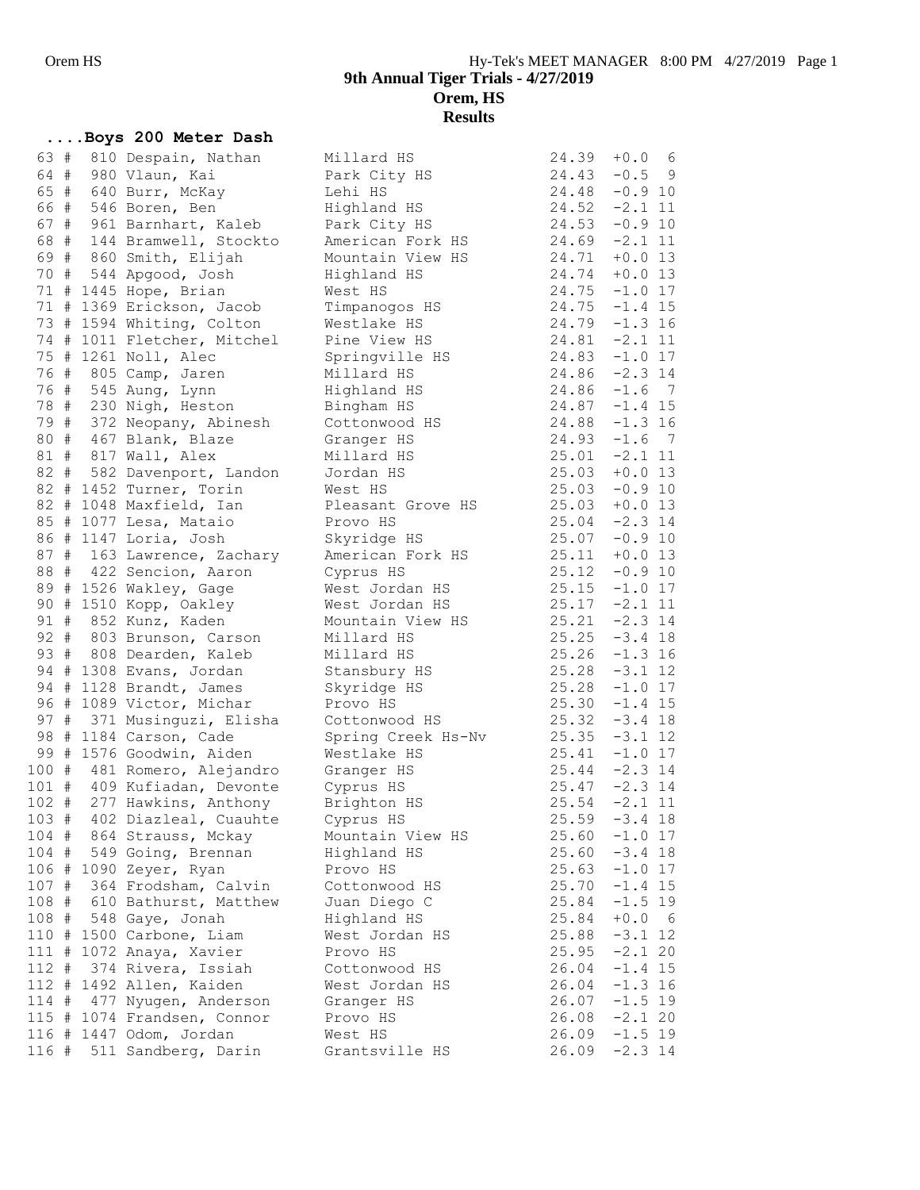# 9th Annual Tiger Trials - 4/27/2019

## Orem, HS

## Results

### ....Boys 200 Meter Dash

| Place | | Bib | Name | School | Time | Wind | Heat |
|---|---|---|---|---|---|---|---|
| 63 | # | 810 | Despain, Nathan | Millard HS | 24.39 | +0.0 | 6 |
| 64 | # | 980 | Vlaun, Kai | Park City HS | 24.43 | -0.5 | 9 |
| 65 | # | 640 | Burr, McKay | Lehi HS | 24.48 | -0.9 | 10 |
| 66 | # | 546 | Boren, Ben | Highland HS | 24.52 | -2.1 | 11 |
| 67 | # | 961 | Barnhart, Kaleb | Park City HS | 24.53 | -0.9 | 10 |
| 68 | # | 144 | Bramwell, Stockto | American Fork HS | 24.69 | -2.1 | 11 |
| 69 | # | 860 | Smith, Elijah | Mountain View HS | 24.71 | +0.0 | 13 |
| 70 | # | 544 | Apgood, Josh | Highland HS | 24.74 | +0.0 | 13 |
| 71 | # | 1445 | Hope, Brian | West HS | 24.75 | -1.0 | 17 |
| 71 | # | 1369 | Erickson, Jacob | Timpanogos HS | 24.75 | -1.4 | 15 |
| 73 | # | 1594 | Whiting, Colton | Westlake HS | 24.79 | -1.3 | 16 |
| 74 | # | 1011 | Fletcher, Mitchel | Pine View HS | 24.81 | -2.1 | 11 |
| 75 | # | 1261 | Noll, Alec | Springville HS | 24.83 | -1.0 | 17 |
| 76 | # | 805 | Camp, Jaren | Millard HS | 24.86 | -2.3 | 14 |
| 76 | # | 545 | Aung, Lynn | Highland HS | 24.86 | -1.6 | 7 |
| 78 | # | 230 | Nigh, Heston | Bingham HS | 24.87 | -1.4 | 15 |
| 79 | # | 372 | Neopany, Abinesh | Cottonwood HS | 24.88 | -1.3 | 16 |
| 80 | # | 467 | Blank, Blaze | Granger HS | 24.93 | -1.6 | 7 |
| 81 | # | 817 | Wall, Alex | Millard HS | 25.01 | -2.1 | 11 |
| 82 | # | 582 | Davenport, Landon | Jordan HS | 25.03 | +0.0 | 13 |
| 82 | # | 1452 | Turner, Torin | West HS | 25.03 | -0.9 | 10 |
| 82 | # | 1048 | Maxfield, Ian | Pleasant Grove HS | 25.03 | +0.0 | 13 |
| 85 | # | 1077 | Lesa, Mataio | Provo HS | 25.04 | -2.3 | 14 |
| 86 | # | 1147 | Loria, Josh | Skyridge HS | 25.07 | -0.9 | 10 |
| 87 | # | 163 | Lawrence, Zachary | American Fork HS | 25.11 | +0.0 | 13 |
| 88 | # | 422 | Sencion, Aaron | Cyprus HS | 25.12 | -0.9 | 10 |
| 89 | # | 1526 | Wakley, Gage | West Jordan HS | 25.15 | -1.0 | 17 |
| 90 | # | 1510 | Kopp, Oakley | West Jordan HS | 25.17 | -2.1 | 11 |
| 91 | # | 852 | Kunz, Kaden | Mountain View HS | 25.21 | -2.3 | 14 |
| 92 | # | 803 | Brunson, Carson | Millard HS | 25.25 | -3.4 | 18 |
| 93 | # | 808 | Dearden, Kaleb | Millard HS | 25.26 | -1.3 | 16 |
| 94 | # | 1308 | Evans, Jordan | Stansbury HS | 25.28 | -3.1 | 12 |
| 94 | # | 1128 | Brandt, James | Skyridge HS | 25.28 | -1.0 | 17 |
| 96 | # | 1089 | Victor, Michar | Provo HS | 25.30 | -1.4 | 15 |
| 97 | # | 371 | Musinguzi, Elisha | Cottonwood HS | 25.32 | -3.4 | 18 |
| 98 | # | 1184 | Carson, Cade | Spring Creek Hs-Nv | 25.35 | -3.1 | 12 |
| 99 | # | 1576 | Goodwin, Aiden | Westlake HS | 25.41 | -1.0 | 17 |
| 100 | # | 481 | Romero, Alejandro | Granger HS | 25.44 | -2.3 | 14 |
| 101 | # | 409 | Kufiadan, Devonte | Cyprus HS | 25.47 | -2.3 | 14 |
| 102 | # | 277 | Hawkins, Anthony | Brighton HS | 25.54 | -2.1 | 11 |
| 103 | # | 402 | Diazleal, Cuauhte | Cyprus HS | 25.59 | -3.4 | 18 |
| 104 | # | 864 | Strauss, Mckay | Mountain View HS | 25.60 | -1.0 | 17 |
| 104 | # | 549 | Going, Brennan | Highland HS | 25.60 | -3.4 | 18 |
| 106 | # | 1090 | Zeyer, Ryan | Provo HS | 25.63 | -1.0 | 17 |
| 107 | # | 364 | Frodsham, Calvin | Cottonwood HS | 25.70 | -1.4 | 15 |
| 108 | # | 610 | Bathurst, Matthew | Juan Diego C | 25.84 | -1.5 | 19 |
| 108 | # | 548 | Gaye, Jonah | Highland HS | 25.84 | +0.0 | 6 |
| 110 | # | 1500 | Carbone, Liam | West Jordan HS | 25.88 | -3.1 | 12 |
| 111 | # | 1072 | Anaya, Xavier | Provo HS | 25.95 | -2.1 | 20 |
| 112 | # | 374 | Rivera, Issiah | Cottonwood HS | 26.04 | -1.4 | 15 |
| 112 | # | 1492 | Allen, Kaiden | West Jordan HS | 26.04 | -1.3 | 16 |
| 114 | # | 477 | Nyugen, Anderson | Granger HS | 26.07 | -1.5 | 19 |
| 115 | # | 1074 | Frandsen, Connor | Provo HS | 26.08 | -2.1 | 20 |
| 116 | # | 1447 | Odom, Jordan | West HS | 26.09 | -1.5 | 19 |
| 116 | # | 511 | Sandberg, Darin | Grantsville HS | 26.09 | -2.3 | 14 |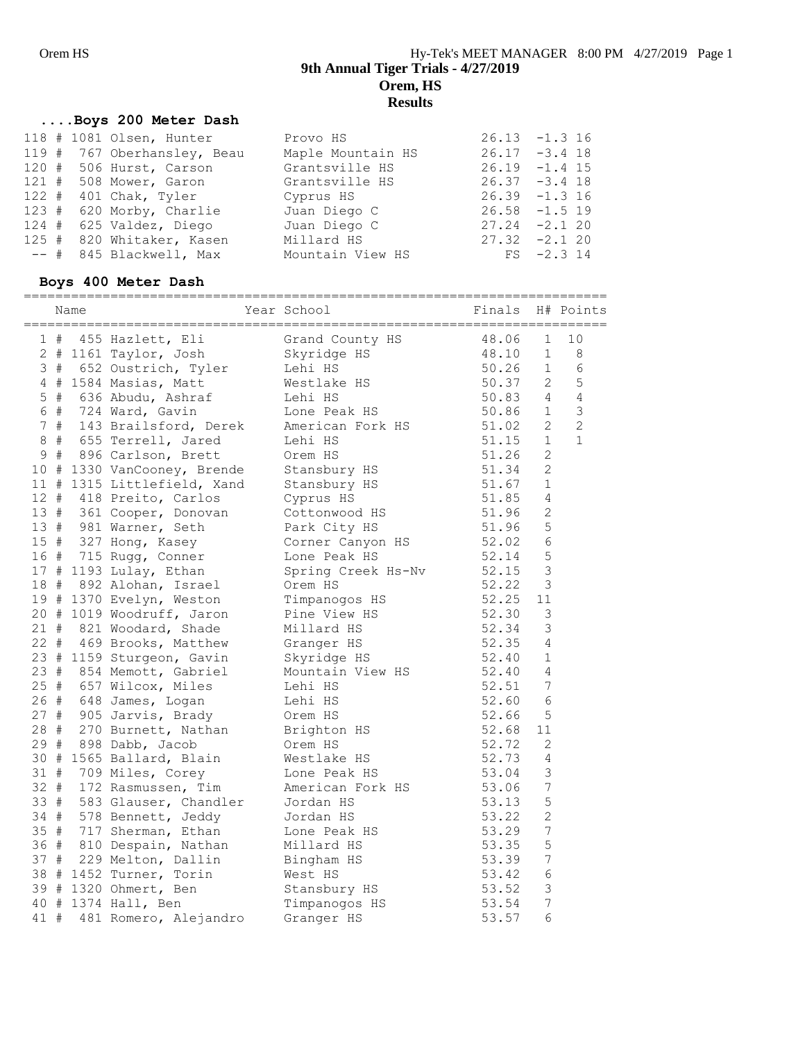## 9th Annual Tiger Trials - 4/27/2019
## Orem, HS
## Results

### ....Boys 200 Meter Dash

| Place | Name | School | Finals | Wind | H# |
|---|---|---|---|---|---|
| 118 # | 1081 Olsen, Hunter | Provo HS | 26.13 | -1.3 | 16 |
| 119 # | 767 Oberhansley, Beau | Maple Mountain HS | 26.17 | -3.4 | 18 |
| 120 # | 506 Hurst, Carson | Grantsville HS | 26.19 | -1.4 | 15 |
| 121 # | 508 Mower, Garon | Grantsville HS | 26.37 | -3.4 | 18 |
| 122 # | 401 Chak, Tyler | Cyprus HS | 26.39 | -1.3 | 16 |
| 123 # | 620 Morby, Charlie | Juan Diego C | 26.58 | -1.5 | 19 |
| 124 # | 625 Valdez, Diego | Juan Diego C | 27.24 | -2.1 | 20 |
| 125 # | 820 Whitaker, Kasen | Millard HS | 27.32 | -2.1 | 20 |
| -- # | 845 Blackwell, Max | Mountain View HS | FS | -2.3 | 14 |

### Boys 400 Meter Dash

| Place | Name | Year School | Finals | H# | Points |
|---|---|---|---|---|---|
| 1 # | 455 Hazlett, Eli | Grand County HS | 48.06 | 1 | 10 |
| 2 # | 1161 Taylor, Josh | Skyridge HS | 48.10 | 1 | 8 |
| 3 # | 652 Oustrich, Tyler | Lehi HS | 50.26 | 1 | 6 |
| 4 # | 1584 Masias, Matt | Westlake HS | 50.37 | 2 | 5 |
| 5 # | 636 Abudu, Ashraf | Lehi HS | 50.83 | 4 | 4 |
| 6 # | 724 Ward, Gavin | Lone Peak HS | 50.86 | 1 | 3 |
| 7 # | 143 Brailsford, Derek | American Fork HS | 51.02 | 2 | 2 |
| 8 # | 655 Terrell, Jared | Lehi HS | 51.15 | 1 | 1 |
| 9 # | 896 Carlson, Brett | Orem HS | 51.26 | 2 | |
| 10 # | 1330 VanCooney, Brende | Stansbury HS | 51.34 | 2 | |
| 11 # | 1315 Littlefield, Xand | Stansbury HS | 51.67 | 1 | |
| 12 # | 418 Preito, Carlos | Cyprus HS | 51.85 | 4 | |
| 13 # | 361 Cooper, Donovan | Cottonwood HS | 51.96 | 2 | |
| 13 # | 981 Warner, Seth | Park City HS | 51.96 | 5 | |
| 15 # | 327 Hong, Kasey | Corner Canyon HS | 52.02 | 6 | |
| 16 # | 715 Rugg, Conner | Lone Peak HS | 52.14 | 5 | |
| 17 # | 1193 Lulay, Ethan | Spring Creek Hs-Nv | 52.15 | 3 | |
| 18 # | 892 Alohan, Israel | Orem HS | 52.22 | 3 | |
| 19 # | 1370 Evelyn, Weston | Timpanogos HS | 52.25 | 11 | |
| 20 # | 1019 Woodruff, Jaron | Pine View HS | 52.30 | 3 | |
| 21 # | 821 Woodard, Shade | Millard HS | 52.34 | 3 | |
| 22 # | 469 Brooks, Matthew | Granger HS | 52.35 | 4 | |
| 23 # | 1159 Sturgeon, Gavin | Skyridge HS | 52.40 | 1 | |
| 23 # | 854 Memott, Gabriel | Mountain View HS | 52.40 | 4 | |
| 25 # | 657 Wilcox, Miles | Lehi HS | 52.51 | 7 | |
| 26 # | 648 James, Logan | Lehi HS | 52.60 | 6 | |
| 27 # | 905 Jarvis, Brady | Orem HS | 52.66 | 5 | |
| 28 # | 270 Burnett, Nathan | Brighton HS | 52.68 | 11 | |
| 29 # | 898 Dabb, Jacob | Orem HS | 52.72 | 2 | |
| 30 # | 1565 Ballard, Blain | Westlake HS | 52.73 | 4 | |
| 31 # | 709 Miles, Corey | Lone Peak HS | 53.04 | 3 | |
| 32 # | 172 Rasmussen, Tim | American Fork HS | 53.06 | 7 | |
| 33 # | 583 Glauser, Chandler | Jordan HS | 53.13 | 5 | |
| 34 # | 578 Bennett, Jeddy | Jordan HS | 53.22 | 2 | |
| 35 # | 717 Sherman, Ethan | Lone Peak HS | 53.29 | 7 | |
| 36 # | 810 Despain, Nathan | Millard HS | 53.35 | 5 | |
| 37 # | 229 Melton, Dallin | Bingham HS | 53.39 | 7 | |
| 38 # | 1452 Turner, Torin | West HS | 53.42 | 6 | |
| 39 # | 1320 Ohmert, Ben | Stansbury HS | 53.52 | 3 | |
| 40 # | 1374 Hall, Ben | Timpanogos HS | 53.54 | 7 | |
| 41 # | 481 Romero, Alejandro | Granger HS | 53.57 | 6 | |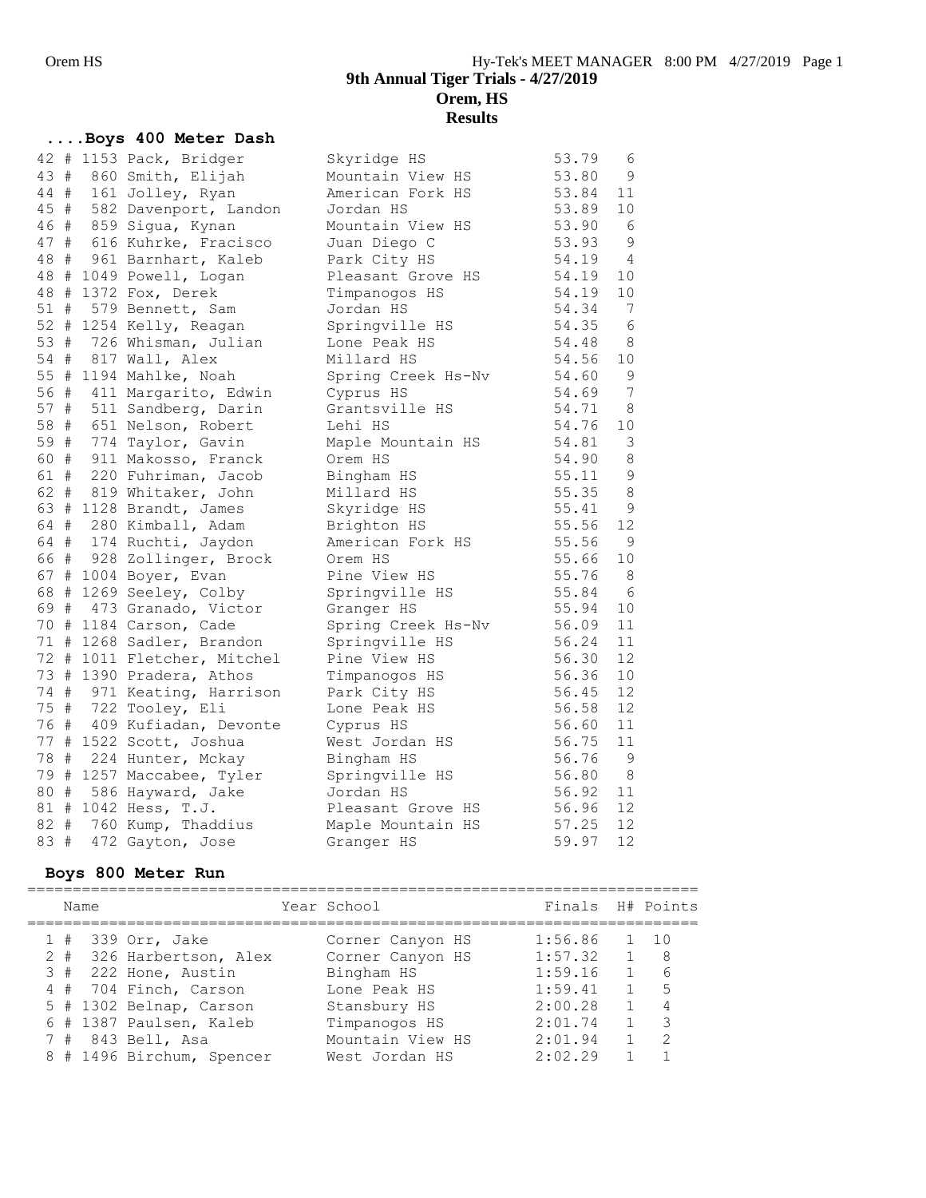# 9th Annual Tiger Trials - 4/27/2019
## Orem, HS
## Results

### ....Boys 400 Meter Dash

| Place | Name | School | Time | Year |
|---|---|---|---|---|
| 42 # 1153 | Pack, Bridger | Skyridge HS | 53.79 | 6 |
| 43 # 860 | Smith, Elijah | Mountain View HS | 53.80 | 9 |
| 44 # 161 | Jolley, Ryan | American Fork HS | 53.84 | 11 |
| 45 # 582 | Davenport, Landon | Jordan HS | 53.89 | 10 |
| 46 # 859 | Sigua, Kynan | Mountain View HS | 53.90 | 6 |
| 47 # 616 | Kuhrke, Fracisco | Juan Diego C | 53.93 | 9 |
| 48 # 961 | Barnhart, Kaleb | Park City HS | 54.19 | 4 |
| 48 # 1049 | Powell, Logan | Pleasant Grove HS | 54.19 | 10 |
| 48 # 1372 | Fox, Derek | Timpanogos HS | 54.19 | 10 |
| 51 # 579 | Bennett, Sam | Jordan HS | 54.34 | 7 |
| 52 # 1254 | Kelly, Reagan | Springville HS | 54.35 | 6 |
| 53 # 726 | Whisman, Julian | Lone Peak HS | 54.48 | 8 |
| 54 # 817 | Wall, Alex | Millard HS | 54.56 | 10 |
| 55 # 1194 | Mahlke, Noah | Spring Creek Hs-Nv | 54.60 | 9 |
| 56 # 411 | Margarito, Edwin | Cyprus HS | 54.69 | 7 |
| 57 # 511 | Sandberg, Darin | Grantsville HS | 54.71 | 8 |
| 58 # 651 | Nelson, Robert | Lehi HS | 54.76 | 10 |
| 59 # 774 | Taylor, Gavin | Maple Mountain HS | 54.81 | 3 |
| 60 # 911 | Makosso, Franck | Orem HS | 54.90 | 8 |
| 61 # 220 | Fuhriman, Jacob | Bingham HS | 55.11 | 9 |
| 62 # 819 | Whitaker, John | Millard HS | 55.35 | 8 |
| 63 # 1128 | Brandt, James | Skyridge HS | 55.41 | 9 |
| 64 # 280 | Kimball, Adam | Brighton HS | 55.56 | 12 |
| 64 # 174 | Ruchti, Jaydon | American Fork HS | 55.56 | 9 |
| 66 # 928 | Zollinger, Brock | Orem HS | 55.66 | 10 |
| 67 # 1004 | Boyer, Evan | Pine View HS | 55.76 | 8 |
| 68 # 1269 | Seeley, Colby | Springville HS | 55.84 | 6 |
| 69 # 473 | Granado, Victor | Granger HS | 55.94 | 10 |
| 70 # 1184 | Carson, Cade | Spring Creek Hs-Nv | 56.09 | 11 |
| 71 # 1268 | Sadler, Brandon | Springville HS | 56.24 | 11 |
| 72 # 1011 | Fletcher, Mitchel | Pine View HS | 56.30 | 12 |
| 73 # 1390 | Pradera, Athos | Timpanogos HS | 56.36 | 10 |
| 74 # 971 | Keating, Harrison | Park City HS | 56.45 | 12 |
| 75 # 722 | Tooley, Eli | Lone Peak HS | 56.58 | 12 |
| 76 # 409 | Kufiadan, Devonte | Cyprus HS | 56.60 | 11 |
| 77 # 1522 | Scott, Joshua | West Jordan HS | 56.75 | 11 |
| 78 # 224 | Hunter, Mckay | Bingham HS | 56.76 | 9 |
| 79 # 1257 | Maccabee, Tyler | Springville HS | 56.80 | 8 |
| 80 # 586 | Hayward, Jake | Jordan HS | 56.92 | 11 |
| 81 # 1042 | Hess, T.J. | Pleasant Grove HS | 56.96 | 12 |
| 82 # 760 | Kump, Thaddius | Maple Mountain HS | 57.25 | 12 |
| 83 # 472 | Gayton, Jose | Granger HS | 59.97 | 12 |

### Boys 800 Meter Run

| | Name | Year School | Finals | H# | Points |
|---|---|---|---|---|---|
| 1 # 339 | Orr, Jake | Corner Canyon HS | 1:56.86 | 1 | 10 |
| 2 # 326 | Harbertson, Alex | Corner Canyon HS | 1:57.32 | 1 | 8 |
| 3 # 222 | Hone, Austin | Bingham HS | 1:59.16 | 1 | 6 |
| 4 # 704 | Finch, Carson | Lone Peak HS | 1:59.41 | 1 | 5 |
| 5 # 1302 | Belnap, Carson | Stansbury HS | 2:00.28 | 1 | 4 |
| 6 # 1387 | Paulsen, Kaleb | Timpanogos HS | 2:01.74 | 1 | 3 |
| 7 # 843 | Bell, Asa | Mountain View HS | 2:01.94 | 1 | 2 |
| 8 # 1496 | Birchum, Spencer | West Jordan HS | 2:02.29 | 1 | 1 |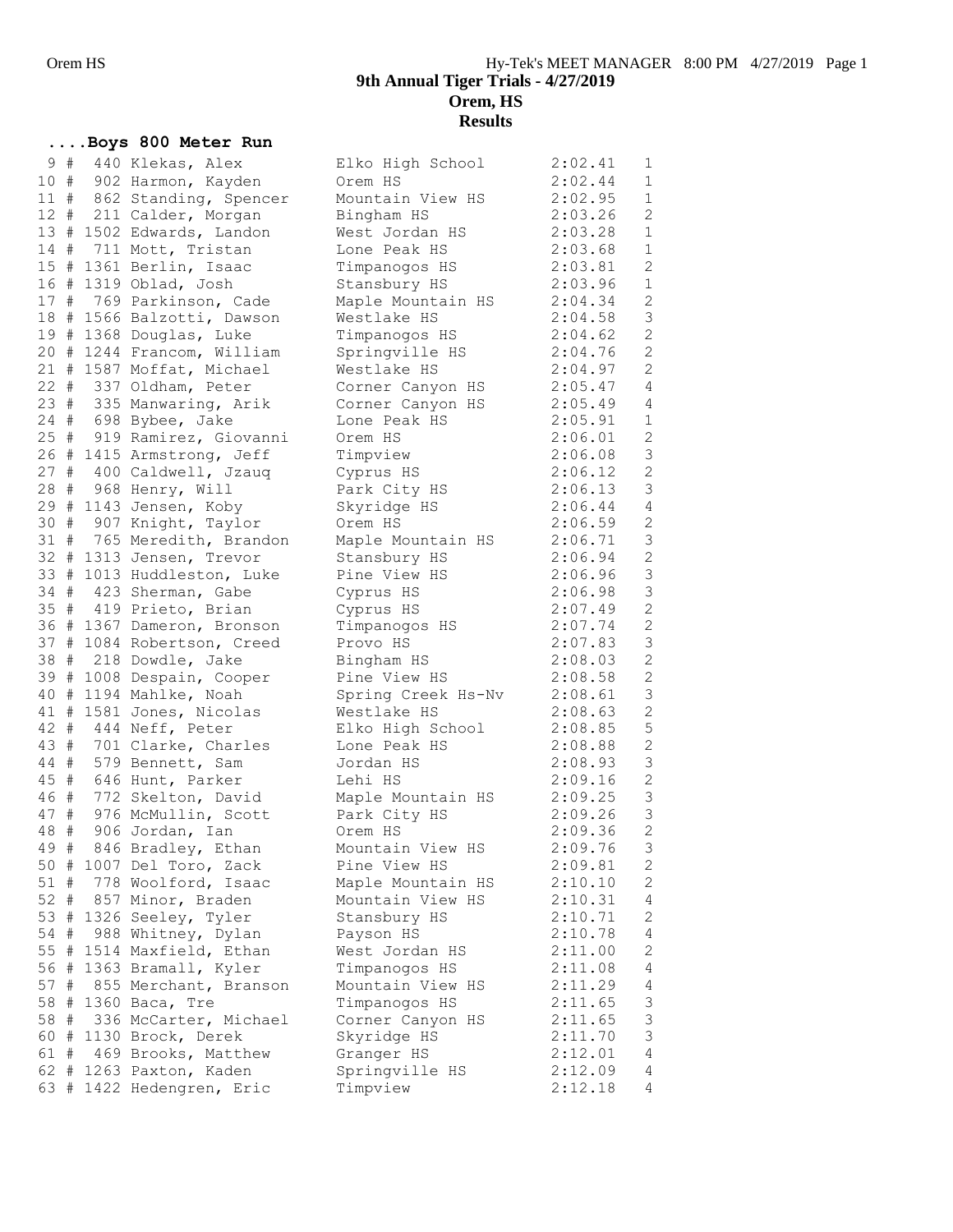# 9th Annual Tiger Trials - 4/27/2019
## Orem, HS
## Results

### ....Boys 800 Meter Run

| Place | Comp# | Name | School | Time | H |
|---|---|---|---|---|---|
| 9 # | 440 | Klekas, Alex | Elko High School | 2:02.41 | 1 |
| 10 # | 902 | Harmon, Kayden | Orem HS | 2:02.44 | 1 |
| 11 # | 862 | Standing, Spencer | Mountain View HS | 2:02.95 | 1 |
| 12 # | 211 | Calder, Morgan | Bingham HS | 2:03.26 | 2 |
| 13 # | 1502 | Edwards, Landon | West Jordan HS | 2:03.28 | 1 |
| 14 # | 711 | Mott, Tristan | Lone Peak HS | 2:03.68 | 1 |
| 15 # | 1361 | Berlin, Isaac | Timpanogos HS | 2:03.81 | 2 |
| 16 # | 1319 | Oblad, Josh | Stansbury HS | 2:03.96 | 1 |
| 17 # | 769 | Parkinson, Cade | Maple Mountain HS | 2:04.34 | 2 |
| 18 # | 1566 | Balzotti, Dawson | Westlake HS | 2:04.58 | 3 |
| 19 # | 1368 | Douglas, Luke | Timpanogos HS | 2:04.62 | 2 |
| 20 # | 1244 | Francom, William | Springville HS | 2:04.76 | 2 |
| 21 # | 1587 | Moffat, Michael | Westlake HS | 2:04.97 | 2 |
| 22 # | 337 | Oldham, Peter | Corner Canyon HS | 2:05.47 | 4 |
| 23 # | 335 | Manwaring, Arik | Corner Canyon HS | 2:05.49 | 4 |
| 24 # | 698 | Bybee, Jake | Lone Peak HS | 2:05.91 | 1 |
| 25 # | 919 | Ramirez, Giovanni | Orem HS | 2:06.01 | 2 |
| 26 # | 1415 | Armstrong, Jeff | Timpview | 2:06.08 | 3 |
| 27 # | 400 | Caldwell, Jzauq | Cyprus HS | 2:06.12 | 2 |
| 28 # | 968 | Henry, Will | Park City HS | 2:06.13 | 3 |
| 29 # | 1143 | Jensen, Koby | Skyridge HS | 2:06.44 | 4 |
| 30 # | 907 | Knight, Taylor | Orem HS | 2:06.59 | 2 |
| 31 # | 765 | Meredith, Brandon | Maple Mountain HS | 2:06.71 | 3 |
| 32 # | 1313 | Jensen, Trevor | Stansbury HS | 2:06.94 | 2 |
| 33 # | 1013 | Huddleston, Luke | Pine View HS | 2:06.96 | 3 |
| 34 # | 423 | Sherman, Gabe | Cyprus HS | 2:06.98 | 3 |
| 35 # | 419 | Prieto, Brian | Cyprus HS | 2:07.49 | 2 |
| 36 # | 1367 | Dameron, Bronson | Timpanogos HS | 2:07.74 | 2 |
| 37 # | 1084 | Robertson, Creed | Provo HS | 2:07.83 | 3 |
| 38 # | 218 | Dowdle, Jake | Bingham HS | 2:08.03 | 2 |
| 39 # | 1008 | Despain, Cooper | Pine View HS | 2:08.58 | 2 |
| 40 # | 1194 | Mahlke, Noah | Spring Creek Hs-Nv | 2:08.61 | 3 |
| 41 # | 1581 | Jones, Nicolas | Westlake HS | 2:08.63 | 2 |
| 42 # | 444 | Neff, Peter | Elko High School | 2:08.85 | 5 |
| 43 # | 701 | Clarke, Charles | Lone Peak HS | 2:08.88 | 2 |
| 44 # | 579 | Bennett, Sam | Jordan HS | 2:08.93 | 3 |
| 45 # | 646 | Hunt, Parker | Lehi HS | 2:09.16 | 2 |
| 46 # | 772 | Skelton, David | Maple Mountain HS | 2:09.25 | 3 |
| 47 # | 976 | McMullin, Scott | Park City HS | 2:09.26 | 3 |
| 48 # | 906 | Jordan, Ian | Orem HS | 2:09.36 | 2 |
| 49 # | 846 | Bradley, Ethan | Mountain View HS | 2:09.76 | 3 |
| 50 # | 1007 | Del Toro, Zack | Pine View HS | 2:09.81 | 2 |
| 51 # | 778 | Woolford, Isaac | Maple Mountain HS | 2:10.10 | 2 |
| 52 # | 857 | Minor, Braden | Mountain View HS | 2:10.31 | 4 |
| 53 # | 1326 | Seeley, Tyler | Stansbury HS | 2:10.71 | 2 |
| 54 # | 988 | Whitney, Dylan | Payson HS | 2:10.78 | 4 |
| 55 # | 1514 | Maxfield, Ethan | West Jordan HS | 2:11.00 | 2 |
| 56 # | 1363 | Bramall, Kyler | Timpanogos HS | 2:11.08 | 4 |
| 57 # | 855 | Merchant, Branson | Mountain View HS | 2:11.29 | 4 |
| 58 # | 1360 | Baca, Tre | Timpanogos HS | 2:11.65 | 3 |
| 58 # | 336 | McCarter, Michael | Corner Canyon HS | 2:11.65 | 3 |
| 60 # | 1130 | Brock, Derek | Skyridge HS | 2:11.70 | 3 |
| 61 # | 469 | Brooks, Matthew | Granger HS | 2:12.01 | 4 |
| 62 # | 1263 | Paxton, Kaden | Springville HS | 2:12.09 | 4 |
| 63 # | 1422 | Hedengren, Eric | Timpview | 2:12.18 | 4 |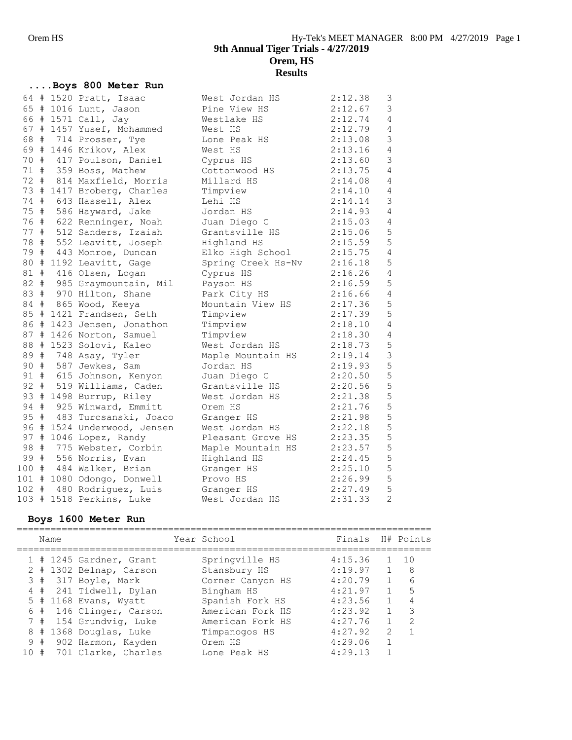# 9th Annual Tiger Trials - 4/27/2019
## Orem, HS
## Results

### ....Boys 800 Meter Run

| Place | # | Bib | Name | School | Finals | H# |
|---|---|---|---|---|---|---|
| 64 | # | 1520 | Pratt, Isaac | West Jordan HS | 2:12.38 | 3 |
| 65 | # | 1016 | Lunt, Jason | Pine View HS | 2:12.67 | 3 |
| 66 | # | 1571 | Call, Jay | Westlake HS | 2:12.74 | 4 |
| 67 | # | 1457 | Yusef, Mohammed | West HS | 2:12.79 | 4 |
| 68 | # | 714 | Prosser, Tye | Lone Peak HS | 2:13.08 | 3 |
| 69 | # | 1446 | Krikov, Alex | West HS | 2:13.16 | 4 |
| 70 | # | 417 | Poulson, Daniel | Cyprus HS | 2:13.60 | 3 |
| 71 | # | 359 | Boss, Mathew | Cottonwood HS | 2:13.75 | 4 |
| 72 | # | 814 | Maxfield, Morris | Millard HS | 2:14.08 | 4 |
| 73 | # | 1417 | Broberg, Charles | Timpview | 2:14.10 | 4 |
| 74 | # | 643 | Hassell, Alex | Lehi HS | 2:14.14 | 3 |
| 75 | # | 586 | Hayward, Jake | Jordan HS | 2:14.93 | 4 |
| 76 | # | 622 | Renninger, Noah | Juan Diego C | 2:15.03 | 4 |
| 77 | # | 512 | Sanders, Izaiah | Grantsville HS | 2:15.06 | 5 |
| 78 | # | 552 | Leavitt, Joseph | Highland HS | 2:15.59 | 5 |
| 79 | # | 443 | Monroe, Duncan | Elko High School | 2:15.75 | 4 |
| 80 | # | 1192 | Leavitt, Gage | Spring Creek Hs-Nv | 2:16.18 | 5 |
| 81 | # | 416 | Olsen, Logan | Cyprus HS | 2:16.26 | 4 |
| 82 | # | 985 | Graymountain, Mil | Payson HS | 2:16.59 | 5 |
| 83 | # | 970 | Hilton, Shane | Park City HS | 2:16.66 | 4 |
| 84 | # | 865 | Wood, Keeya | Mountain View HS | 2:17.36 | 5 |
| 85 | # | 1421 | Frandsen, Seth | Timpview | 2:17.39 | 5 |
| 86 | # | 1423 | Jensen, Jonathon | Timpview | 2:18.10 | 4 |
| 87 | # | 1426 | Norton, Samuel | Timpview | 2:18.30 | 4 |
| 88 | # | 1523 | Solovi, Kaleo | West Jordan HS | 2:18.73 | 5 |
| 89 | # | 748 | Asay, Tyler | Maple Mountain HS | 2:19.14 | 3 |
| 90 | # | 587 | Jewkes, Sam | Jordan HS | 2:19.93 | 5 |
| 91 | # | 615 | Johnson, Kenyon | Juan Diego C | 2:20.50 | 5 |
| 92 | # | 519 | Williams, Caden | Grantsville HS | 2:20.56 | 5 |
| 93 | # | 1498 | Burrup, Riley | West Jordan HS | 2:21.38 | 5 |
| 94 | # | 925 | Winward, Emmitt | Orem HS | 2:21.76 | 5 |
| 95 | # | 483 | Turcsanski, Joaco | Granger HS | 2:21.98 | 5 |
| 96 | # | 1524 | Underwood, Jensen | West Jordan HS | 2:22.18 | 5 |
| 97 | # | 1046 | Lopez, Randy | Pleasant Grove HS | 2:23.35 | 5 |
| 98 | # | 775 | Webster, Corbin | Maple Mountain HS | 2:23.57 | 5 |
| 99 | # | 556 | Norris, Evan | Highland HS | 2:24.45 | 5 |
| 100 | # | 484 | Walker, Brian | Granger HS | 2:25.10 | 5 |
| 101 | # | 1080 | Odongo, Donwell | Provo HS | 2:26.99 | 5 |
| 102 | # | 480 | Rodriguez, Luis | Granger HS | 2:27.49 | 5 |
| 103 | # | 1518 | Perkins, Luke | West Jordan HS | 2:31.33 | 2 |

### Boys 1600 Meter Run

| Place | # | Bib | Name | Year School | Finals | H# | Points |
|---|---|---|---|---|---|---|---|
| 1 | # | 1245 | Gardner, Grant | Springville HS | 4:15.36 | 1 | 10 |
| 2 | # | 1302 | Belnap, Carson | Stansbury HS | 4:19.97 | 1 | 8 |
| 3 | # | 317 | Boyle, Mark | Corner Canyon HS | 4:20.79 | 1 | 6 |
| 4 | # | 241 | Tidwell, Dylan | Bingham HS | 4:21.97 | 1 | 5 |
| 5 | # | 1168 | Evans, Wyatt | Spanish Fork HS | 4:23.56 | 1 | 4 |
| 6 | # | 146 | Clinger, Carson | American Fork HS | 4:23.92 | 1 | 3 |
| 7 | # | 154 | Grundvig, Luke | American Fork HS | 4:27.76 | 1 | 2 |
| 8 | # | 1368 | Douglas, Luke | Timpanogos HS | 4:27.92 | 2 | 1 |
| 9 | # | 902 | Harmon, Kayden | Orem HS | 4:29.06 | 1 | |
| 10 | # | 701 | Clarke, Charles | Lone Peak HS | 4:29.13 | 1 | |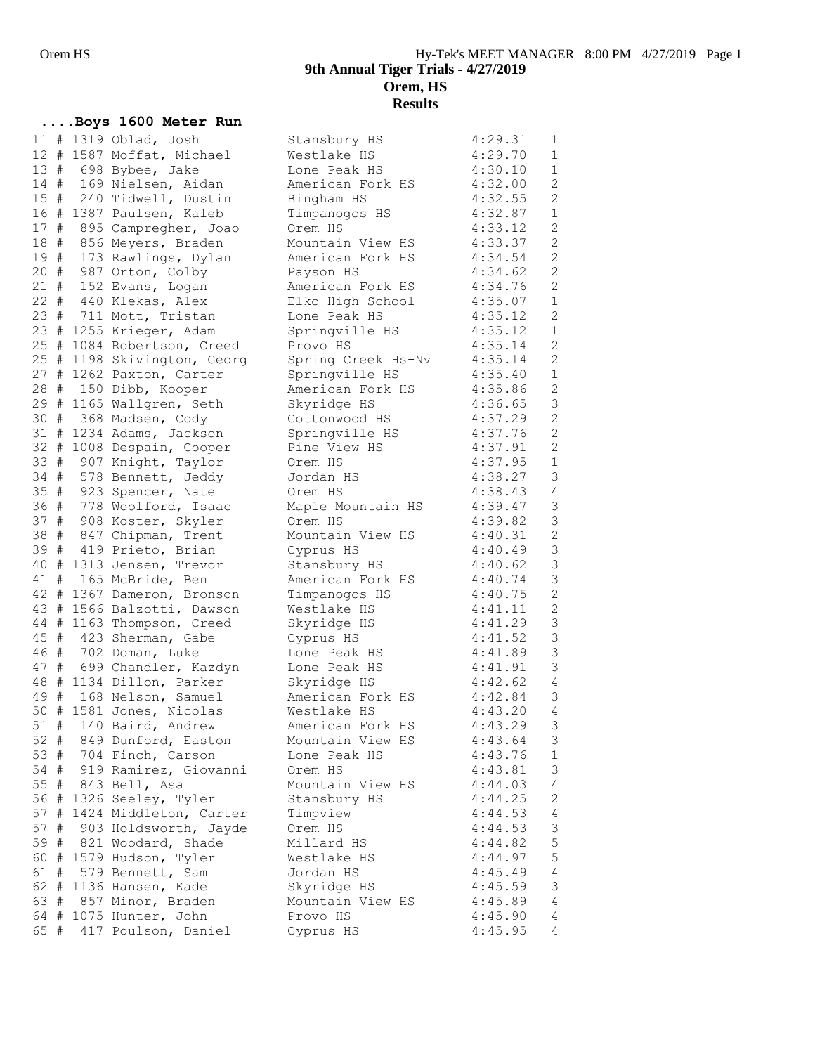# 9th Annual Tiger Trials - 4/27/2019

## Orem, HS

## Results

### ....Boys 1600 Meter Run

| Place | # | Name | School | Time | Heat |
|---|---|---|---|---|---|
| 11 | # 1319 | Oblad, Josh | Stansbury HS | 4:29.31 | 1 |
| 12 | # 1587 | Moffat, Michael | Westlake HS | 4:29.70 | 1 |
| 13 | # 698 | Bybee, Jake | Lone Peak HS | 4:30.10 | 1 |
| 14 | # 169 | Nielsen, Aidan | American Fork HS | 4:32.00 | 2 |
| 15 | # 240 | Tidwell, Dustin | Bingham HS | 4:32.55 | 2 |
| 16 | # 1387 | Paulsen, Kaleb | Timpanogos HS | 4:32.87 | 1 |
| 17 | # 895 | Campregher, Joao | Orem HS | 4:33.12 | 2 |
| 18 | # 856 | Meyers, Braden | Mountain View HS | 4:33.37 | 2 |
| 19 | # 173 | Rawlings, Dylan | American Fork HS | 4:34.54 | 2 |
| 20 | # 987 | Orton, Colby | Payson HS | 4:34.62 | 2 |
| 21 | # 152 | Evans, Logan | American Fork HS | 4:34.76 | 2 |
| 22 | # 440 | Klekas, Alex | Elko High School | 4:35.07 | 1 |
| 23 | # 711 | Mott, Tristan | Lone Peak HS | 4:35.12 | 2 |
| 23 | # 1255 | Krieger, Adam | Springville HS | 4:35.12 | 1 |
| 25 | # 1084 | Robertson, Creed | Provo HS | 4:35.14 | 2 |
| 25 | # 1198 | Skivington, Georg | Spring Creek Hs-Nv | 4:35.14 | 2 |
| 27 | # 1262 | Paxton, Carter | Springville HS | 4:35.40 | 1 |
| 28 | # 150 | Dibb, Kooper | American Fork HS | 4:35.86 | 2 |
| 29 | # 1165 | Wallgren, Seth | Skyridge HS | 4:36.65 | 3 |
| 30 | # 368 | Madsen, Cody | Cottonwood HS | 4:37.29 | 2 |
| 31 | # 1234 | Adams, Jackson | Springville HS | 4:37.76 | 2 |
| 32 | # 1008 | Despain, Cooper | Pine View HS | 4:37.91 | 2 |
| 33 | # 907 | Knight, Taylor | Orem HS | 4:37.95 | 1 |
| 34 | # 578 | Bennett, Jeddy | Jordan HS | 4:38.27 | 3 |
| 35 | # 923 | Spencer, Nate | Orem HS | 4:38.43 | 4 |
| 36 | # 778 | Woolford, Isaac | Maple Mountain HS | 4:39.47 | 3 |
| 37 | # 908 | Koster, Skyler | Orem HS | 4:39.82 | 3 |
| 38 | # 847 | Chipman, Trent | Mountain View HS | 4:40.31 | 2 |
| 39 | # 419 | Prieto, Brian | Cyprus HS | 4:40.49 | 3 |
| 40 | # 1313 | Jensen, Trevor | Stansbury HS | 4:40.62 | 3 |
| 41 | # 165 | McBride, Ben | American Fork HS | 4:40.74 | 3 |
| 42 | # 1367 | Dameron, Bronson | Timpanogos HS | 4:40.75 | 2 |
| 43 | # 1566 | Balzotti, Dawson | Westlake HS | 4:41.11 | 2 |
| 44 | # 1163 | Thompson, Creed | Skyridge HS | 4:41.29 | 3 |
| 45 | # 423 | Sherman, Gabe | Cyprus HS | 4:41.52 | 3 |
| 46 | # 702 | Doman, Luke | Lone Peak HS | 4:41.89 | 3 |
| 47 | # 699 | Chandler, Kazdyn | Lone Peak HS | 4:41.91 | 3 |
| 48 | # 1134 | Dillon, Parker | Skyridge HS | 4:42.62 | 4 |
| 49 | # 168 | Nelson, Samuel | American Fork HS | 4:42.84 | 3 |
| 50 | # 1581 | Jones, Nicolas | Westlake HS | 4:43.20 | 4 |
| 51 | # 140 | Baird, Andrew | American Fork HS | 4:43.29 | 3 |
| 52 | # 849 | Dunford, Easton | Mountain View HS | 4:43.64 | 3 |
| 53 | # 704 | Finch, Carson | Lone Peak HS | 4:43.76 | 1 |
| 54 | # 919 | Ramirez, Giovanni | Orem HS | 4:43.81 | 3 |
| 55 | # 843 | Bell, Asa | Mountain View HS | 4:44.03 | 4 |
| 56 | # 1326 | Seeley, Tyler | Stansbury HS | 4:44.25 | 2 |
| 57 | # 1424 | Middleton, Carter | Timpview | 4:44.53 | 4 |
| 57 | # 903 | Holdsworth, Jayde | Orem HS | 4:44.53 | 3 |
| 59 | # 821 | Woodard, Shade | Millard HS | 4:44.82 | 5 |
| 60 | # 1579 | Hudson, Tyler | Westlake HS | 4:44.97 | 5 |
| 61 | # 579 | Bennett, Sam | Jordan HS | 4:45.49 | 4 |
| 62 | # 1136 | Hansen, Kade | Skyridge HS | 4:45.59 | 3 |
| 63 | # 857 | Minor, Braden | Mountain View HS | 4:45.89 | 4 |
| 64 | # 1075 | Hunter, John | Provo HS | 4:45.90 | 4 |
| 65 | # 417 | Poulson, Daniel | Cyprus HS | 4:45.95 | 4 |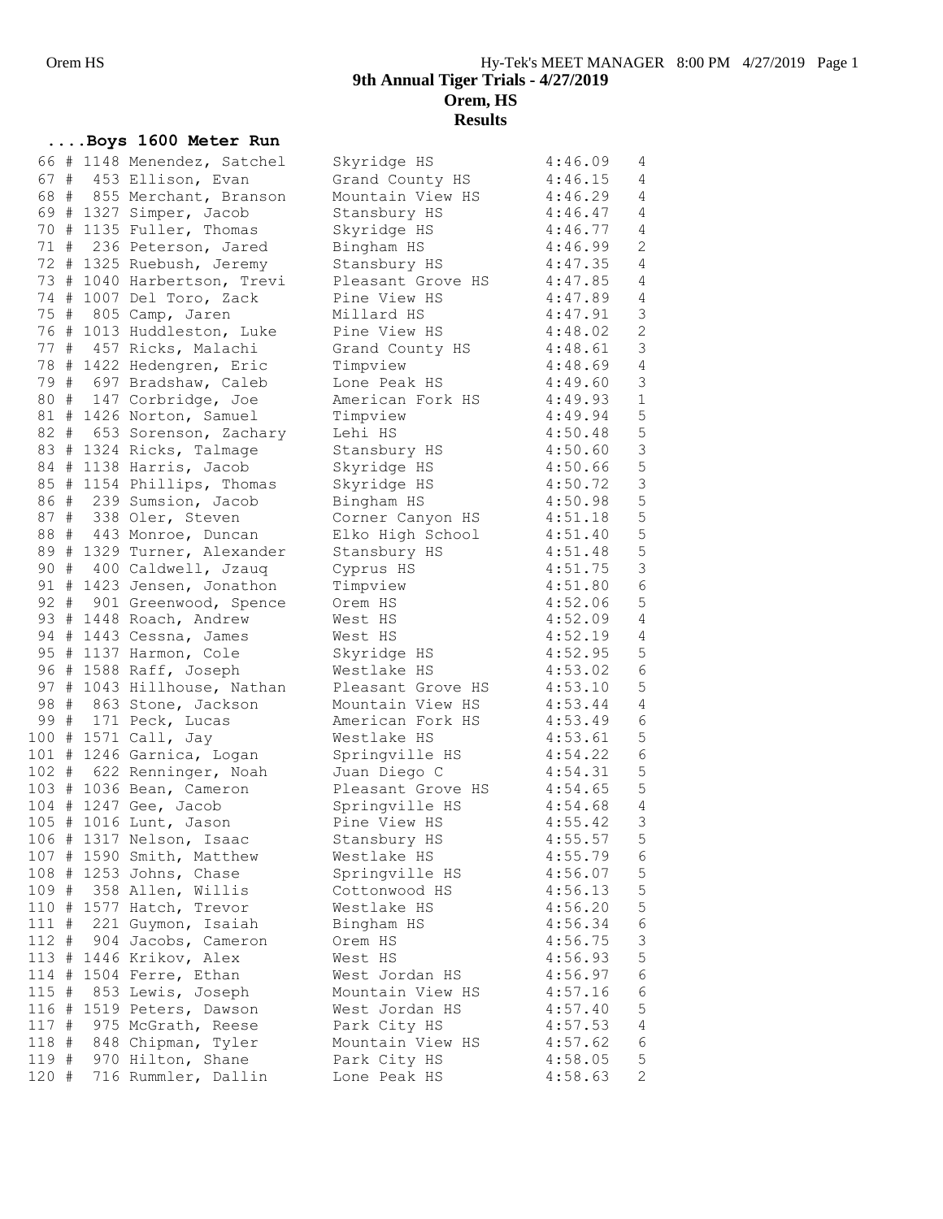**9th Annual Tiger Trials - 4/27/2019**
**Orem, HS**
**Results**

## ....Boys 1600 Meter Run

```
 66 # 1148 Menendez, Satchel    Skyridge HS            4:46.09   4
 67 #  453 Ellison, Evan        Grand County HS        4:46.15   4
 68 #  855 Merchant, Branson    Mountain View HS       4:46.29   4
 69 # 1327 Simper, Jacob        Stansbury HS           4:46.47   4
 70 # 1135 Fuller, Thomas       Skyridge HS            4:46.77   4
 71 #  236 Peterson, Jared      Bingham HS             4:46.99   2
 72 # 1325 Ruebush, Jeremy      Stansbury HS           4:47.35   4
 73 # 1040 Harbertson, Trevi    Pleasant Grove HS      4:47.85   4
 74 # 1007 Del Toro, Zack       Pine View HS           4:47.89   4
 75 #  805 Camp, Jaren          Millard HS             4:47.91   3
 76 # 1013 Huddleston, Luke     Pine View HS           4:48.02   2
 77 #  457 Ricks, Malachi       Grand County HS        4:48.61   3
 78 # 1422 Hedengren, Eric      Timpview               4:48.69   4
 79 #  697 Bradshaw, Caleb      Lone Peak HS           4:49.60   3
 80 #  147 Corbridge, Joe       American Fork HS       4:49.93   1
 81 # 1426 Norton, Samuel       Timpview               4:49.94   5
 82 #  653 Sorenson, Zachary    Lehi HS                4:50.48   5
 83 # 1324 Ricks, Talmage       Stansbury HS           4:50.60   3
 84 # 1138 Harris, Jacob        Skyridge HS            4:50.66   5
 85 # 1154 Phillips, Thomas     Skyridge HS            4:50.72   3
 86 #  239 Sumsion, Jacob       Bingham HS             4:50.98   5
 87 #  338 Oler, Steven         Corner Canyon HS       4:51.18   5
 88 #  443 Monroe, Duncan       Elko High School       4:51.40   5
 89 # 1329 Turner, Alexander    Stansbury HS           4:51.48   5
 90 #  400 Caldwell, Jzauq      Cyprus HS              4:51.75   3
 91 # 1423 Jensen, Jonathon     Timpview               4:51.80   6
 92 #  901 Greenwood, Spence    Orem HS                4:52.06   5
 93 # 1448 Roach, Andrew        West HS                4:52.09   4
 94 # 1443 Cessna, James        West HS                4:52.19   4
 95 # 1137 Harmon, Cole         Skyridge HS            4:52.95   5
 96 # 1588 Raff, Joseph         Westlake HS            4:53.02   6
 97 # 1043 Hillhouse, Nathan    Pleasant Grove HS      4:53.10   5
 98 #  863 Stone, Jackson       Mountain View HS       4:53.44   4
 99 #  171 Peck, Lucas          American Fork HS       4:53.49   6
100 # 1571 Call, Jay            Westlake HS            4:53.61   5
101 # 1246 Garnica, Logan       Springville HS         4:54.22   6
102 #  622 Renninger, Noah      Juan Diego C           4:54.31   5
103 # 1036 Bean, Cameron        Pleasant Grove HS      4:54.65   5
104 # 1247 Gee, Jacob           Springville HS         4:54.68   4
105 # 1016 Lunt, Jason          Pine View HS           4:55.42   3
106 # 1317 Nelson, Isaac        Stansbury HS           4:55.57   5
107 # 1590 Smith, Matthew       Westlake HS            4:55.79   6
108 # 1253 Johns, Chase         Springville HS         4:56.07   5
109 #  358 Allen, Willis        Cottonwood HS          4:56.13   5
110 # 1577 Hatch, Trevor        Westlake HS            4:56.20   5
111 #  221 Guymon, Isaiah       Bingham HS             4:56.34   6
112 #  904 Jacobs, Cameron      Orem HS                4:56.75   3
113 # 1446 Krikov, Alex         West HS                4:56.93   5
114 # 1504 Ferre, Ethan         West Jordan HS         4:56.97   6
115 #  853 Lewis, Joseph        Mountain View HS       4:57.16   6
116 # 1519 Peters, Dawson       West Jordan HS         4:57.40   5
117 #  975 McGrath, Reese       Park City HS           4:57.53   4
118 #  848 Chipman, Tyler       Mountain View HS       4:57.62   6
119 #  970 Hilton, Shane        Park City HS           4:58.05   5
120 #  716 Rummler, Dallin      Lone Peak HS           4:58.63   2
```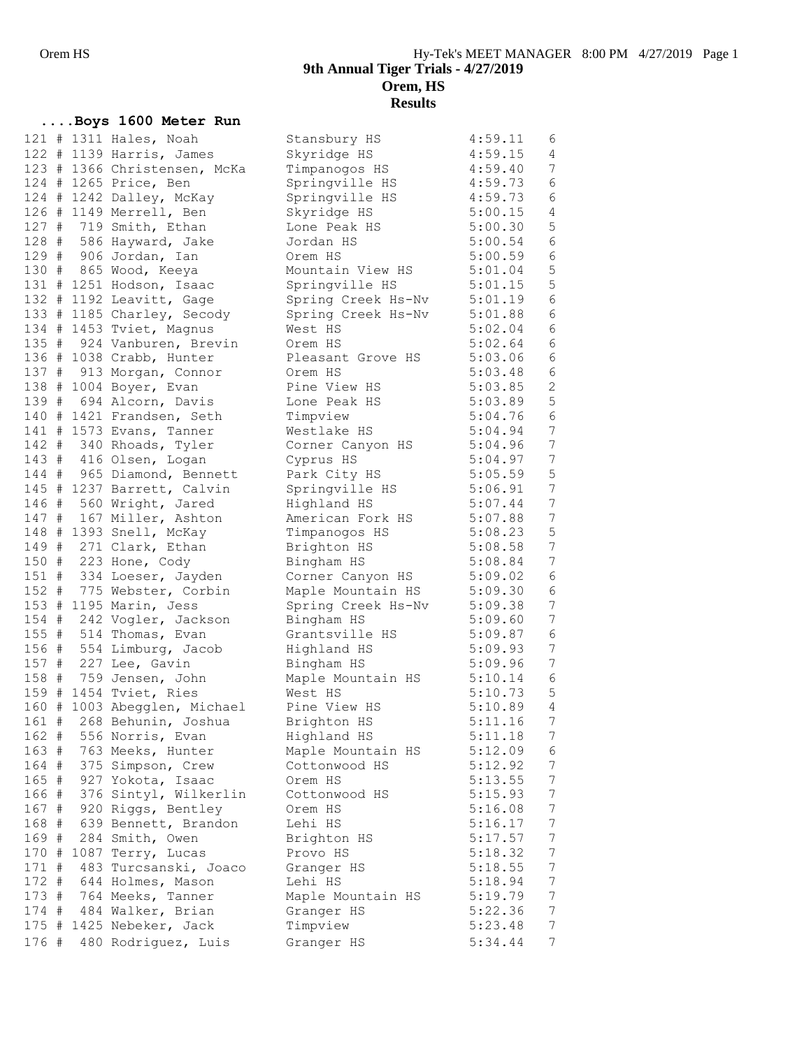## 9th Annual Tiger Trials - 4/27/2019

## Orem, HS

## Results

### ....Boys 1600 Meter Run

| Place | # | Bib | Name | School | Time | Heat |
|---|---|---|---|---|---|---|
| 121 | # | 1311 | Hales, Noah | Stansbury HS | 4:59.11 | 6 |
| 122 | # | 1139 | Harris, James | Skyridge HS | 4:59.15 | 4 |
| 123 | # | 1366 | Christensen, McKa | Timpanogos HS | 4:59.40 | 7 |
| 124 | # | 1265 | Price, Ben | Springville HS | 4:59.73 | 6 |
| 124 | # | 1242 | Dalley, McKay | Springville HS | 4:59.73 | 6 |
| 126 | # | 1149 | Merrell, Ben | Skyridge HS | 5:00.15 | 4 |
| 127 | # | 719 | Smith, Ethan | Lone Peak HS | 5:00.30 | 5 |
| 128 | # | 586 | Hayward, Jake | Jordan HS | 5:00.54 | 6 |
| 129 | # | 906 | Jordan, Ian | Orem HS | 5:00.59 | 6 |
| 130 | # | 865 | Wood, Keeya | Mountain View HS | 5:01.04 | 5 |
| 131 | # | 1251 | Hodson, Isaac | Springville HS | 5:01.15 | 5 |
| 132 | # | 1192 | Leavitt, Gage | Spring Creek Hs-Nv | 5:01.19 | 6 |
| 133 | # | 1185 | Charley, Secody | Spring Creek Hs-Nv | 5:01.88 | 6 |
| 134 | # | 1453 | Tviet, Magnus | West HS | 5:02.04 | 6 |
| 135 | # | 924 | Vanburen, Brevin | Orem HS | 5:02.64 | 6 |
| 136 | # | 1038 | Crabb, Hunter | Pleasant Grove HS | 5:03.06 | 6 |
| 137 | # | 913 | Morgan, Connor | Orem HS | 5:03.48 | 6 |
| 138 | # | 1004 | Boyer, Evan | Pine View HS | 5:03.85 | 2 |
| 139 | # | 694 | Alcorn, Davis | Lone Peak HS | 5:03.89 | 5 |
| 140 | # | 1421 | Frandsen, Seth | Timpview | 5:04.76 | 6 |
| 141 | # | 1573 | Evans, Tanner | Westlake HS | 5:04.94 | 7 |
| 142 | # | 340 | Rhoads, Tyler | Corner Canyon HS | 5:04.96 | 7 |
| 143 | # | 416 | Olsen, Logan | Cyprus HS | 5:04.97 | 7 |
| 144 | # | 965 | Diamond, Bennett | Park City HS | 5:05.59 | 5 |
| 145 | # | 1237 | Barrett, Calvin | Springville HS | 5:06.91 | 7 |
| 146 | # | 560 | Wright, Jared | Highland HS | 5:07.44 | 7 |
| 147 | # | 167 | Miller, Ashton | American Fork HS | 5:07.88 | 7 |
| 148 | # | 1393 | Snell, McKay | Timpanogos HS | 5:08.23 | 5 |
| 149 | # | 271 | Clark, Ethan | Brighton HS | 5:08.58 | 7 |
| 150 | # | 223 | Hone, Cody | Bingham HS | 5:08.84 | 7 |
| 151 | # | 334 | Loeser, Jayden | Corner Canyon HS | 5:09.02 | 6 |
| 152 | # | 775 | Webster, Corbin | Maple Mountain HS | 5:09.30 | 6 |
| 153 | # | 1195 | Marin, Jess | Spring Creek Hs-Nv | 5:09.38 | 7 |
| 154 | # | 242 | Vogler, Jackson | Bingham HS | 5:09.60 | 7 |
| 155 | # | 514 | Thomas, Evan | Grantsville HS | 5:09.87 | 6 |
| 156 | # | 554 | Limburg, Jacob | Highland HS | 5:09.93 | 7 |
| 157 | # | 227 | Lee, Gavin | Bingham HS | 5:09.96 | 7 |
| 158 | # | 759 | Jensen, John | Maple Mountain HS | 5:10.14 | 6 |
| 159 | # | 1454 | Tviet, Ries | West HS | 5:10.73 | 5 |
| 160 | # | 1003 | Abegglen, Michael | Pine View HS | 5:10.89 | 4 |
| 161 | # | 268 | Behunin, Joshua | Brighton HS | 5:11.16 | 7 |
| 162 | # | 556 | Norris, Evan | Highland HS | 5:11.18 | 7 |
| 163 | # | 763 | Meeks, Hunter | Maple Mountain HS | 5:12.09 | 6 |
| 164 | # | 375 | Simpson, Crew | Cottonwood HS | 5:12.92 | 7 |
| 165 | # | 927 | Yokota, Isaac | Orem HS | 5:13.55 | 7 |
| 166 | # | 376 | Sintyl, Wilkerlin | Cottonwood HS | 5:15.93 | 7 |
| 167 | # | 920 | Riggs, Bentley | Orem HS | 5:16.08 | 7 |
| 168 | # | 639 | Bennett, Brandon | Lehi HS | 5:16.17 | 7 |
| 169 | # | 284 | Smith, Owen | Brighton HS | 5:17.57 | 7 |
| 170 | # | 1087 | Terry, Lucas | Provo HS | 5:18.32 | 7 |
| 171 | # | 483 | Turcsanski, Joaco | Granger HS | 5:18.55 | 7 |
| 172 | # | 644 | Holmes, Mason | Lehi HS | 5:18.94 | 7 |
| 173 | # | 764 | Meeks, Tanner | Maple Mountain HS | 5:19.79 | 7 |
| 174 | # | 484 | Walker, Brian | Granger HS | 5:22.36 | 7 |
| 175 | # | 1425 | Nebeker, Jack | Timpview | 5:23.48 | 7 |
| 176 | # | 480 | Rodriguez, Luis | Granger HS | 5:34.44 | 7 |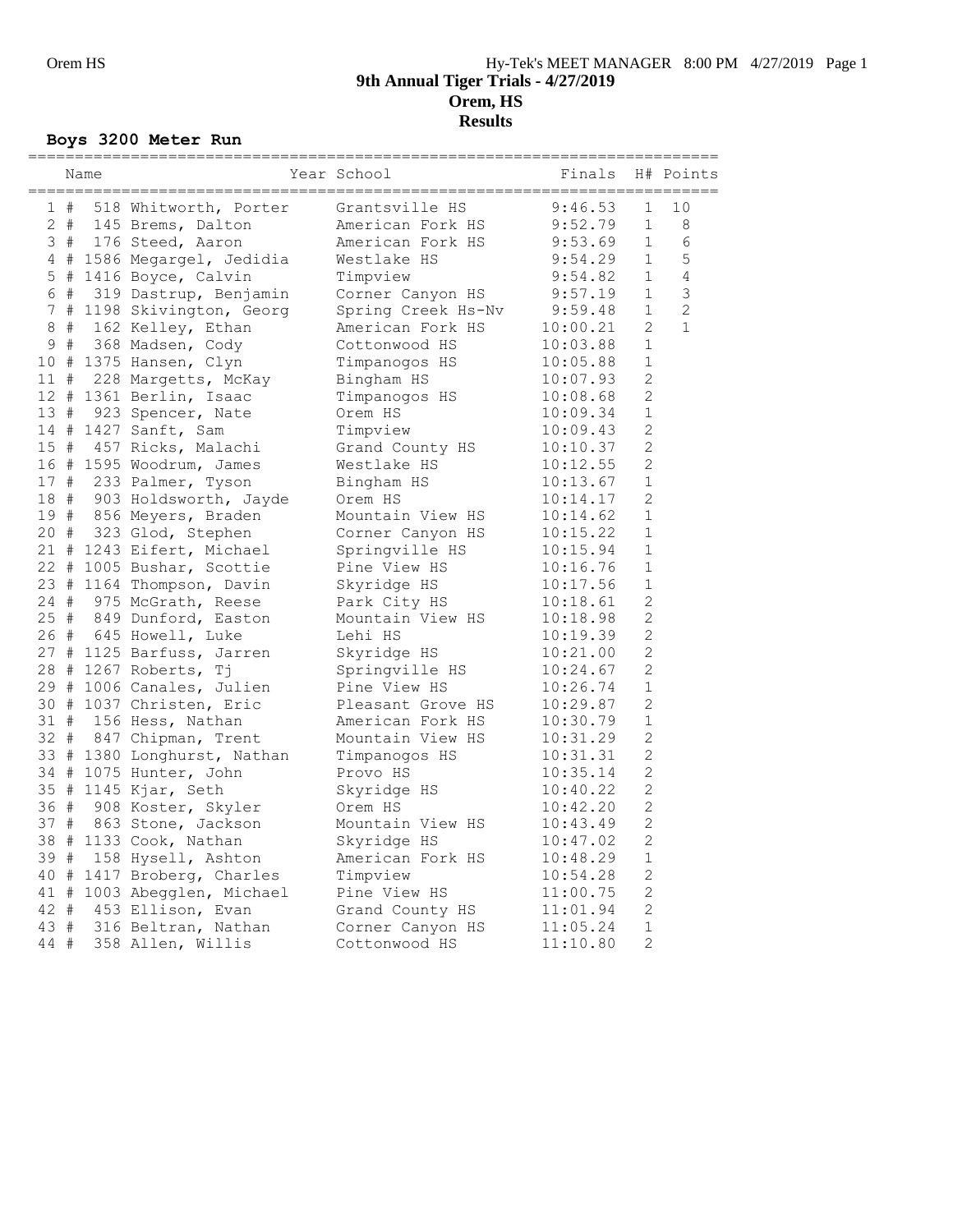# 9th Annual Tiger Trials - 4/27/2019

**Orem, HS**

**Results**

### Boys 3200 Meter Run

| Place | Name | Year | School | Finals | H# | Points |
|---|---|---|---|---|---|---|
| 1 | # 518 Whitworth, Porter | | Grantsville HS | 9:46.53 | 1 | 10 |
| 2 | # 145 Brems, Dalton | | American Fork HS | 9:52.79 | 1 | 8 |
| 3 | # 176 Steed, Aaron | | American Fork HS | 9:53.69 | 1 | 6 |
| 4 | # 1586 Megargel, Jedidia | | Westlake HS | 9:54.29 | 1 | 5 |
| 5 | # 1416 Boyce, Calvin | | Timpview | 9:54.82 | 1 | 4 |
| 6 | # 319 Dastrup, Benjamin | | Corner Canyon HS | 9:57.19 | 1 | 3 |
| 7 | # 1198 Skivington, Georg | | Spring Creek Hs-Nv | 9:59.48 | 1 | 2 |
| 8 | # 162 Kelley, Ethan | | American Fork HS | 10:00.21 | 2 | 1 |
| 9 | # 368 Madsen, Cody | | Cottonwood HS | 10:03.88 | 1 | |
| 10 | # 1375 Hansen, Clyn | | Timpanogos HS | 10:05.88 | 1 | |
| 11 | # 228 Margetts, McKay | | Bingham HS | 10:07.93 | 2 | |
| 12 | # 1361 Berlin, Isaac | | Timpanogos HS | 10:08.68 | 2 | |
| 13 | # 923 Spencer, Nate | | Orem HS | 10:09.34 | 1 | |
| 14 | # 1427 Sanft, Sam | | Timpview | 10:09.43 | 2 | |
| 15 | # 457 Ricks, Malachi | | Grand County HS | 10:10.37 | 2 | |
| 16 | # 1595 Woodrum, James | | Westlake HS | 10:12.55 | 2 | |
| 17 | # 233 Palmer, Tyson | | Bingham HS | 10:13.67 | 1 | |
| 18 | # 903 Holdsworth, Jayde | | Orem HS | 10:14.17 | 2 | |
| 19 | # 856 Meyers, Braden | | Mountain View HS | 10:14.62 | 1 | |
| 20 | # 323 Glod, Stephen | | Corner Canyon HS | 10:15.22 | 1 | |
| 21 | # 1243 Eifert, Michael | | Springville HS | 10:15.94 | 1 | |
| 22 | # 1005 Bushar, Scottie | | Pine View HS | 10:16.76 | 1 | |
| 23 | # 1164 Thompson, Davin | | Skyridge HS | 10:17.56 | 1 | |
| 24 | # 975 McGrath, Reese | | Park City HS | 10:18.61 | 2 | |
| 25 | # 849 Dunford, Easton | | Mountain View HS | 10:18.98 | 2 | |
| 26 | # 645 Howell, Luke | | Lehi HS | 10:19.39 | 2 | |
| 27 | # 1125 Barfuss, Jarren | | Skyridge HS | 10:21.00 | 2 | |
| 28 | # 1267 Roberts, Tj | | Springville HS | 10:24.67 | 2 | |
| 29 | # 1006 Canales, Julien | | Pine View HS | 10:26.74 | 1 | |
| 30 | # 1037 Christen, Eric | | Pleasant Grove HS | 10:29.87 | 2 | |
| 31 | # 156 Hess, Nathan | | American Fork HS | 10:30.79 | 1 | |
| 32 | # 847 Chipman, Trent | | Mountain View HS | 10:31.29 | 2 | |
| 33 | # 1380 Longhurst, Nathan | | Timpanogos HS | 10:31.31 | 2 | |
| 34 | # 1075 Hunter, John | | Provo HS | 10:35.14 | 2 | |
| 35 | # 1145 Kjar, Seth | | Skyridge HS | 10:40.22 | 2 | |
| 36 | # 908 Koster, Skyler | | Orem HS | 10:42.20 | 2 | |
| 37 | # 863 Stone, Jackson | | Mountain View HS | 10:43.49 | 2 | |
| 38 | # 1133 Cook, Nathan | | Skyridge HS | 10:47.02 | 2 | |
| 39 | # 158 Hysell, Ashton | | American Fork HS | 10:48.29 | 1 | |
| 40 | # 1417 Broberg, Charles | | Timpview | 10:54.28 | 2 | |
| 41 | # 1003 Abegglen, Michael | | Pine View HS | 11:00.75 | 2 | |
| 42 | # 453 Ellison, Evan | | Grand County HS | 11:01.94 | 2 | |
| 43 | # 316 Beltran, Nathan | | Corner Canyon HS | 11:05.24 | 1 | |
| 44 | # 358 Allen, Willis | | Cottonwood HS | 11:10.80 | 2 | |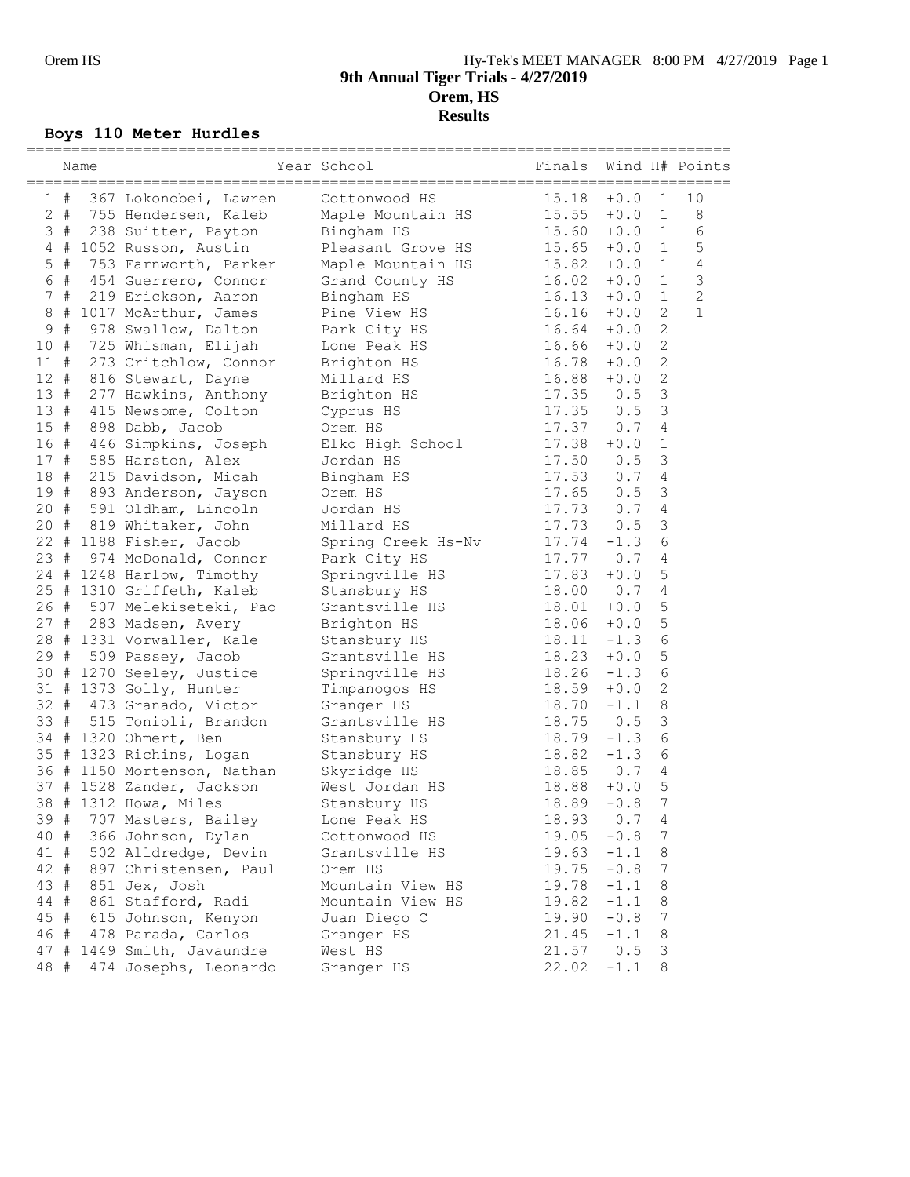# 9th Annual Tiger Trials - 4/27/2019

## Orem, HS

## Results

### Boys 110 Meter Hurdles

| Place | | Name | Year | School | Finals | Wind | H# | Points |
|---|---|---|---|---|---|---|---|---|
| 1 | # | 367 Lokonobei, Lawren | | Cottonwood HS | 15.18 | +0.0 | 1 | 10 |
| 2 | # | 755 Hendersen, Kaleb | | Maple Mountain HS | 15.55 | +0.0 | 1 | 8 |
| 3 | # | 238 Suitter, Payton | | Bingham HS | 15.60 | +0.0 | 1 | 6 |
| 4 | # | 1052 Russon, Austin | | Pleasant Grove HS | 15.65 | +0.0 | 1 | 5 |
| 5 | # | 753 Farnworth, Parker | | Maple Mountain HS | 15.82 | +0.0 | 1 | 4 |
| 6 | # | 454 Guerrero, Connor | | Grand County HS | 16.02 | +0.0 | 1 | 3 |
| 7 | # | 219 Erickson, Aaron | | Bingham HS | 16.13 | +0.0 | 1 | 2 |
| 8 | # | 1017 McArthur, James | | Pine View HS | 16.16 | +0.0 | 2 | 1 |
| 9 | # | 978 Swallow, Dalton | | Park City HS | 16.64 | +0.0 | 2 | |
| 10 | # | 725 Whisman, Elijah | | Lone Peak HS | 16.66 | +0.0 | 2 | |
| 11 | # | 273 Critchlow, Connor | | Brighton HS | 16.78 | +0.0 | 2 | |
| 12 | # | 816 Stewart, Dayne | | Millard HS | 16.88 | +0.0 | 2 | |
| 13 | # | 277 Hawkins, Anthony | | Brighton HS | 17.35 | 0.5 | 3 | |
| 13 | # | 415 Newsome, Colton | | Cyprus HS | 17.35 | 0.5 | 3 | |
| 15 | # | 898 Dabb, Jacob | | Orem HS | 17.37 | 0.7 | 4 | |
| 16 | # | 446 Simpkins, Joseph | | Elko High School | 17.38 | +0.0 | 1 | |
| 17 | # | 585 Harston, Alex | | Jordan HS | 17.50 | 0.5 | 3 | |
| 18 | # | 215 Davidson, Micah | | Bingham HS | 17.53 | 0.7 | 4 | |
| 19 | # | 893 Anderson, Jayson | | Orem HS | 17.65 | 0.5 | 3 | |
| 20 | # | 591 Oldham, Lincoln | | Jordan HS | 17.73 | 0.7 | 4 | |
| 20 | # | 819 Whitaker, John | | Millard HS | 17.73 | 0.5 | 3 | |
| 22 | # | 1188 Fisher, Jacob | | Spring Creek Hs-Nv | 17.74 | -1.3 | 6 | |
| 23 | # | 974 McDonald, Connor | | Park City HS | 17.77 | 0.7 | 4 | |
| 24 | # | 1248 Harlow, Timothy | | Springville HS | 17.83 | +0.0 | 5 | |
| 25 | # | 1310 Griffeth, Kaleb | | Stansbury HS | 18.00 | 0.7 | 4 | |
| 26 | # | 507 Melekiseteki, Pao | | Grantsville HS | 18.01 | +0.0 | 5 | |
| 27 | # | 283 Madsen, Avery | | Brighton HS | 18.06 | +0.0 | 5 | |
| 28 | # | 1331 Vorwaller, Kale | | Stansbury HS | 18.11 | -1.3 | 6 | |
| 29 | # | 509 Passey, Jacob | | Grantsville HS | 18.23 | +0.0 | 5 | |
| 30 | # | 1270 Seeley, Justice | | Springville HS | 18.26 | -1.3 | 6 | |
| 31 | # | 1373 Golly, Hunter | | Timpanogos HS | 18.59 | +0.0 | 2 | |
| 32 | # | 473 Granado, Victor | | Granger HS | 18.70 | -1.1 | 8 | |
| 33 | # | 515 Tonioli, Brandon | | Grantsville HS | 18.75 | 0.5 | 3 | |
| 34 | # | 1320 Ohmert, Ben | | Stansbury HS | 18.79 | -1.3 | 6 | |
| 35 | # | 1323 Richins, Logan | | Stansbury HS | 18.82 | -1.3 | 6 | |
| 36 | # | 1150 Mortenson, Nathan | | Skyridge HS | 18.85 | 0.7 | 4 | |
| 37 | # | 1528 Zander, Jackson | | West Jordan HS | 18.88 | +0.0 | 5 | |
| 38 | # | 1312 Howa, Miles | | Stansbury HS | 18.89 | -0.8 | 7 | |
| 39 | # | 707 Masters, Bailey | | Lone Peak HS | 18.93 | 0.7 | 4 | |
| 40 | # | 366 Johnson, Dylan | | Cottonwood HS | 19.05 | -0.8 | 7 | |
| 41 | # | 502 Alldredge, Devin | | Grantsville HS | 19.63 | -1.1 | 8 | |
| 42 | # | 897 Christensen, Paul | | Orem HS | 19.75 | -0.8 | 7 | |
| 43 | # | 851 Jex, Josh | | Mountain View HS | 19.78 | -1.1 | 8 | |
| 44 | # | 861 Stafford, Radi | | Mountain View HS | 19.82 | -1.1 | 8 | |
| 45 | # | 615 Johnson, Kenyon | | Juan Diego C | 19.90 | -0.8 | 7 | |
| 46 | # | 478 Parada, Carlos | | Granger HS | 21.45 | -1.1 | 8 | |
| 47 | # | 1449 Smith, Javaundre | | West HS | 21.57 | 0.5 | 3 | |
| 48 | # | 474 Josephs, Leonardo | | Granger HS | 22.02 | -1.1 | 8 | |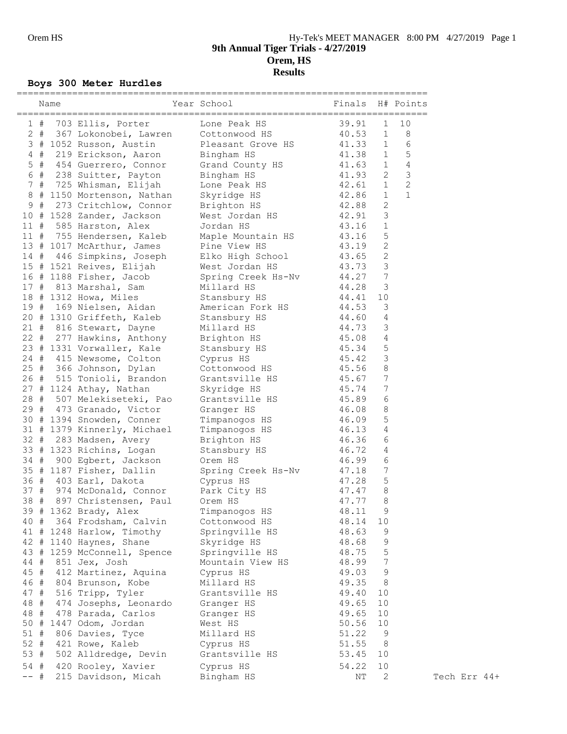**9th Annual Tiger Trials - 4/27/2019**

**Orem, HS**

**Results**

### Boys 300 Meter Hurdles

| Place | Name | Year | School | Finals | H# | Points | |
|---|---|---|---|---|---|---|---|
| 1 # | 703 Ellis, Porter | | Lone Peak HS | 39.91 | 1 | 10 | |
| 2 # | 367 Lokonobei, Lawren | | Cottonwood HS | 40.53 | 1 | 8 | |
| 3 # | 1052 Russon, Austin | | Pleasant Grove HS | 41.33 | 1 | 6 | |
| 4 # | 219 Erickson, Aaron | | Bingham HS | 41.38 | 1 | 5 | |
| 5 # | 454 Guerrero, Connor | | Grand County HS | 41.63 | 1 | 4 | |
| 6 # | 238 Suitter, Payton | | Bingham HS | 41.93 | 2 | 3 | |
| 7 # | 725 Whisman, Elijah | | Lone Peak HS | 42.61 | 1 | 2 | |
| 8 # | 1150 Mortenson, Nathan | | Skyridge HS | 42.86 | 1 | 1 | |
| 9 # | 273 Critchlow, Connor | | Brighton HS | 42.88 | 2 | | |
| 10 # | 1528 Zander, Jackson | | West Jordan HS | 42.91 | 3 | | |
| 11 # | 585 Harston, Alex | | Jordan HS | 43.16 | 1 | | |
| 11 # | 755 Hendersen, Kaleb | | Maple Mountain HS | 43.16 | 5 | | |
| 13 # | 1017 McArthur, James | | Pine View HS | 43.19 | 2 | | |
| 14 # | 446 Simpkins, Joseph | | Elko High School | 43.65 | 2 | | |
| 15 # | 1521 Reives, Elijah | | West Jordan HS | 43.73 | 3 | | |
| 16 # | 1188 Fisher, Jacob | | Spring Creek Hs-Nv | 44.27 | 7 | | |
| 17 # | 813 Marshal, Sam | | Millard HS | 44.28 | 3 | | |
| 18 # | 1312 Howa, Miles | | Stansbury HS | 44.41 | 10 | | |
| 19 # | 169 Nielsen, Aidan | | American Fork HS | 44.53 | 3 | | |
| 20 # | 1310 Griffeth, Kaleb | | Stansbury HS | 44.60 | 4 | | |
| 21 # | 816 Stewart, Dayne | | Millard HS | 44.73 | 3 | | |
| 22 # | 277 Hawkins, Anthony | | Brighton HS | 45.08 | 4 | | |
| 23 # | 1331 Vorwaller, Kale | | Stansbury HS | 45.34 | 5 | | |
| 24 # | 415 Newsome, Colton | | Cyprus HS | 45.42 | 3 | | |
| 25 # | 366 Johnson, Dylan | | Cottonwood HS | 45.56 | 8 | | |
| 26 # | 515 Tonioli, Brandon | | Grantsville HS | 45.67 | 7 | | |
| 27 # | 1124 Athay, Nathan | | Skyridge HS | 45.74 | 7 | | |
| 28 # | 507 Melekiseteki, Pao | | Grantsville HS | 45.89 | 6 | | |
| 29 # | 473 Granado, Victor | | Granger HS | 46.08 | 8 | | |
| 30 # | 1394 Snowden, Conner | | Timpanogos HS | 46.09 | 5 | | |
| 31 # | 1379 Kinnerly, Michael | | Timpanogos HS | 46.13 | 4 | | |
| 32 # | 283 Madsen, Avery | | Brighton HS | 46.36 | 6 | | |
| 33 # | 1323 Richins, Logan | | Stansbury HS | 46.72 | 4 | | |
| 34 # | 900 Egbert, Jackson | | Orem HS | 46.99 | 6 | | |
| 35 # | 1187 Fisher, Dallin | | Spring Creek Hs-Nv | 47.18 | 7 | | |
| 36 # | 403 Earl, Dakota | | Cyprus HS | 47.28 | 5 | | |
| 37 # | 974 McDonald, Connor | | Park City HS | 47.47 | 8 | | |
| 38 # | 897 Christensen, Paul | | Orem HS | 47.77 | 8 | | |
| 39 # | 1362 Brady, Alex | | Timpanogos HS | 48.11 | 9 | | |
| 40 # | 364 Frodsham, Calvin | | Cottonwood HS | 48.14 | 10 | | |
| 41 # | 1248 Harlow, Timothy | | Springville HS | 48.63 | 9 | | |
| 42 # | 1140 Haynes, Shane | | Skyridge HS | 48.68 | 9 | | |
| 43 # | 1259 McConnell, Spence | | Springville HS | 48.75 | 5 | | |
| 44 # | 851 Jex, Josh | | Mountain View HS | 48.99 | 7 | | |
| 45 # | 412 Martinez, Aquina | | Cyprus HS | 49.03 | 9 | | |
| 46 # | 804 Brunson, Kobe | | Millard HS | 49.35 | 8 | | |
| 47 # | 516 Tripp, Tyler | | Grantsville HS | 49.40 | 10 | | |
| 48 # | 474 Josephs, Leonardo | | Granger HS | 49.65 | 10 | | |
| 48 # | 478 Parada, Carlos | | Granger HS | 49.65 | 10 | | |
| 50 # | 1447 Odom, Jordan | | West HS | 50.56 | 10 | | |
| 51 # | 806 Davies, Tyce | | Millard HS | 51.22 | 9 | | |
| 52 # | 421 Rowe, Kaleb | | Cyprus HS | 51.55 | 8 | | |
| 53 # | 502 Alldredge, Devin | | Grantsville HS | 53.45 | 10 | | |
| 54 # | 420 Rooley, Xavier | | Cyprus HS | 54.22 | 10 | | |
| -- # | 215 Davidson, Micah | | Bingham HS | NT | 2 | | Tech Err 44+ |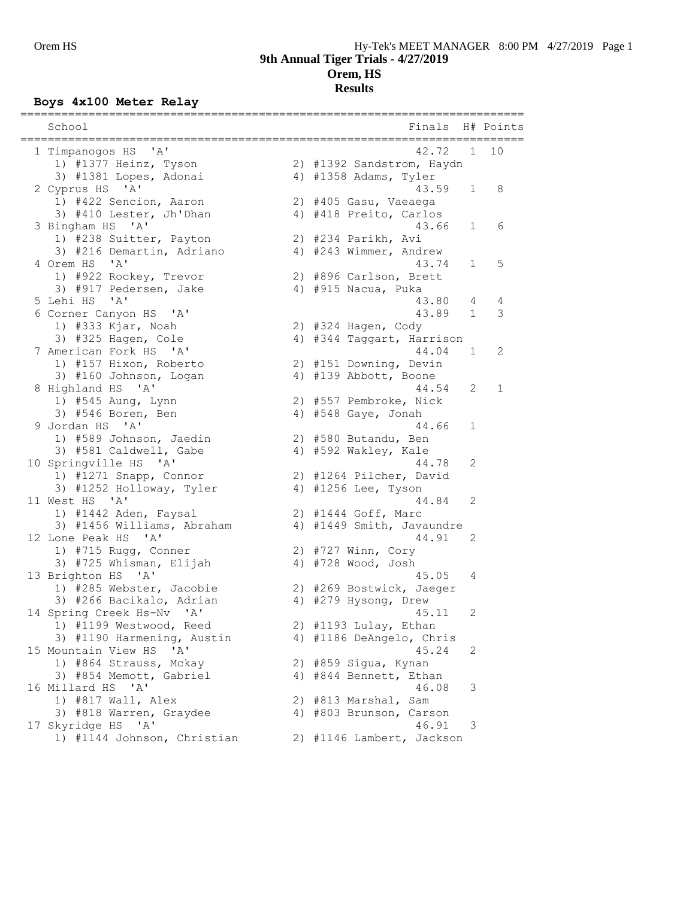# 9th Annual Tiger Trials - 4/27/2019

## Orem, HS

### Results

**Boys 4x100 Meter Relay**

```
=========================================================================
   School                                            Finals  H# Points
=========================================================================
  1 Timpanogos HS  'A'                                 42.72   1  10
     1) #1377 Heinz, Tyson              2) #1392 Sandstrom, Haydn
     3) #1381 Lopes, Adonai             4) #1358 Adams, Tyler
  2 Cyprus HS  'A'                                     43.59   1   8
     1) #422 Sencion, Aaron             2) #405 Gasu, Vaeaega
     3) #410 Lester, Jh'Dhan            4) #418 Preito, Carlos
  3 Bingham HS  'A'                                    43.66   1   6
     1) #238 Suitter, Payton            2) #234 Parikh, Avi
     3) #216 Demartin, Adriano          4) #243 Wimmer, Andrew
  4 Orem HS  'A'                                       43.74   1   5
     1) #922 Rockey, Trevor             2) #896 Carlson, Brett
     3) #917 Pedersen, Jake             4) #915 Nacua, Puka
  5 Lehi HS  'A'                                       43.80   4   4
  6 Corner Canyon HS  'A'                              43.89   1   3
     1) #333 Kjar, Noah                 2) #324 Hagen, Cody
     3) #325 Hagen, Cole                4) #344 Taggart, Harrison
  7 American Fork HS  'A'                              44.04   1   2
     1) #157 Hixon, Roberto             2) #151 Downing, Devin
     3) #160 Johnson, Logan             4) #139 Abbott, Boone
  8 Highland HS  'A'                                   44.54   2   1
     1) #545 Aung, Lynn                 2) #557 Pembroke, Nick
     3) #546 Boren, Ben                 4) #548 Gaye, Jonah
  9 Jordan HS  'A'                                     44.66   1
     1) #589 Johnson, Jaedin            2) #580 Butandu, Ben
     3) #581 Caldwell, Gabe             4) #592 Wakley, Kale
 10 Springville HS  'A'                                44.78   2
     1) #1271 Snapp, Connor             2) #1264 Pilcher, David
     3) #1252 Holloway, Tyler           4) #1256 Lee, Tyson
 11 West HS  'A'                                       44.84   2
     1) #1442 Aden, Faysal              2) #1444 Goff, Marc
     3) #1456 Williams, Abraham         4) #1449 Smith, Javaundre
 12 Lone Peak HS  'A'                                  44.91   2
     1) #715 Rugg, Conner               2) #727 Winn, Cory
     3) #725 Whisman, Elijah            4) #728 Wood, Josh
 13 Brighton HS  'A'                                   45.05   4
     1) #285 Webster, Jacobie           2) #269 Bostwick, Jaeger
     3) #266 Bacikalo, Adrian           4) #279 Hysong, Drew
 14 Spring Creek Hs-Nv  'A'                            45.11   2
     1) #1199 Westwood, Reed            2) #1193 Lulay, Ethan
     3) #1190 Harmening, Austin         4) #1186 DeAngelo, Chris
 15 Mountain View HS  'A'                              45.24   2
     1) #864 Strauss, Mckay             2) #859 Sigua, Kynan
     3) #854 Memott, Gabriel            4) #844 Bennett, Ethan
 16 Millard HS  'A'                                    46.08   3
     1) #817 Wall, Alex                 2) #813 Marshal, Sam
     3) #818 Warren, Graydee            4) #803 Brunson, Carson
 17 Skyridge HS  'A'                                   46.91   3
     1) #1144 Johnson, Christian        2) #1146 Lambert, Jackson
```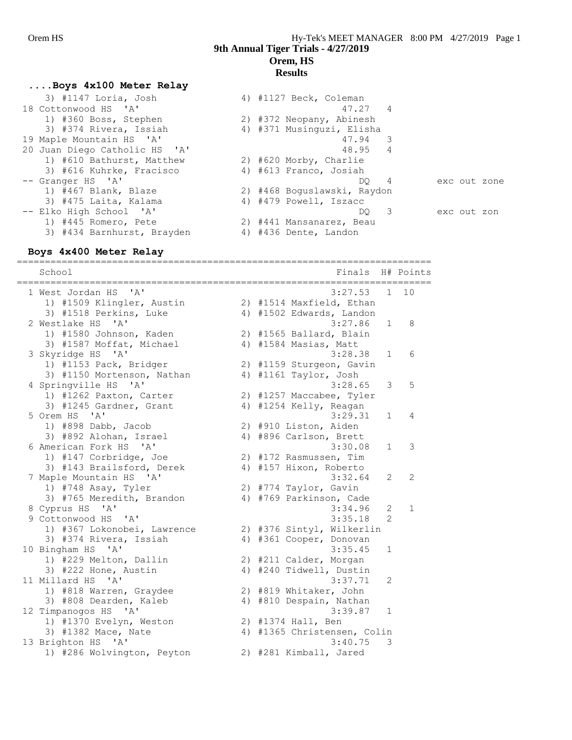# 9th Annual Tiger Trials - 4/27/2019

## Orem, HS

## Results

### ....Boys 4x100 Meter Relay

```
    3) #1147 Loria, Josh              4) #1127 Beck, Coleman
 18 Cottonwood HS  'A'                                47.27   4
    1) #360 Boss, Stephen             2) #372 Neopany, Abinesh
    3) #374 Rivera, Issiah            4) #371 Musinguzi, Elisha
 19 Maple Mountain HS  'A'                            47.94   3
 20 Juan Diego Catholic HS  'A'                       48.95   4
    1) #610 Bathurst, Matthew         2) #620 Morby, Charlie
    3) #616 Kuhrke, Fracisco          4) #613 Franco, Josiah
 -- Granger HS  'A'                                      DQ   4       exc out zone
    1) #467 Blank, Blaze              2) #468 Boguslawski, Raydon
    3) #475 Laita, Kalama             4) #479 Powell, Iszacc
 -- Elko High School  'A'                                DQ   3       exc out zon
    1) #445 Romero, Pete              2) #441 Mansanarez, Beau
    3) #434 Barnhurst, Brayden        4) #436 Dente, Landon
```

### Boys 4x400 Meter Relay

```
=========================================================================
   School                                           Finals  H# Points
=========================================================================
  1 West Jordan HS  'A'                            3:27.53   1  10
     1) #1509 Klingler, Austin         2) #1514 Maxfield, Ethan
     3) #1518 Perkins, Luke            4) #1502 Edwards, Landon
  2 Westlake HS  'A'                               3:27.86   1   8
     1) #1580 Johnson, Kaden           2) #1565 Ballard, Blain
     3) #1587 Moffat, Michael          4) #1584 Masias, Matt
  3 Skyridge HS  'A'                               3:28.38   1   6
     1) #1153 Pack, Bridger            2) #1159 Sturgeon, Gavin
     3) #1150 Mortenson, Nathan        4) #1161 Taylor, Josh
  4 Springville HS  'A'                            3:28.65   3   5
     1) #1262 Paxton, Carter           2) #1257 Maccabee, Tyler
     3) #1245 Gardner, Grant           4) #1254 Kelly, Reagan
  5 Orem HS  'A'                                   3:29.31   1   4
     1) #898 Dabb, Jacob               2) #910 Liston, Aiden
     3) #892 Alohan, Israel            4) #896 Carlson, Brett
  6 American Fork HS  'A'                          3:30.08   1   3
     1) #147 Corbridge, Joe            2) #172 Rasmussen, Tim
     3) #143 Brailsford, Derek         4) #157 Hixon, Roberto
  7 Maple Mountain HS  'A'                         3:32.64   2   2
     1) #748 Asay, Tyler               2) #774 Taylor, Gavin
     3) #765 Meredith, Brandon         4) #769 Parkinson, Cade
  8 Cyprus HS  'A'                                 3:34.96   2   1
  9 Cottonwood HS  'A'                             3:35.18   2
     1) #367 Lokonobei, Lawrence       2) #376 Sintyl, Wilkerlin
     3) #374 Rivera, Issiah            4) #361 Cooper, Donovan
 10 Bingham HS  'A'                                3:35.45   1
     1) #229 Melton, Dallin            2) #211 Calder, Morgan
     3) #222 Hone, Austin              4) #240 Tidwell, Dustin
 11 Millard HS  'A'                                3:37.71   2
     1) #818 Warren, Graydee           2) #819 Whitaker, John
     3) #808 Dearden, Kaleb            4) #810 Despain, Nathan
 12 Timpanogos HS  'A'                             3:39.87   1
     1) #1370 Evelyn, Weston           2) #1374 Hall, Ben
     3) #1382 Mace, Nate               4) #1365 Christensen, Colin
 13 Brighton HS  'A'                               3:40.75   3
     1) #286 Wolvington, Peyton        2) #281 Kimball, Jared
```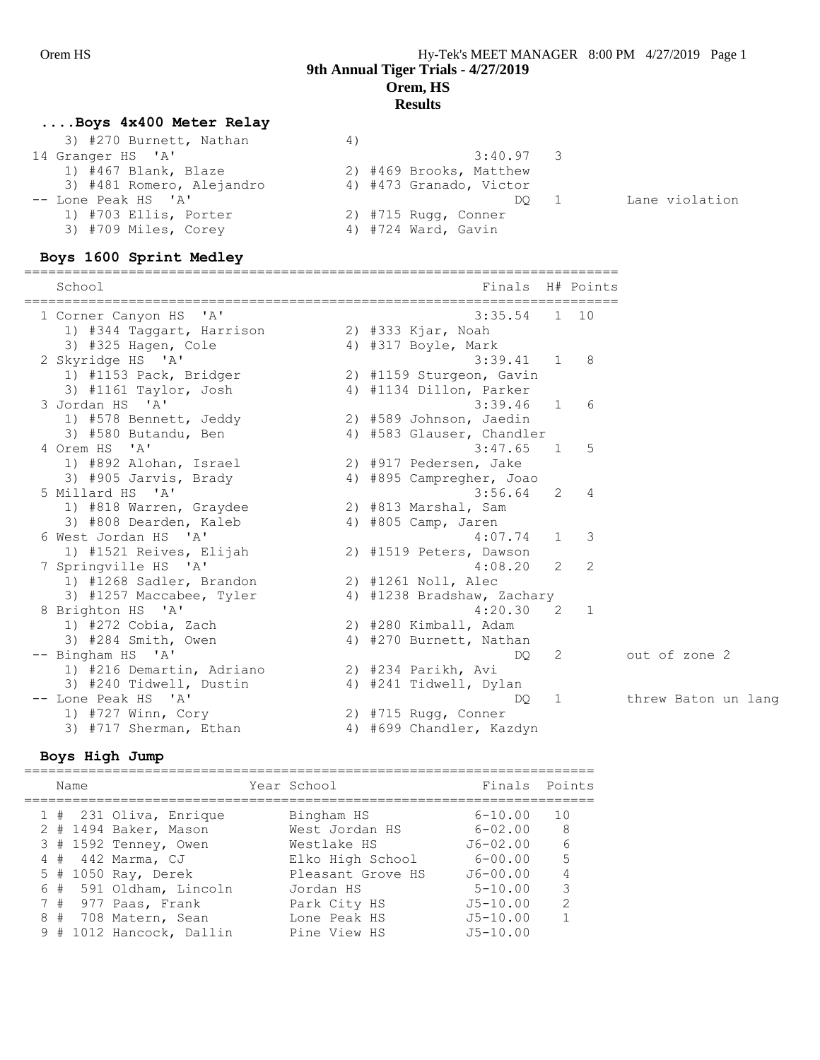## ....Boys 4x400 Meter Relay

```
    3) #270 Burnett, Nathan         4)
 14 Granger HS  'A'                             3:40.97   3
    1) #467 Blank, Blaze            2) #469 Brooks, Matthew
    3) #481 Romero, Alejandro       4) #473 Granado, Victor
 -- Lone Peak HS  'A'                                DQ   1          Lane violation
    1) #703 Ellis, Porter           2) #715 Rugg, Conner
    3) #709 Miles, Corey            4) #724 Ward, Gavin
```

## Boys 1600 Sprint Medley

```
========================================================================
   School                                            Finals  H# Points
========================================================================
  1 Corner Canyon HS  'A'                           3:35.54   1  10
    1) #344 Taggart, Harrison       2) #333 Kjar, Noah
    3) #325 Hagen, Cole             4) #317 Boyle, Mark
  2 Skyridge HS  'A'                                3:39.41   1   8
    1) #1153 Pack, Bridger          2) #1159 Sturgeon, Gavin
    3) #1161 Taylor, Josh           4) #1134 Dillon, Parker
  3 Jordan HS  'A'                                  3:39.46   1   6
    1) #578 Bennett, Jeddy          2) #589 Johnson, Jaedin
    3) #580 Butandu, Ben            4) #583 Glauser, Chandler
  4 Orem HS  'A'                                    3:47.65   1   5
    1) #892 Alohan, Israel          2) #917 Pedersen, Jake
    3) #905 Jarvis, Brady           4) #895 Campregher, Joao
  5 Millard HS  'A'                                 3:56.64   2   4
    1) #818 Warren, Graydee         2) #813 Marshal, Sam
    3) #808 Dearden, Kaleb          4) #805 Camp, Jaren
  6 West Jordan HS  'A'                             4:07.74   1   3
    1) #1521 Reives, Elijah         2) #1519 Peters, Dawson
  7 Springville HS  'A'                             4:08.20   2   2
    1) #1268 Sadler, Brandon        2) #1261 Noll, Alec
    3) #1257 Maccabee, Tyler        4) #1238 Bradshaw, Zachary
  8 Brighton HS  'A'                                4:20.30   2   1
    1) #272 Cobia, Zach             2) #280 Kimball, Adam
    3) #284 Smith, Owen             4) #270 Burnett, Nathan
 -- Bingham HS  'A'                                      DQ   2          out of zone 2
    1) #216 Demartin, Adriano       2) #234 Parikh, Avi
    3) #240 Tidwell, Dustin         4) #241 Tidwell, Dylan
 -- Lone Peak HS  'A'                                    DQ   1          threw Baton un lang
    1) #727 Winn, Cory              2) #715 Rugg, Conner
    3) #717 Sherman, Ethan          4) #699 Chandler, Kazdyn
```

## Boys High Jump

```
=====================================================================
   Name                    Year School                Finals  Points
=====================================================================
  1 #  231 Oliva, Enrique       Bingham HS            6-10.00   10
  2 # 1494 Baker, Mason         West Jordan HS        6-02.00    8
  3 # 1592 Tenney, Owen         Westlake HS          J6-02.00    6
  4 #  442 Marma, CJ            Elko High School      6-00.00    5
  5 # 1050 Ray, Derek           Pleasant Grove HS    J6-00.00    4
  6 #  591 Oldham, Lincoln      Jordan HS             5-10.00    3
  7 #  977 Paas, Frank          Park City HS         J5-10.00    2
  8 #  708 Matern, Sean         Lone Peak HS         J5-10.00    1
  9 # 1012 Hancock, Dallin      Pine View HS         J5-10.00
```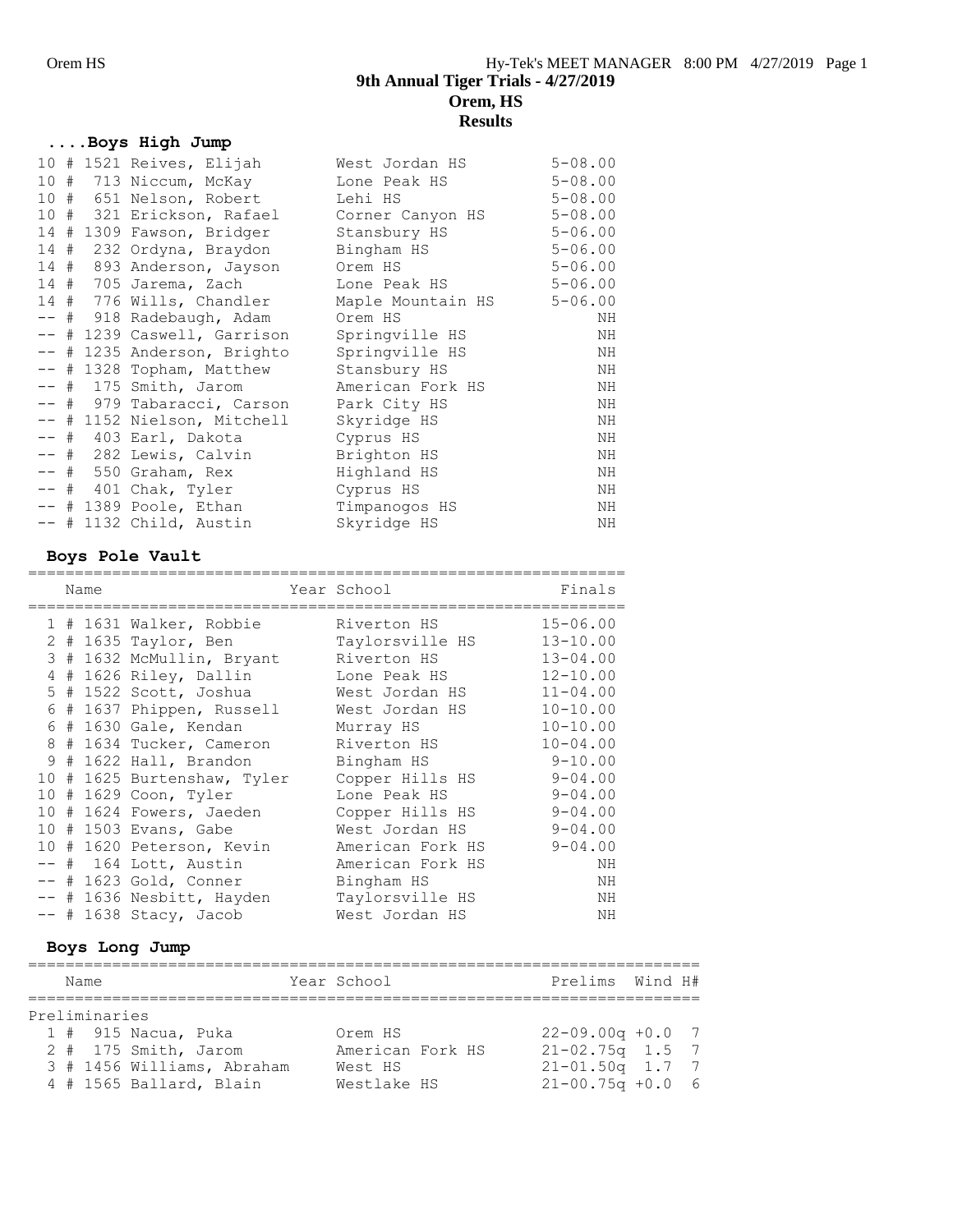# 9th Annual Tiger Trials - 4/27/2019
## Orem, HS
## Results

### ....Boys High Jump

| Place | # | Name | Year | School | Finals |
|---|---|---|---|---|---|
| 10 | # 1521 | Reives, Elijah | | West Jordan HS | 5-08.00 |
| 10 | # 713 | Niccum, McKay | | Lone Peak HS | 5-08.00 |
| 10 | # 651 | Nelson, Robert | | Lehi HS | 5-08.00 |
| 10 | # 321 | Erickson, Rafael | | Corner Canyon HS | 5-08.00 |
| 14 | # 1309 | Fawson, Bridger | | Stansbury HS | 5-06.00 |
| 14 | # 232 | Ordyna, Braydon | | Bingham HS | 5-06.00 |
| 14 | # 893 | Anderson, Jayson | | Orem HS | 5-06.00 |
| 14 | # 705 | Jarema, Zach | | Lone Peak HS | 5-06.00 |
| 14 | # 776 | Wills, Chandler | | Maple Mountain HS | 5-06.00 |
| -- | # 918 | Radebaugh, Adam | | Orem HS | NH |
| -- | # 1239 | Caswell, Garrison | | Springville HS | NH |
| -- | # 1235 | Anderson, Brighto | | Springville HS | NH |
| -- | # 1328 | Topham, Matthew | | Stansbury HS | NH |
| -- | # 175 | Smith, Jarom | | American Fork HS | NH |
| -- | # 979 | Tabaracci, Carson | | Park City HS | NH |
| -- | # 1152 | Nielson, Mitchell | | Skyridge HS | NH |
| -- | # 403 | Earl, Dakota | | Cyprus HS | NH |
| -- | # 282 | Lewis, Calvin | | Brighton HS | NH |
| -- | # 550 | Graham, Rex | | Highland HS | NH |
| -- | # 401 | Chak, Tyler | | Cyprus HS | NH |
| -- | # 1389 | Poole, Ethan | | Timpanogos HS | NH |
| -- | # 1132 | Child, Austin | | Skyridge HS | NH |

### Boys Pole Vault

| Place | # | Name | Year | School | Finals |
|---|---|---|---|---|---|
| 1 | # 1631 | Walker, Robbie | | Riverton HS | 15-06.00 |
| 2 | # 1635 | Taylor, Ben | | Taylorsville HS | 13-10.00 |
| 3 | # 1632 | McMullin, Bryant | | Riverton HS | 13-04.00 |
| 4 | # 1626 | Riley, Dallin | | Lone Peak HS | 12-10.00 |
| 5 | # 1522 | Scott, Joshua | | West Jordan HS | 11-04.00 |
| 6 | # 1637 | Phippen, Russell | | West Jordan HS | 10-10.00 |
| 6 | # 1630 | Gale, Kendan | | Murray HS | 10-10.00 |
| 8 | # 1634 | Tucker, Cameron | | Riverton HS | 10-04.00 |
| 9 | # 1622 | Hall, Brandon | | Bingham HS | 9-10.00 |
| 10 | # 1625 | Burtenshaw, Tyler | | Copper Hills HS | 9-04.00 |
| 10 | # 1629 | Coon, Tyler | | Lone Peak HS | 9-04.00 |
| 10 | # 1624 | Fowers, Jaeden | | Copper Hills HS | 9-04.00 |
| 10 | # 1503 | Evans, Gabe | | West Jordan HS | 9-04.00 |
| 10 | # 1620 | Peterson, Kevin | | American Fork HS | 9-04.00 |
| -- | # 164 | Lott, Austin | | American Fork HS | NH |
| -- | # 1623 | Gold, Conner | | Bingham HS | NH |
| -- | # 1636 | Nesbitt, Hayden | | Taylorsville HS | NH |
| -- | # 1638 | Stacy, Jacob | | West Jordan HS | NH |

### Boys Long Jump

| Place | # | Name | Year | School | Prelims | Wind | H# |
|---|---|---|---|---|---|---|---|
| **Preliminaries** | | | | | | | |
| 1 | # 915 | Nacua, Puka | | Orem HS | 22-09.00q | +0.0 | 7 |
| 2 | # 175 | Smith, Jarom | | American Fork HS | 21-02.75q | 1.5 | 7 |
| 3 | # 1456 | Williams, Abraham | | West HS | 21-01.50q | 1.7 | 7 |
| 4 | # 1565 | Ballard, Blain | | Westlake HS | 21-00.75q | +0.0 | 6 |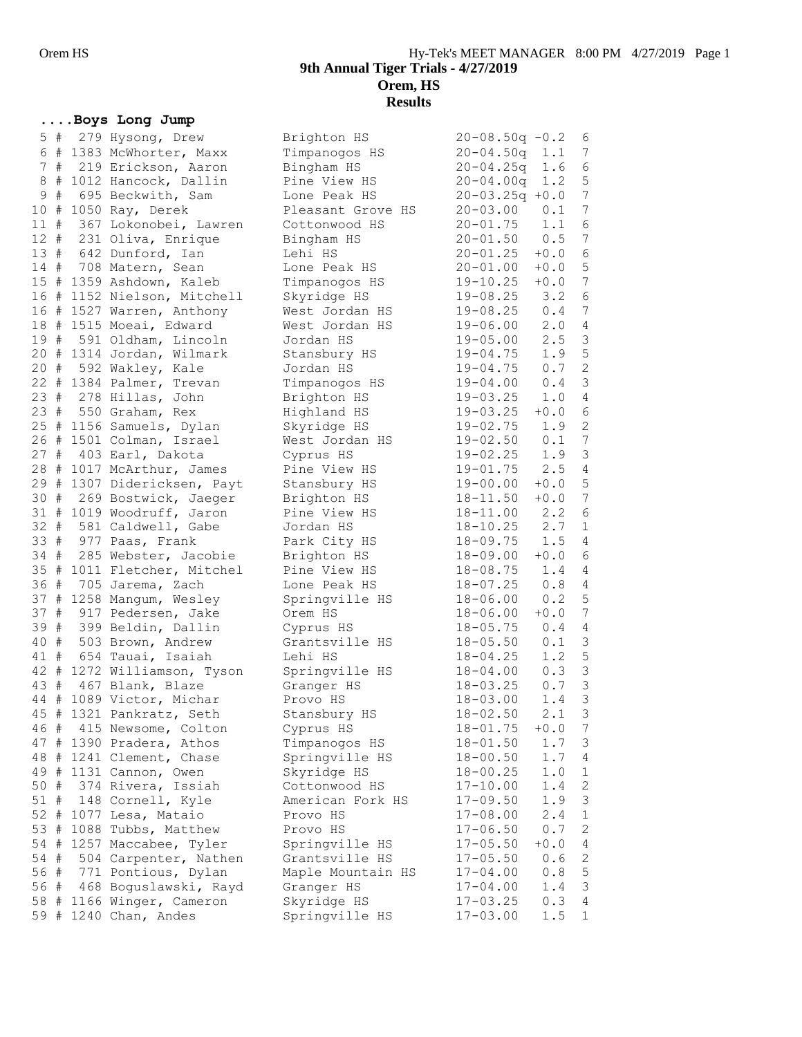# 9th Annual Tiger Trials - 4/27/2019

## Orem, HS

## Results

### ....Boys Long Jump

| Place | # | Bib | Name | School | Mark | Wind | Flight |
|---|---|---|---|---|---|---|---|
| 5 | # | 279 | Hysong, Drew | Brighton HS | 20-08.50q | -0.2 | 6 |
| 6 | # | 1383 | McWhorter, Maxx | Timpanogos HS | 20-04.50q | 1.1 | 7 |
| 7 | # | 219 | Erickson, Aaron | Bingham HS | 20-04.25q | 1.6 | 6 |
| 8 | # | 1012 | Hancock, Dallin | Pine View HS | 20-04.00q | 1.2 | 5 |
| 9 | # | 695 | Beckwith, Sam | Lone Peak HS | 20-03.25q | +0.0 | 7 |
| 10 | # | 1050 | Ray, Derek | Pleasant Grove HS | 20-03.00 | 0.1 | 7 |
| 11 | # | 367 | Lokonobei, Lawren | Cottonwood HS | 20-01.75 | 1.1 | 6 |
| 12 | # | 231 | Oliva, Enrique | Bingham HS | 20-01.50 | 0.5 | 7 |
| 13 | # | 642 | Dunford, Ian | Lehi HS | 20-01.25 | +0.0 | 6 |
| 14 | # | 708 | Matern, Sean | Lone Peak HS | 20-01.00 | +0.0 | 5 |
| 15 | # | 1359 | Ashdown, Kaleb | Timpanogos HS | 19-10.25 | +0.0 | 7 |
| 16 | # | 1152 | Nielson, Mitchell | Skyridge HS | 19-08.25 | 3.2 | 6 |
| 16 | # | 1527 | Warren, Anthony | West Jordan HS | 19-08.25 | 0.4 | 7 |
| 18 | # | 1515 | Moeai, Edward | West Jordan HS | 19-06.00 | 2.0 | 4 |
| 19 | # | 591 | Oldham, Lincoln | Jordan HS | 19-05.00 | 2.5 | 3 |
| 20 | # | 1314 | Jordan, Wilmark | Stansbury HS | 19-04.75 | 1.9 | 5 |
| 20 | # | 592 | Wakley, Kale | Jordan HS | 19-04.75 | 0.7 | 2 |
| 22 | # | 1384 | Palmer, Trevan | Timpanogos HS | 19-04.00 | 0.4 | 3 |
| 23 | # | 278 | Hillas, John | Brighton HS | 19-03.25 | 1.0 | 4 |
| 23 | # | 550 | Graham, Rex | Highland HS | 19-03.25 | +0.0 | 6 |
| 25 | # | 1156 | Samuels, Dylan | Skyridge HS | 19-02.75 | 1.9 | 2 |
| 26 | # | 1501 | Colman, Israel | West Jordan HS | 19-02.50 | 0.1 | 7 |
| 27 | # | 403 | Earl, Dakota | Cyprus HS | 19-02.25 | 1.9 | 3 |
| 28 | # | 1017 | McArthur, James | Pine View HS | 19-01.75 | 2.5 | 4 |
| 29 | # | 1307 | Didericksen, Payt | Stansbury HS | 19-00.00 | +0.0 | 5 |
| 30 | # | 269 | Bostwick, Jaeger | Brighton HS | 18-11.50 | +0.0 | 7 |
| 31 | # | 1019 | Woodruff, Jaron | Pine View HS | 18-11.00 | 2.2 | 6 |
| 32 | # | 581 | Caldwell, Gabe | Jordan HS | 18-10.25 | 2.7 | 1 |
| 33 | # | 977 | Paas, Frank | Park City HS | 18-09.75 | 1.5 | 4 |
| 34 | # | 285 | Webster, Jacobie | Brighton HS | 18-09.00 | +0.0 | 6 |
| 35 | # | 1011 | Fletcher, Mitchel | Pine View HS | 18-08.75 | 1.4 | 4 |
| 36 | # | 705 | Jarema, Zach | Lone Peak HS | 18-07.25 | 0.8 | 4 |
| 37 | # | 1258 | Mangum, Wesley | Springville HS | 18-06.00 | 0.2 | 5 |
| 37 | # | 917 | Pedersen, Jake | Orem HS | 18-06.00 | +0.0 | 7 |
| 39 | # | 399 | Beldin, Dallin | Cyprus HS | 18-05.75 | 0.4 | 4 |
| 40 | # | 503 | Brown, Andrew | Grantsville HS | 18-05.50 | 0.1 | 3 |
| 41 | # | 654 | Tauai, Isaiah | Lehi HS | 18-04.25 | 1.2 | 5 |
| 42 | # | 1272 | Williamson, Tyson | Springville HS | 18-04.00 | 0.3 | 3 |
| 43 | # | 467 | Blank, Blaze | Granger HS | 18-03.25 | 0.7 | 3 |
| 44 | # | 1089 | Victor, Michar | Provo HS | 18-03.00 | 1.4 | 3 |
| 45 | # | 1321 | Pankratz, Seth | Stansbury HS | 18-02.50 | 2.1 | 3 |
| 46 | # | 415 | Newsome, Colton | Cyprus HS | 18-01.75 | +0.0 | 7 |
| 47 | # | 1390 | Pradera, Athos | Timpanogos HS | 18-01.50 | 1.7 | 3 |
| 48 | # | 1241 | Clement, Chase | Springville HS | 18-00.50 | 1.7 | 4 |
| 49 | # | 1131 | Cannon, Owen | Skyridge HS | 18-00.25 | 1.0 | 1 |
| 50 | # | 374 | Rivera, Issiah | Cottonwood HS | 17-10.00 | 1.4 | 2 |
| 51 | # | 148 | Cornell, Kyle | American Fork HS | 17-09.50 | 1.9 | 3 |
| 52 | # | 1077 | Lesa, Mataio | Provo HS | 17-08.00 | 2.4 | 1 |
| 53 | # | 1088 | Tubbs, Matthew | Provo HS | 17-06.50 | 0.7 | 2 |
| 54 | # | 1257 | Maccabee, Tyler | Springville HS | 17-05.50 | +0.0 | 4 |
| 54 | # | 504 | Carpenter, Nathen | Grantsville HS | 17-05.50 | 0.6 | 2 |
| 56 | # | 771 | Pontious, Dylan | Maple Mountain HS | 17-04.00 | 0.8 | 5 |
| 56 | # | 468 | Boguslawski, Rayd | Granger HS | 17-04.00 | 1.4 | 3 |
| 58 | # | 1166 | Winger, Cameron | Skyridge HS | 17-03.25 | 0.3 | 4 |
| 59 | # | 1240 | Chan, Andes | Springville HS | 17-03.00 | 1.5 | 1 |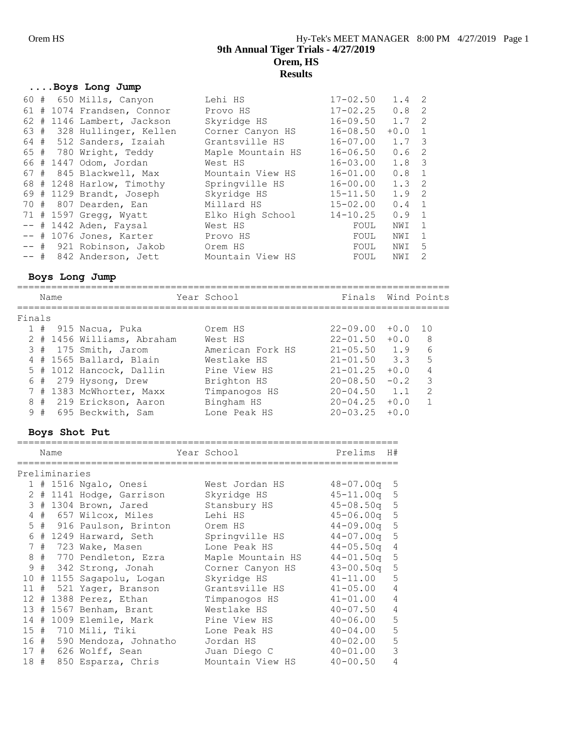### ....Boys Long Jump

| Place | # | Name | School | Mark | Wind | H# |
|---|---|---|---|---|---|---|
| 60 | # 650 | Mills, Canyon | Lehi HS | 17-02.50 | 1.4 | 2 |
| 61 | # 1074 | Frandsen, Connor | Provo HS | 17-02.25 | 0.8 | 2 |
| 62 | # 1146 | Lambert, Jackson | Skyridge HS | 16-09.50 | 1.7 | 2 |
| 63 | # 328 | Hullinger, Kellen | Corner Canyon HS | 16-08.50 | +0.0 | 1 |
| 64 | # 512 | Sanders, Izaiah | Grantsville HS | 16-07.00 | 1.7 | 3 |
| 65 | # 780 | Wright, Teddy | Maple Mountain HS | 16-06.50 | 0.6 | 2 |
| 66 | # 1447 | Odom, Jordan | West HS | 16-03.00 | 1.8 | 3 |
| 67 | # 845 | Blackwell, Max | Mountain View HS | 16-01.00 | 0.8 | 1 |
| 68 | # 1248 | Harlow, Timothy | Springville HS | 16-00.00 | 1.3 | 2 |
| 69 | # 1129 | Brandt, Joseph | Skyridge HS | 15-11.50 | 1.9 | 2 |
| 70 | # 807 | Dearden, Ean | Millard HS | 15-02.00 | 0.4 | 1 |
| 71 | # 1597 | Gregg, Wyatt | Elko High School | 14-10.25 | 0.9 | 1 |
| -- | # 1442 | Aden, Faysal | West HS | FOUL | NWI | 1 |
| -- | # 1076 | Jones, Karter | Provo HS | FOUL | NWI | 1 |
| -- | # 921 | Robinson, Jakob | Orem HS | FOUL | NWI | 5 |
| -- | # 842 | Anderson, Jett | Mountain View HS | FOUL | NWI | 2 |

### Boys Long Jump

Finals

| Place | # | Name | Year School | Finals | Wind | Points |
|---|---|---|---|---|---|---|
| 1 | # 915 | Nacua, Puka | Orem HS | 22-09.00 | +0.0 | 10 |
| 2 | # 1456 | Williams, Abraham | West HS | 22-01.50 | +0.0 | 8 |
| 3 | # 175 | Smith, Jarom | American Fork HS | 21-05.50 | 1.9 | 6 |
| 4 | # 1565 | Ballard, Blain | Westlake HS | 21-01.50 | 3.3 | 5 |
| 5 | # 1012 | Hancock, Dallin | Pine View HS | 21-01.25 | +0.0 | 4 |
| 6 | # 279 | Hysong, Drew | Brighton HS | 20-08.50 | -0.2 | 3 |
| 7 | # 1383 | McWhorter, Maxx | Timpanogos HS | 20-04.50 | 1.1 | 2 |
| 8 | # 219 | Erickson, Aaron | Bingham HS | 20-04.25 | +0.0 | 1 |
| 9 | # 695 | Beckwith, Sam | Lone Peak HS | 20-03.25 | +0.0 | |

### Boys Shot Put

Preliminaries

| Place | # | Name | Year School | Prelims | H# |
|---|---|---|---|---|---|
| 1 | # 1516 | Ngalo, Onesi | West Jordan HS | 48-07.00q | 5 |
| 2 | # 1141 | Hodge, Garrison | Skyridge HS | 45-11.00q | 5 |
| 3 | # 1304 | Brown, Jared | Stansbury HS | 45-08.50q | 5 |
| 4 | # 657 | Wilcox, Miles | Lehi HS | 45-06.00q | 5 |
| 5 | # 916 | Paulson, Brinton | Orem HS | 44-09.00q | 5 |
| 6 | # 1249 | Harward, Seth | Springville HS | 44-07.00q | 5 |
| 7 | # 723 | Wake, Masen | Lone Peak HS | 44-05.50q | 4 |
| 8 | # 770 | Pendleton, Ezra | Maple Mountain HS | 44-01.50q | 5 |
| 9 | # 342 | Strong, Jonah | Corner Canyon HS | 43-00.50q | 5 |
| 10 | # 1155 | Sagapolu, Logan | Skyridge HS | 41-11.00 | 5 |
| 11 | # 521 | Yager, Branson | Grantsville HS | 41-05.00 | 4 |
| 12 | # 1388 | Perez, Ethan | Timpanogos HS | 41-01.00 | 4 |
| 13 | # 1567 | Benham, Brant | Westlake HS | 40-07.50 | 4 |
| 14 | # 1009 | Elemile, Mark | Pine View HS | 40-06.00 | 5 |
| 15 | # 710 | Mili, Tiki | Lone Peak HS | 40-04.00 | 5 |
| 16 | # 590 | Mendoza, Johnatho | Jordan HS | 40-02.00 | 5 |
| 17 | # 626 | Wolff, Sean | Juan Diego C | 40-01.00 | 3 |
| 18 | # 850 | Esparza, Chris | Mountain View HS | 40-00.50 | 4 |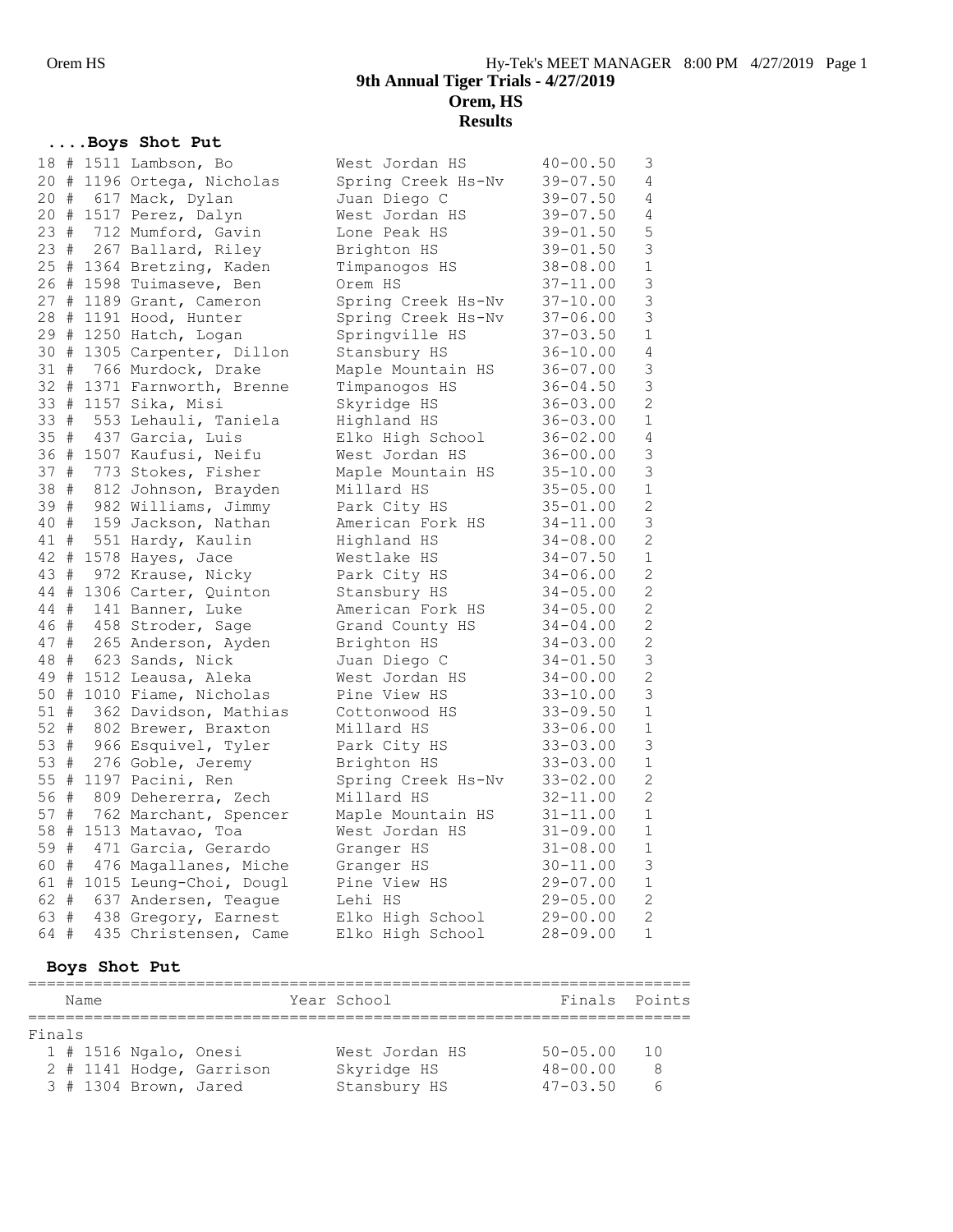# 9th Annual Tiger Trials - 4/27/2019
## Orem, HS
## Results

### ....Boys Shot Put

| Place | Name | School | Mark | Flight |
|---|---|---|---|---|
| 18 | # 1511 Lambson, Bo | West Jordan HS | 40-00.50 | 3 |
| 20 | # 1196 Ortega, Nicholas | Spring Creek Hs-Nv | 39-07.50 | 4 |
| 20 | # 617 Mack, Dylan | Juan Diego C | 39-07.50 | 4 |
| 20 | # 1517 Perez, Dalyn | West Jordan HS | 39-07.50 | 4 |
| 23 | # 712 Mumford, Gavin | Lone Peak HS | 39-01.50 | 5 |
| 23 | # 267 Ballard, Riley | Brighton HS | 39-01.50 | 3 |
| 25 | # 1364 Bretzing, Kaden | Timpanogos HS | 38-08.00 | 1 |
| 26 | # 1598 Tuimaseve, Ben | Orem HS | 37-11.00 | 3 |
| 27 | # 1189 Grant, Cameron | Spring Creek Hs-Nv | 37-10.00 | 3 |
| 28 | # 1191 Hood, Hunter | Spring Creek Hs-Nv | 37-06.00 | 3 |
| 29 | # 1250 Hatch, Logan | Springville HS | 37-03.50 | 1 |
| 30 | # 1305 Carpenter, Dillon | Stansbury HS | 36-10.00 | 4 |
| 31 | # 766 Murdock, Drake | Maple Mountain HS | 36-07.00 | 3 |
| 32 | # 1371 Farnworth, Brenne | Timpanogos HS | 36-04.50 | 3 |
| 33 | # 1157 Sika, Misi | Skyridge HS | 36-03.00 | 2 |
| 33 | # 553 Lehauli, Taniela | Highland HS | 36-03.00 | 1 |
| 35 | # 437 Garcia, Luis | Elko High School | 36-02.00 | 4 |
| 36 | # 1507 Kaufusi, Neifu | West Jordan HS | 36-00.00 | 3 |
| 37 | # 773 Stokes, Fisher | Maple Mountain HS | 35-10.00 | 3 |
| 38 | # 812 Johnson, Brayden | Millard HS | 35-05.00 | 1 |
| 39 | # 982 Williams, Jimmy | Park City HS | 35-01.00 | 2 |
| 40 | # 159 Jackson, Nathan | American Fork HS | 34-11.00 | 3 |
| 41 | # 551 Hardy, Kaulin | Highland HS | 34-08.00 | 2 |
| 42 | # 1578 Hayes, Jace | Westlake HS | 34-07.50 | 1 |
| 43 | # 972 Krause, Nicky | Park City HS | 34-06.00 | 2 |
| 44 | # 1306 Carter, Quinton | Stansbury HS | 34-05.00 | 2 |
| 44 | # 141 Banner, Luke | American Fork HS | 34-05.00 | 2 |
| 46 | # 458 Stroder, Sage | Grand County HS | 34-04.00 | 2 |
| 47 | # 265 Anderson, Ayden | Brighton HS | 34-03.00 | 2 |
| 48 | # 623 Sands, Nick | Juan Diego C | 34-01.50 | 3 |
| 49 | # 1512 Leausa, Aleka | West Jordan HS | 34-00.00 | 2 |
| 50 | # 1010 Fiame, Nicholas | Pine View HS | 33-10.00 | 3 |
| 51 | # 362 Davidson, Mathias | Cottonwood HS | 33-09.50 | 1 |
| 52 | # 802 Brewer, Braxton | Millard HS | 33-06.00 | 1 |
| 53 | # 966 Esquivel, Tyler | Park City HS | 33-03.00 | 3 |
| 53 | # 276 Goble, Jeremy | Brighton HS | 33-03.00 | 1 |
| 55 | # 1197 Pacini, Ren | Spring Creek Hs-Nv | 33-02.00 | 2 |
| 56 | # 809 Dehererra, Zech | Millard HS | 32-11.00 | 2 |
| 57 | # 762 Marchant, Spencer | Maple Mountain HS | 31-11.00 | 1 |
| 58 | # 1513 Matavao, Toa | West Jordan HS | 31-09.00 | 1 |
| 59 | # 471 Garcia, Gerardo | Granger HS | 31-08.00 | 1 |
| 60 | # 476 Magallanes, Miche | Granger HS | 30-11.00 | 3 |
| 61 | # 1015 Leung-Choi, Dougl | Pine View HS | 29-07.00 | 1 |
| 62 | # 637 Andersen, Teague | Lehi HS | 29-05.00 | 2 |
| 63 | # 438 Gregory, Earnest | Elko High School | 29-00.00 | 2 |
| 64 | # 435 Christensen, Came | Elko High School | 28-09.00 | 1 |

### Boys Shot Put

| Place | Name | Year | School | Finals | Points |
|---|---|---|---|---|---|
| **Finals** | | | | | |
| 1 | # 1516 Ngalo, Onesi | | West Jordan HS | 50-05.00 | 10 |
| 2 | # 1141 Hodge, Garrison | | Skyridge HS | 48-00.00 | 8 |
| 3 | # 1304 Brown, Jared | | Stansbury HS | 47-03.50 | 6 |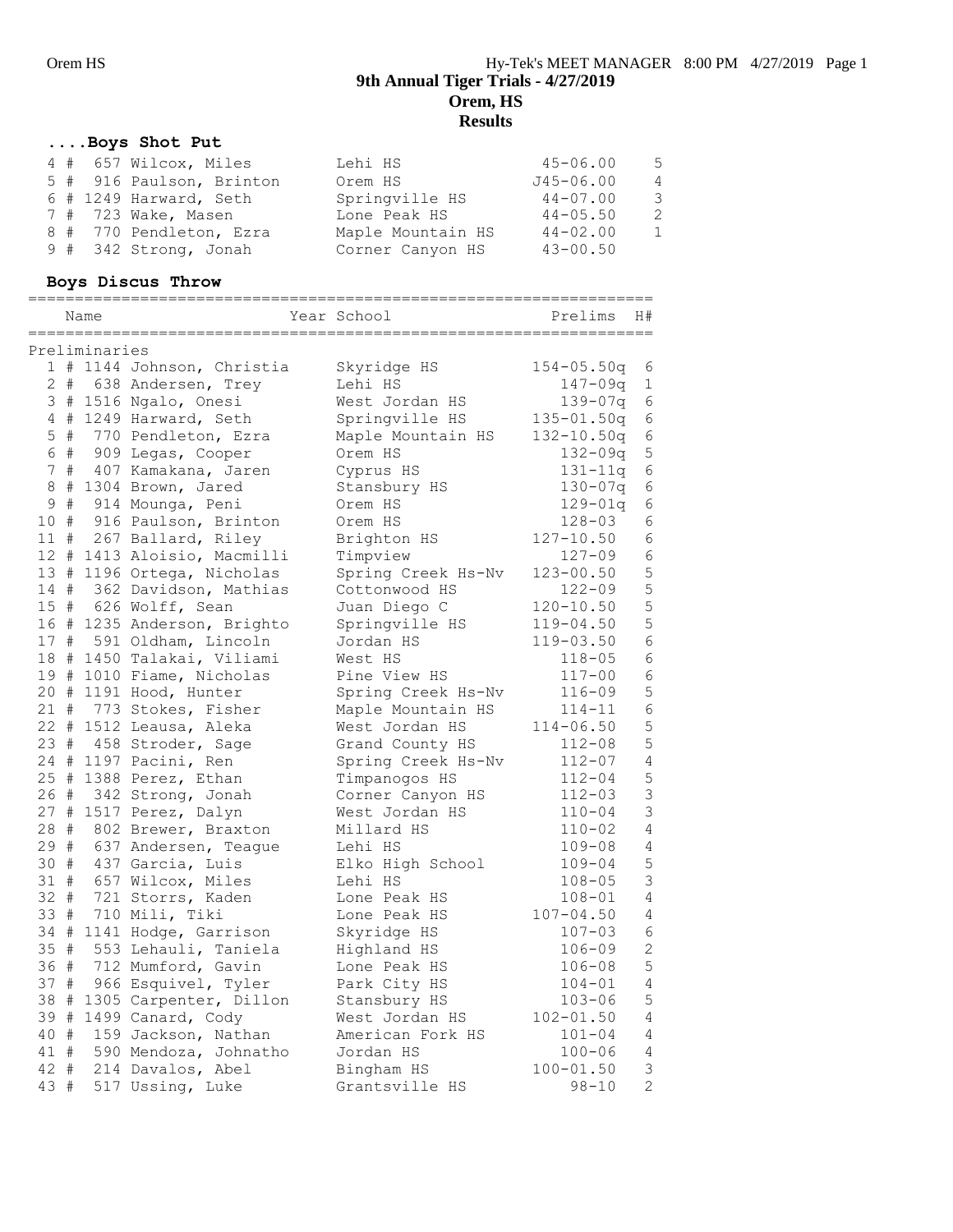# 9th Annual Tiger Trials - 4/27/2019
## Orem, HS
## Results

### ....Boys Shot Put

| Place | # | Name | School | Mark | Points |
|---|---|---|---|---|---|
| 4 | # 657 | Wilcox, Miles | Lehi HS | 45-06.00 | 5 |
| 5 | # 916 | Paulson, Brinton | Orem HS | J45-06.00 | 4 |
| 6 | # 1249 | Harward, Seth | Springville HS | 44-07.00 | 3 |
| 7 | # 723 | Wake, Masen | Lone Peak HS | 44-05.50 | 2 |
| 8 | # 770 | Pendleton, Ezra | Maple Mountain HS | 44-02.00 | 1 |
| 9 | # 342 | Strong, Jonah | Corner Canyon HS | 43-00.50 | |

### Boys Discus Throw

Preliminaries

| Place | # | Name | Year | School | Prelims | H# |
|---|---|---|---|---|---|---|
| 1 | # 1144 | Johnson, Christia | | Skyridge HS | 154-05.50q | 6 |
| 2 | # 638 | Andersen, Trey | | Lehi HS | 147-09q | 1 |
| 3 | # 1516 | Ngalo, Onesi | | West Jordan HS | 139-07q | 6 |
| 4 | # 1249 | Harward, Seth | | Springville HS | 135-01.50q | 6 |
| 5 | # 770 | Pendleton, Ezra | | Maple Mountain HS | 132-10.50q | 6 |
| 6 | # 909 | Legas, Cooper | | Orem HS | 132-09q | 5 |
| 7 | # 407 | Kamakana, Jaren | | Cyprus HS | 131-11q | 6 |
| 8 | # 1304 | Brown, Jared | | Stansbury HS | 130-07q | 6 |
| 9 | # 914 | Mounga, Peni | | Orem HS | 129-01q | 6 |
| 10 | # 916 | Paulson, Brinton | | Orem HS | 128-03 | 6 |
| 11 | # 267 | Ballard, Riley | | Brighton HS | 127-10.50 | 6 |
| 12 | # 1413 | Aloisio, Macmilli | | Timpview | 127-09 | 6 |
| 13 | # 1196 | Ortega, Nicholas | | Spring Creek Hs-Nv | 123-00.50 | 5 |
| 14 | # 362 | Davidson, Mathias | | Cottonwood HS | 122-09 | 5 |
| 15 | # 626 | Wolff, Sean | | Juan Diego C | 120-10.50 | 5 |
| 16 | # 1235 | Anderson, Brighto | | Springville HS | 119-04.50 | 5 |
| 17 | # 591 | Oldham, Lincoln | | Jordan HS | 119-03.50 | 6 |
| 18 | # 1450 | Talakai, Viliami | | West HS | 118-05 | 6 |
| 19 | # 1010 | Fiame, Nicholas | | Pine View HS | 117-00 | 6 |
| 20 | # 1191 | Hood, Hunter | | Spring Creek Hs-Nv | 116-09 | 5 |
| 21 | # 773 | Stokes, Fisher | | Maple Mountain HS | 114-11 | 6 |
| 22 | # 1512 | Leausa, Aleka | | West Jordan HS | 114-06.50 | 5 |
| 23 | # 458 | Stroder, Sage | | Grand County HS | 112-08 | 5 |
| 24 | # 1197 | Pacini, Ren | | Spring Creek Hs-Nv | 112-07 | 4 |
| 25 | # 1388 | Perez, Ethan | | Timpanogos HS | 112-04 | 5 |
| 26 | # 342 | Strong, Jonah | | Corner Canyon HS | 112-03 | 3 |
| 27 | # 1517 | Perez, Dalyn | | West Jordan HS | 110-04 | 3 |
| 28 | # 802 | Brewer, Braxton | | Millard HS | 110-02 | 4 |
| 29 | # 637 | Andersen, Teague | | Lehi HS | 109-08 | 4 |
| 30 | # 437 | Garcia, Luis | | Elko High School | 109-04 | 5 |
| 31 | # 657 | Wilcox, Miles | | Lehi HS | 108-05 | 3 |
| 32 | # 721 | Storrs, Kaden | | Lone Peak HS | 108-01 | 4 |
| 33 | # 710 | Mili, Tiki | | Lone Peak HS | 107-04.50 | 4 |
| 34 | # 1141 | Hodge, Garrison | | Skyridge HS | 107-03 | 6 |
| 35 | # 553 | Lehauli, Taniela | | Highland HS | 106-09 | 2 |
| 36 | # 712 | Mumford, Gavin | | Lone Peak HS | 106-08 | 5 |
| 37 | # 966 | Esquivel, Tyler | | Park City HS | 104-01 | 4 |
| 38 | # 1305 | Carpenter, Dillon | | Stansbury HS | 103-06 | 5 |
| 39 | # 1499 | Canard, Cody | | West Jordan HS | 102-01.50 | 4 |
| 40 | # 159 | Jackson, Nathan | | American Fork HS | 101-04 | 4 |
| 41 | # 590 | Mendoza, Johnatho | | Jordan HS | 100-06 | 4 |
| 42 | # 214 | Davalos, Abel | | Bingham HS | 100-01.50 | 3 |
| 43 | # 517 | Ussing, Luke | | Grantsville HS | 98-10 | 2 |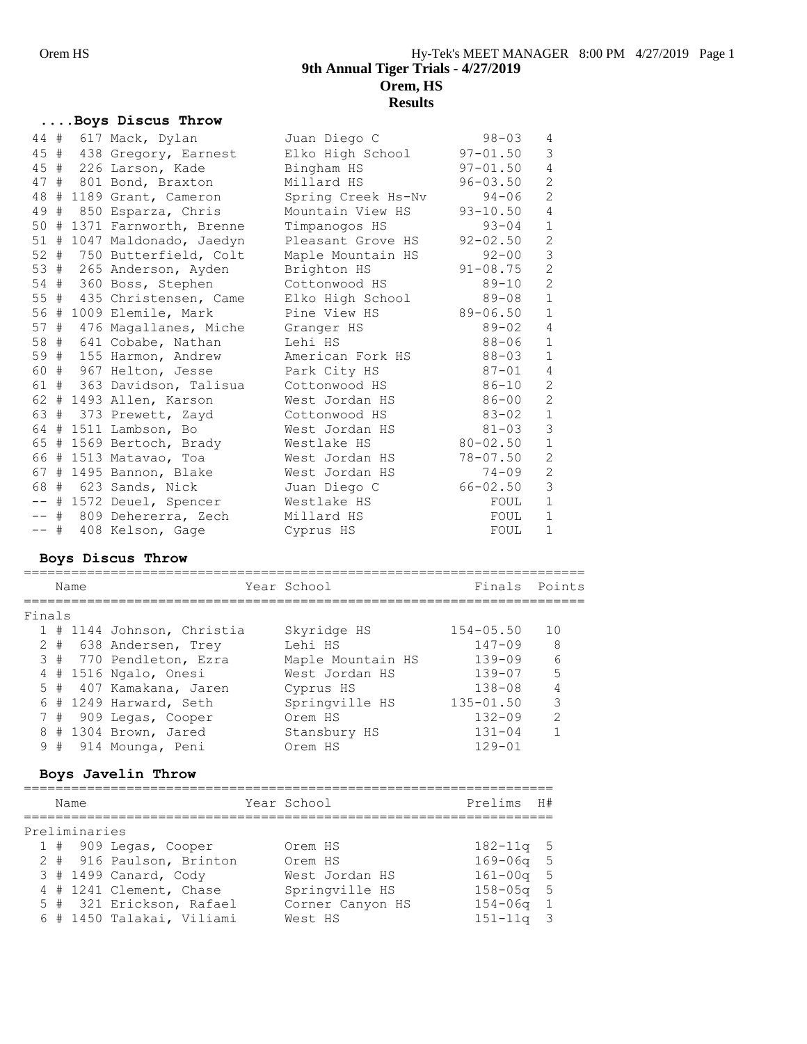## 9th Annual Tiger Trials - 4/27/2019
## Orem, HS
## Results

### ....Boys Discus Throw

| Place | # | Name | School | Mark | H# |
|---|---|---|---|---|---|
| 44 | # 617 | Mack, Dylan | Juan Diego C | 98-03 | 4 |
| 45 | # 438 | Gregory, Earnest | Elko High School | 97-01.50 | 3 |
| 45 | # 226 | Larson, Kade | Bingham HS | 97-01.50 | 4 |
| 47 | # 801 | Bond, Braxton | Millard HS | 96-03.50 | 2 |
| 48 | # 1189 | Grant, Cameron | Spring Creek Hs-Nv | 94-06 | 2 |
| 49 | # 850 | Esparza, Chris | Mountain View HS | 93-10.50 | 4 |
| 50 | # 1371 | Farnworth, Brenne | Timpanogos HS | 93-04 | 1 |
| 51 | # 1047 | Maldonado, Jaedyn | Pleasant Grove HS | 92-02.50 | 2 |
| 52 | # 750 | Butterfield, Colt | Maple Mountain HS | 92-00 | 3 |
| 53 | # 265 | Anderson, Ayden | Brighton HS | 91-08.75 | 2 |
| 54 | # 360 | Boss, Stephen | Cottonwood HS | 89-10 | 2 |
| 55 | # 435 | Christensen, Came | Elko High School | 89-08 | 1 |
| 56 | # 1009 | Elemile, Mark | Pine View HS | 89-06.50 | 1 |
| 57 | # 476 | Magallanes, Miche | Granger HS | 89-02 | 4 |
| 58 | # 641 | Cobabe, Nathan | Lehi HS | 88-06 | 1 |
| 59 | # 155 | Harmon, Andrew | American Fork HS | 88-03 | 1 |
| 60 | # 967 | Helton, Jesse | Park City HS | 87-01 | 4 |
| 61 | # 363 | Davidson, Talisua | Cottonwood HS | 86-10 | 2 |
| 62 | # 1493 | Allen, Karson | West Jordan HS | 86-00 | 2 |
| 63 | # 373 | Prewett, Zayd | Cottonwood HS | 83-02 | 1 |
| 64 | # 1511 | Lambson, Bo | West Jordan HS | 81-03 | 3 |
| 65 | # 1569 | Bertoch, Brady | Westlake HS | 80-02.50 | 1 |
| 66 | # 1513 | Matavao, Toa | West Jordan HS | 78-07.50 | 2 |
| 67 | # 1495 | Bannon, Blake | West Jordan HS | 74-09 | 2 |
| 68 | # 623 | Sands, Nick | Juan Diego C | 66-02.50 | 3 |
| -- | # 1572 | Deuel, Spencer | Westlake HS | FOUL | 1 |
| -- | # 809 | Dehererra, Zech | Millard HS | FOUL | 1 |
| -- | # 408 | Kelson, Gage | Cyprus HS | FOUL | 1 |

### Boys Discus Throw

Finals

| Place | # | Name | Year School | Finals | Points |
|---|---|---|---|---|---|
| 1 | # 1144 | Johnson, Christia | Skyridge HS | 154-05.50 | 10 |
| 2 | # 638 | Andersen, Trey | Lehi HS | 147-09 | 8 |
| 3 | # 770 | Pendleton, Ezra | Maple Mountain HS | 139-09 | 6 |
| 4 | # 1516 | Ngalo, Onesi | West Jordan HS | 139-07 | 5 |
| 5 | # 407 | Kamakana, Jaren | Cyprus HS | 138-08 | 4 |
| 6 | # 1249 | Harward, Seth | Springville HS | 135-01.50 | 3 |
| 7 | # 909 | Legas, Cooper | Orem HS | 132-09 | 2 |
| 8 | # 1304 | Brown, Jared | Stansbury HS | 131-04 | 1 |
| 9 | # 914 | Mounga, Peni | Orem HS | 129-01 | |

### Boys Javelin Throw

Preliminaries

| Place | # | Name | Year School | Prelims | H# |
|---|---|---|---|---|---|
| 1 | # 909 | Legas, Cooper | Orem HS | 182-11q | 5 |
| 2 | # 916 | Paulson, Brinton | Orem HS | 169-06q | 5 |
| 3 | # 1499 | Canard, Cody | West Jordan HS | 161-00q | 5 |
| 4 | # 1241 | Clement, Chase | Springville HS | 158-05q | 5 |
| 5 | # 321 | Erickson, Rafael | Corner Canyon HS | 154-06q | 1 |
| 6 | # 1450 | Talakai, Viliami | West HS | 151-11q | 3 |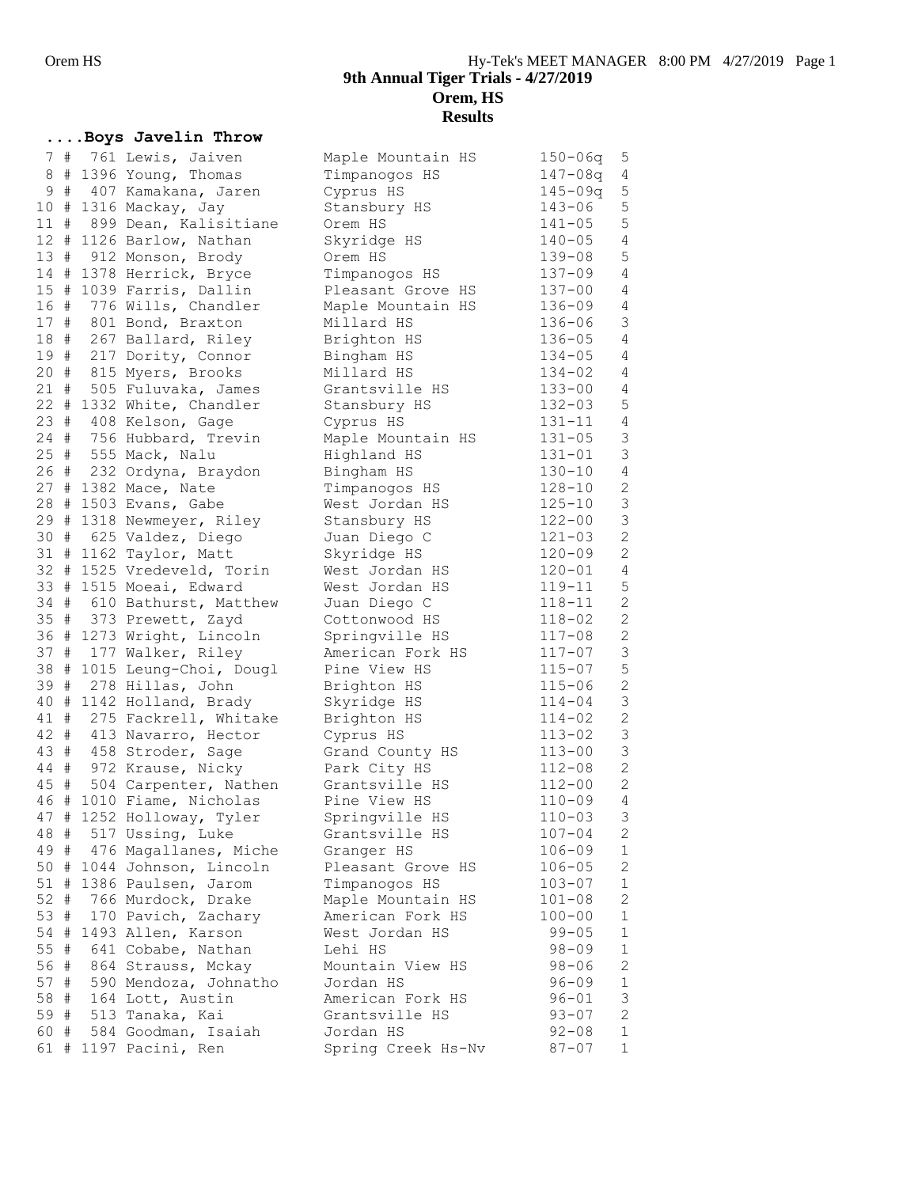# 9th Annual Tiger Trials - 4/27/2019

## Orem, HS

## Results

### ....Boys Javelin Throw

| Place | # | Name | School | Mark | Flight |
|---|---|---|---|---|---|
| 7 | # 761 | Lewis, Jaiven | Maple Mountain HS | 150-06q | 5 |
| 8 | # 1396 | Young, Thomas | Timpanogos HS | 147-08q | 4 |
| 9 | # 407 | Kamakana, Jaren | Cyprus HS | 145-09q | 5 |
| 10 | # 1316 | Mackay, Jay | Stansbury HS | 143-06 | 5 |
| 11 | # 899 | Dean, Kalisitiane | Orem HS | 141-05 | 5 |
| 12 | # 1126 | Barlow, Nathan | Skyridge HS | 140-05 | 4 |
| 13 | # 912 | Monson, Brody | Orem HS | 139-08 | 5 |
| 14 | # 1378 | Herrick, Bryce | Timpanogos HS | 137-09 | 4 |
| 15 | # 1039 | Farris, Dallin | Pleasant Grove HS | 137-00 | 4 |
| 16 | # 776 | Wills, Chandler | Maple Mountain HS | 136-09 | 4 |
| 17 | # 801 | Bond, Braxton | Millard HS | 136-06 | 3 |
| 18 | # 267 | Ballard, Riley | Brighton HS | 136-05 | 4 |
| 19 | # 217 | Dority, Connor | Bingham HS | 134-05 | 4 |
| 20 | # 815 | Myers, Brooks | Millard HS | 134-02 | 4 |
| 21 | # 505 | Fuluvaka, James | Grantsville HS | 133-00 | 4 |
| 22 | # 1332 | White, Chandler | Stansbury HS | 132-03 | 5 |
| 23 | # 408 | Kelson, Gage | Cyprus HS | 131-11 | 4 |
| 24 | # 756 | Hubbard, Trevin | Maple Mountain HS | 131-05 | 3 |
| 25 | # 555 | Mack, Nalu | Highland HS | 131-01 | 3 |
| 26 | # 232 | Ordyna, Braydon | Bingham HS | 130-10 | 4 |
| 27 | # 1382 | Mace, Nate | Timpanogos HS | 128-10 | 2 |
| 28 | # 1503 | Evans, Gabe | West Jordan HS | 125-10 | 3 |
| 29 | # 1318 | Newmeyer, Riley | Stansbury HS | 122-00 | 3 |
| 30 | # 625 | Valdez, Diego | Juan Diego C | 121-03 | 2 |
| 31 | # 1162 | Taylor, Matt | Skyridge HS | 120-09 | 2 |
| 32 | # 1525 | Vredeveld, Torin | West Jordan HS | 120-01 | 4 |
| 33 | # 1515 | Moeai, Edward | West Jordan HS | 119-11 | 5 |
| 34 | # 610 | Bathurst, Matthew | Juan Diego C | 118-11 | 2 |
| 35 | # 373 | Prewett, Zayd | Cottonwood HS | 118-02 | 2 |
| 36 | # 1273 | Wright, Lincoln | Springville HS | 117-08 | 2 |
| 37 | # 177 | Walker, Riley | American Fork HS | 117-07 | 3 |
| 38 | # 1015 | Leung-Choi, Dougl | Pine View HS | 115-07 | 5 |
| 39 | # 278 | Hillas, John | Brighton HS | 115-06 | 2 |
| 40 | # 1142 | Holland, Brady | Skyridge HS | 114-04 | 3 |
| 41 | # 275 | Fackrell, Whitake | Brighton HS | 114-02 | 2 |
| 42 | # 413 | Navarro, Hector | Cyprus HS | 113-02 | 3 |
| 43 | # 458 | Stroder, Sage | Grand County HS | 113-00 | 3 |
| 44 | # 972 | Krause, Nicky | Park City HS | 112-08 | 2 |
| 45 | # 504 | Carpenter, Nathen | Grantsville HS | 112-00 | 2 |
| 46 | # 1010 | Fiame, Nicholas | Pine View HS | 110-09 | 4 |
| 47 | # 1252 | Holloway, Tyler | Springville HS | 110-03 | 3 |
| 48 | # 517 | Ussing, Luke | Grantsville HS | 107-04 | 2 |
| 49 | # 476 | Magallanes, Miche | Granger HS | 106-09 | 1 |
| 50 | # 1044 | Johnson, Lincoln | Pleasant Grove HS | 106-05 | 2 |
| 51 | # 1386 | Paulsen, Jarom | Timpanogos HS | 103-07 | 1 |
| 52 | # 766 | Murdock, Drake | Maple Mountain HS | 101-08 | 2 |
| 53 | # 170 | Pavich, Zachary | American Fork HS | 100-00 | 1 |
| 54 | # 1493 | Allen, Karson | West Jordan HS | 99-05 | 1 |
| 55 | # 641 | Cobabe, Nathan | Lehi HS | 98-09 | 1 |
| 56 | # 864 | Strauss, Mckay | Mountain View HS | 98-06 | 2 |
| 57 | # 590 | Mendoza, Johnatho | Jordan HS | 96-09 | 1 |
| 58 | # 164 | Lott, Austin | American Fork HS | 96-01 | 3 |
| 59 | # 513 | Tanaka, Kai | Grantsville HS | 93-07 | 2 |
| 60 | # 584 | Goodman, Isaiah | Jordan HS | 92-08 | 1 |
| 61 | # 1197 | Pacini, Ren | Spring Creek Hs-Nv | 87-07 | 1 |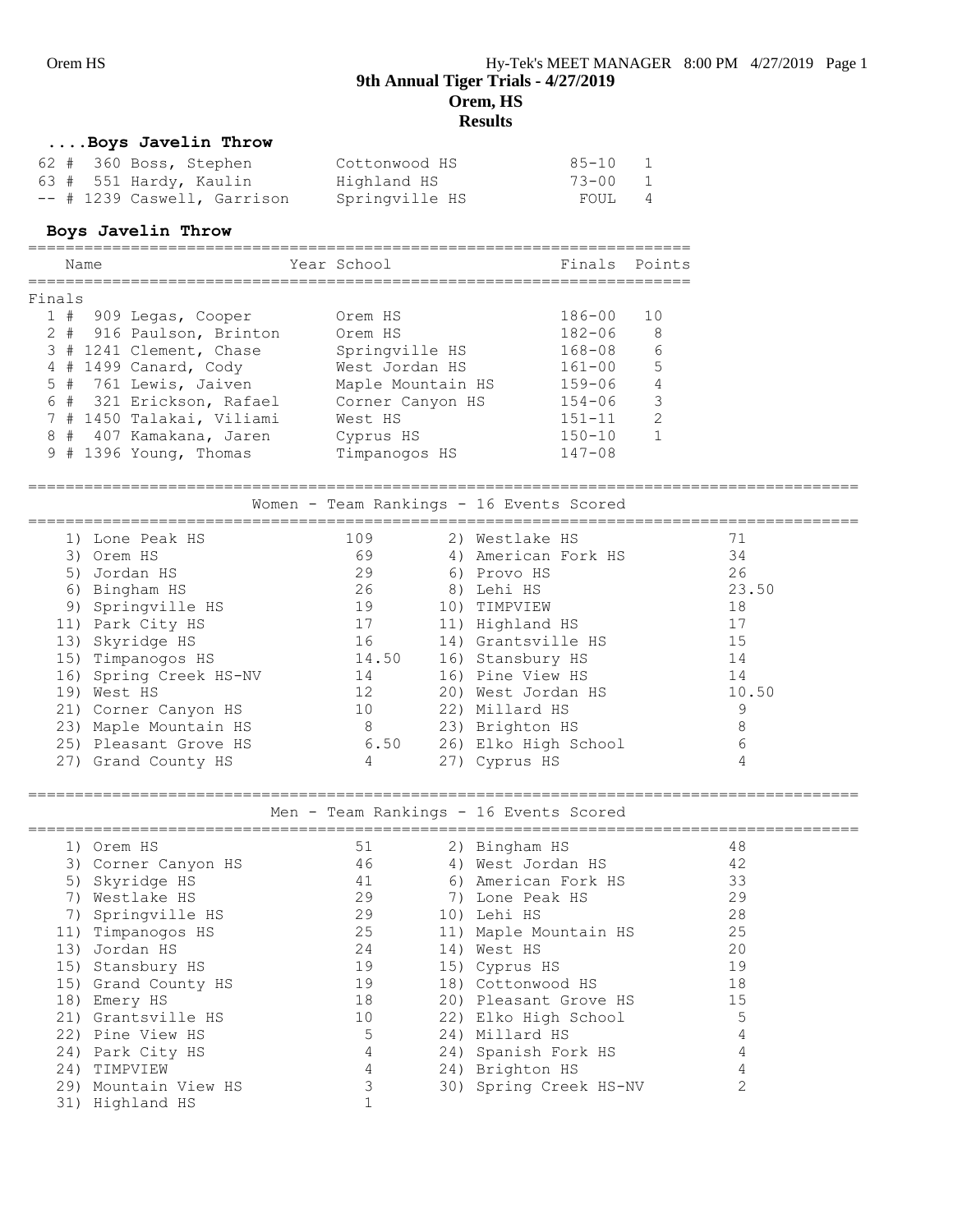# 9th Annual Tiger Trials - 4/27/2019
## Orem, HS
## Results

### ....Boys Javelin Throw

| | | | | |
|---|---|---|---|---|
| 62 # | 360 Boss, Stephen | Cottonwood HS | 85-10 | 1 |
| 63 # | 551 Hardy, Kaulin | Highland HS | 73-00 | 1 |
| -- # | 1239 Caswell, Garrison | Springville HS | FOUL | 4 |

### Boys Javelin Throw

| | Name | Year | School | Finals | Points |
|---|---|---|---|---|---|
| **Finals** | | | | | |
| 1 # | 909 Legas, Cooper | | Orem HS | 186-00 | 10 |
| 2 # | 916 Paulson, Brinton | | Orem HS | 182-06 | 8 |
| 3 # | 1241 Clement, Chase | | Springville HS | 168-08 | 6 |
| 4 # | 1499 Canard, Cody | | West Jordan HS | 161-00 | 5 |
| 5 # | 761 Lewis, Jaiven | | Maple Mountain HS | 159-06 | 4 |
| 6 # | 321 Erickson, Rafael | | Corner Canyon HS | 154-06 | 3 |
| 7 # | 1450 Talakai, Viliami | | West HS | 151-11 | 2 |
| 8 # | 407 Kamakana, Jaren | | Cyprus HS | 150-10 | 1 |
| 9 # | 1396 Young, Thomas | | Timpanogos HS | 147-08 | |

### Women - Team Rankings - 16 Events Scored

| | | | | | |
|---|---|---|---|---|---|
| 1) | Lone Peak HS | 109 | 2) | Westlake HS | 71 |
| 3) | Orem HS | 69 | 4) | American Fork HS | 34 |
| 5) | Jordan HS | 29 | 6) | Provo HS | 26 |
| 6) | Bingham HS | 26 | 8) | Lehi HS | 23.50 |
| 9) | Springville HS | 19 | 10) | TIMPVIEW | 18 |
| 11) | Park City HS | 17 | 11) | Highland HS | 17 |
| 13) | Skyridge HS | 16 | 14) | Grantsville HS | 15 |
| 15) | Timpanogos HS | 14.50 | 16) | Stansbury HS | 14 |
| 16) | Spring Creek HS-NV | 14 | 16) | Pine View HS | 14 |
| 19) | West HS | 12 | 20) | West Jordan HS | 10.50 |
| 21) | Corner Canyon HS | 10 | 22) | Millard HS | 9 |
| 23) | Maple Mountain HS | 8 | 23) | Brighton HS | 8 |
| 25) | Pleasant Grove HS | 6.50 | 26) | Elko High School | 6 |
| 27) | Grand County HS | 4 | 27) | Cyprus HS | 4 |

### Men - Team Rankings - 16 Events Scored

| | | | | | |
|---|---|---|---|---|---|
| 1) | Orem HS | 51 | 2) | Bingham HS | 48 |
| 3) | Corner Canyon HS | 46 | 4) | West Jordan HS | 42 |
| 5) | Skyridge HS | 41 | 6) | American Fork HS | 33 |
| 7) | Westlake HS | 29 | 7) | Lone Peak HS | 29 |
| 7) | Springville HS | 29 | 10) | Lehi HS | 28 |
| 11) | Timpanogos HS | 25 | 11) | Maple Mountain HS | 25 |
| 13) | Jordan HS | 24 | 14) | West HS | 20 |
| 15) | Stansbury HS | 19 | 15) | Cyprus HS | 19 |
| 15) | Grand County HS | 19 | 18) | Cottonwood HS | 18 |
| 18) | Emery HS | 18 | 20) | Pleasant Grove HS | 15 |
| 21) | Grantsville HS | 10 | 22) | Elko High School | 5 |
| 22) | Pine View HS | 5 | 24) | Millard HS | 4 |
| 24) | Park City HS | 4 | 24) | Spanish Fork HS | 4 |
| 24) | TIMPVIEW | 4 | 24) | Brighton HS | 4 |
| 29) | Mountain View HS | 3 | 30) | Spring Creek HS-NV | 2 |
| 31) | Highland HS | 1 | | | |